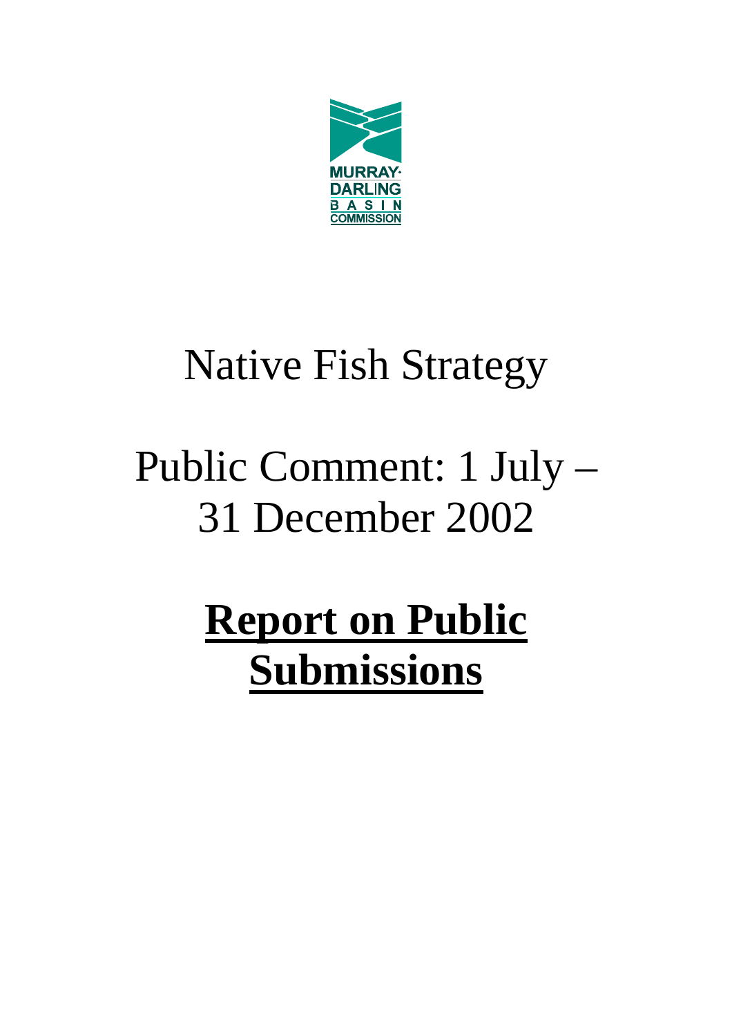MURRAY-DARLING BASIN COMMISSION

# Native Fish Strategy

## Public Comment: 1 July – 31 December 2002

# **Report on Public Submissions**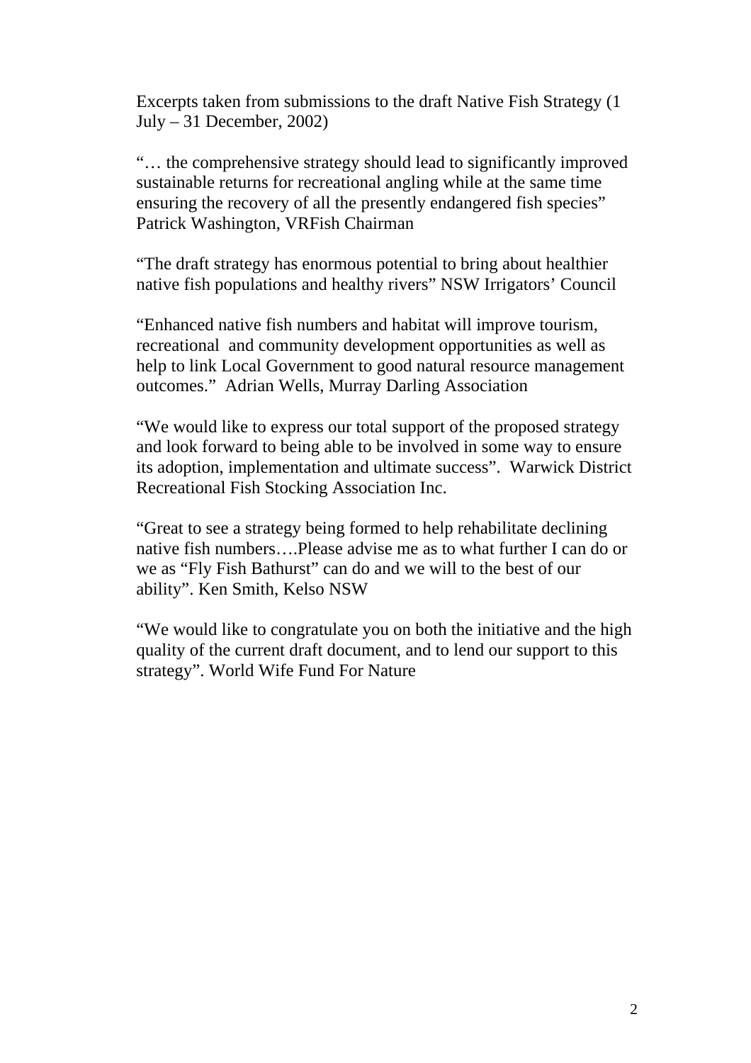Excerpts taken from submissions to the draft Native Fish Strategy (1 July – 31 December, 2002)

"… the comprehensive strategy should lead to significantly improved sustainable returns for recreational angling while at the same time ensuring the recovery of all the presently endangered fish species" Patrick Washington, VRFish Chairman

"The draft strategy has enormous potential to bring about healthier native fish populations and healthy rivers" NSW Irrigators' Council

"Enhanced native fish numbers and habitat will improve tourism, recreational and community development opportunities as well as help to link Local Government to good natural resource management outcomes." Adrian Wells, Murray Darling Association

"We would like to express our total support of the proposed strategy and look forward to being able to be involved in some way to ensure its adoption, implementation and ultimate success". Warwick District Recreational Fish Stocking Association Inc.

"Great to see a strategy being formed to help rehabilitate declining native fish numbers….Please advise me as to what further I can do or we as "Fly Fish Bathurst" can do and we will to the best of our ability". Ken Smith, Kelso NSW

"We would like to congratulate you on both the initiative and the high quality of the current draft document, and to lend our support to this strategy". World Wife Fund For Nature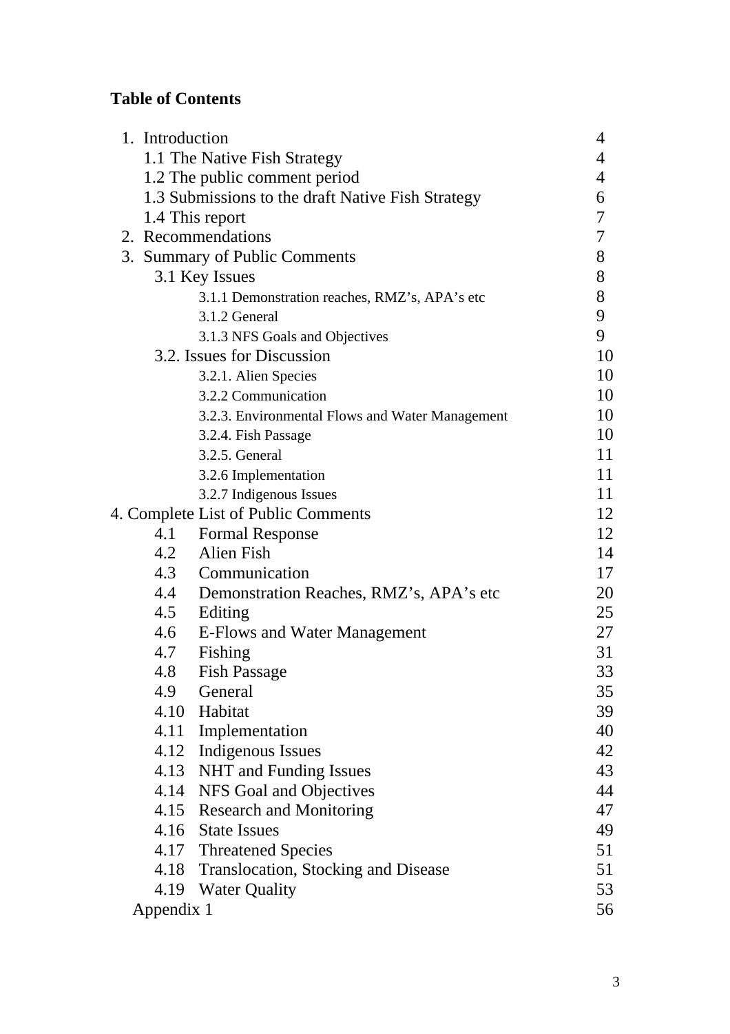**Table of Contents**

| | |
|---|---|
| 1. Introduction | 4 |
| 1.1 The Native Fish Strategy | 4 |
| 1.2 The public comment period | 4 |
| 1.3 Submissions to the draft Native Fish Strategy | 6 |
| 1.4 This report | 7 |
| 2. Recommendations | 7 |
| 3. Summary of Public Comments | 8 |
| 3.1 Key Issues | 8 |
| 3.1.1 Demonstration reaches, RMZ's, APA's etc | 8 |
| 3.1.2 General | 9 |
| 3.1.3 NFS Goals and Objectives | 9 |
| 3.2. Issues for Discussion | 10 |
| 3.2.1. Alien Species | 10 |
| 3.2.2 Communication | 10 |
| 3.2.3. Environmental Flows and Water Management | 10 |
| 3.2.4. Fish Passage | 10 |
| 3.2.5. General | 11 |
| 3.2.6 Implementation | 11 |
| 3.2.7 Indigenous Issues | 11 |
| 4. Complete List of Public Comments | 12 |
| 4.1 Formal Response | 12 |
| 4.2 Alien Fish | 14 |
| 4.3 Communication | 17 |
| 4.4 Demonstration Reaches, RMZ's, APA's etc | 20 |
| 4.5 Editing | 25 |
| 4.6 E-Flows and Water Management | 27 |
| 4.7 Fishing | 31 |
| 4.8 Fish Passage | 33 |
| 4.9 General | 35 |
| 4.10 Habitat | 39 |
| 4.11 Implementation | 40 |
| 4.12 Indigenous Issues | 42 |
| 4.13 NHT and Funding Issues | 43 |
| 4.14 NFS Goal and Objectives | 44 |
| 4.15 Research and Monitoring | 47 |
| 4.16 State Issues | 49 |
| 4.17 Threatened Species | 51 |
| 4.18 Translocation, Stocking and Disease | 51 |
| 4.19 Water Quality | 53 |
| Appendix 1 | 56 |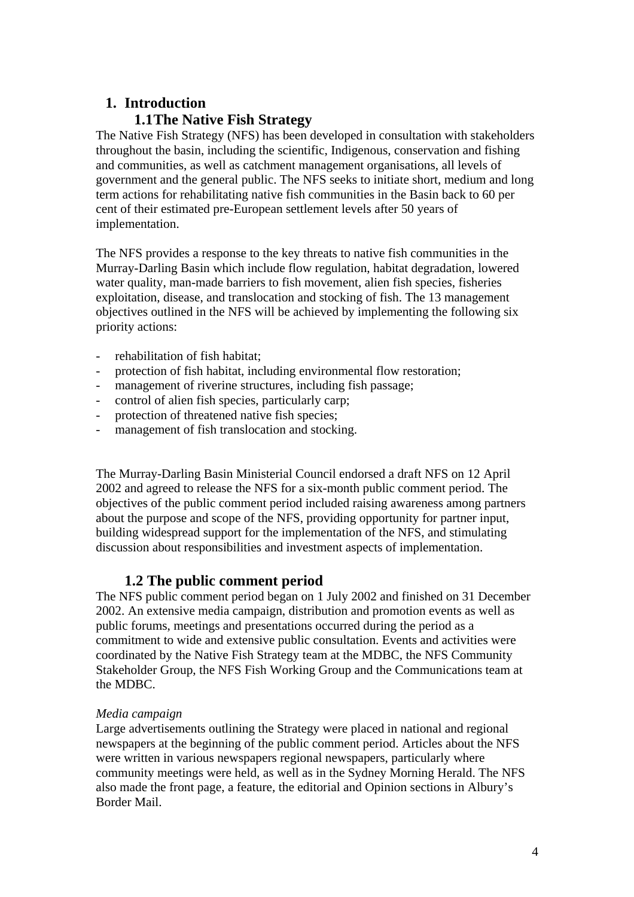# 1. Introduction

## 1.1 The Native Fish Strategy

The Native Fish Strategy (NFS) has been developed in consultation with stakeholders throughout the basin, including the scientific, Indigenous, conservation and fishing and communities, as well as catchment management organisations, all levels of government and the general public. The NFS seeks to initiate short, medium and long term actions for rehabilitating native fish communities in the Basin back to 60 per cent of their estimated pre-European settlement levels after 50 years of implementation.

The NFS provides a response to the key threats to native fish communities in the Murray-Darling Basin which include flow regulation, habitat degradation, lowered water quality, man-made barriers to fish movement, alien fish species, fisheries exploitation, disease, and translocation and stocking of fish. The 13 management objectives outlined in the NFS will be achieved by implementing the following six priority actions:

- rehabilitation of fish habitat;
- protection of fish habitat, including environmental flow restoration;
- management of riverine structures, including fish passage;
- control of alien fish species, particularly carp;
- protection of threatened native fish species;
- management of fish translocation and stocking.

The Murray-Darling Basin Ministerial Council endorsed a draft NFS on 12 April 2002 and agreed to release the NFS for a six-month public comment period. The objectives of the public comment period included raising awareness among partners about the purpose and scope of the NFS, providing opportunity for partner input, building widespread support for the implementation of the NFS, and stimulating discussion about responsibilities and investment aspects of implementation.

## 1.2 The public comment period

The NFS public comment period began on 1 July 2002 and finished on 31 December 2002. An extensive media campaign, distribution and promotion events as well as public forums, meetings and presentations occurred during the period as a commitment to wide and extensive public consultation. Events and activities were coordinated by the Native Fish Strategy team at the MDBC, the NFS Community Stakeholder Group, the NFS Fish Working Group and the Communications team at the MDBC.

*Media campaign*

Large advertisements outlining the Strategy were placed in national and regional newspapers at the beginning of the public comment period. Articles about the NFS were written in various newspapers regional newspapers, particularly where community meetings were held, as well as in the Sydney Morning Herald. The NFS also made the front page, a feature, the editorial and Opinion sections in Albury's Border Mail.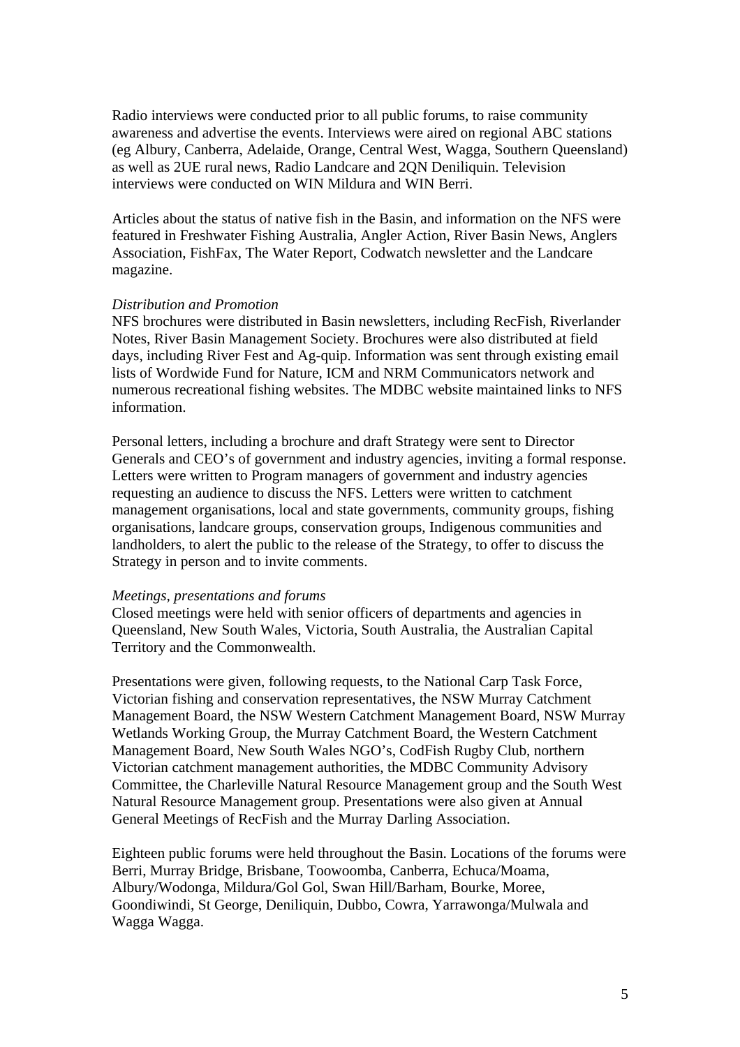Radio interviews were conducted prior to all public forums, to raise community awareness and advertise the events. Interviews were aired on regional ABC stations (eg Albury, Canberra, Adelaide, Orange, Central West, Wagga, Southern Queensland) as well as 2UE rural news, Radio Landcare and 2QN Deniliquin. Television interviews were conducted on WIN Mildura and WIN Berri.

Articles about the status of native fish in the Basin, and information on the NFS were featured in Freshwater Fishing Australia, Angler Action, River Basin News, Anglers Association, FishFax, The Water Report, Codwatch newsletter and the Landcare magazine.

*Distribution and Promotion*

NFS brochures were distributed in Basin newsletters, including RecFish, Riverlander Notes, River Basin Management Society. Brochures were also distributed at field days, including River Fest and Ag-quip. Information was sent through existing email lists of Wordwide Fund for Nature, ICM and NRM Communicators network and numerous recreational fishing websites. The MDBC website maintained links to NFS information.

Personal letters, including a brochure and draft Strategy were sent to Director Generals and CEO's of government and industry agencies, inviting a formal response. Letters were written to Program managers of government and industry agencies requesting an audience to discuss the NFS. Letters were written to catchment management organisations, local and state governments, community groups, fishing organisations, landcare groups, conservation groups, Indigenous communities and landholders, to alert the public to the release of the Strategy, to offer to discuss the Strategy in person and to invite comments.

*Meetings, presentations and forums*

Closed meetings were held with senior officers of departments and agencies in Queensland, New South Wales, Victoria, South Australia, the Australian Capital Territory and the Commonwealth.

Presentations were given, following requests, to the National Carp Task Force, Victorian fishing and conservation representatives, the NSW Murray Catchment Management Board, the NSW Western Catchment Management Board, NSW Murray Wetlands Working Group, the Murray Catchment Board, the Western Catchment Management Board, New South Wales NGO's, CodFish Rugby Club, northern Victorian catchment management authorities, the MDBC Community Advisory Committee, the Charleville Natural Resource Management group and the South West Natural Resource Management group. Presentations were also given at Annual General Meetings of RecFish and the Murray Darling Association.

Eighteen public forums were held throughout the Basin. Locations of the forums were Berri, Murray Bridge, Brisbane, Toowoomba, Canberra, Echuca/Moama, Albury/Wodonga, Mildura/Gol Gol, Swan Hill/Barham, Bourke, Moree, Goondiwindi, St George, Deniliquin, Dubbo, Cowra, Yarrawonga/Mulwala and Wagga Wagga.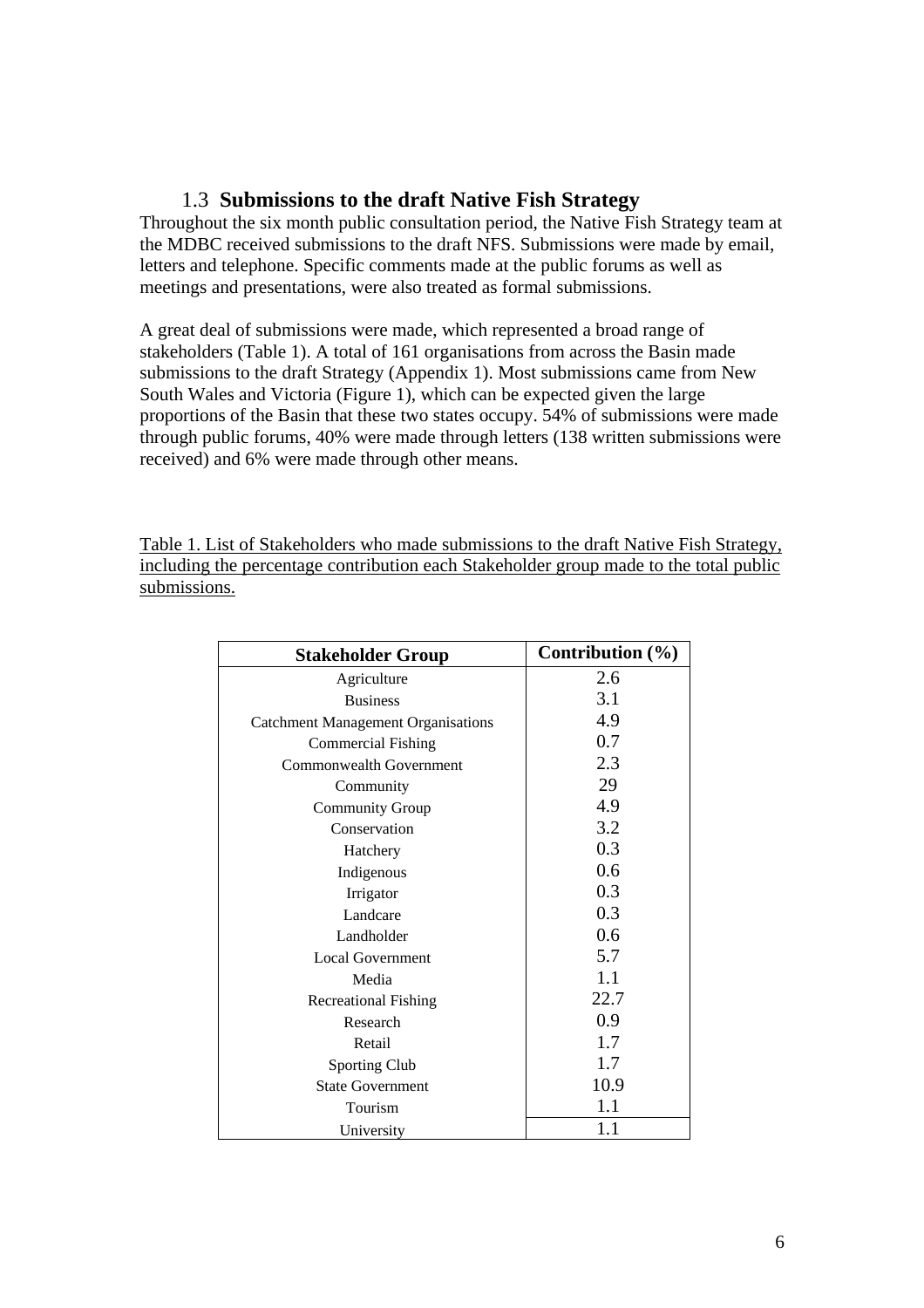### 1.3 Submissions to the draft Native Fish Strategy

Throughout the six month public consultation period, the Native Fish Strategy team at the MDBC received submissions to the draft NFS. Submissions were made by email, letters and telephone. Specific comments made at the public forums as well as meetings and presentations, were also treated as formal submissions.

A great deal of submissions were made, which represented a broad range of stakeholders (Table 1). A total of 161 organisations from across the Basin made submissions to the draft Strategy (Appendix 1). Most submissions came from New South Wales and Victoria (Figure 1), which can be expected given the large proportions of the Basin that these two states occupy. 54% of submissions were made through public forums, 40% were made through letters (138 written submissions were received) and 6% were made through other means.

Table 1. List of Stakeholders who made submissions to the draft Native Fish Strategy, including the percentage contribution each Stakeholder group made to the total public submissions.

| Stakeholder Group | Contribution (%) |
|---|---|
| Agriculture | 2.6 |
| Business | 3.1 |
| Catchment Management Organisations | 4.9 |
| Commercial Fishing | 0.7 |
| Commonwealth Government | 2.3 |
| Community | 29 |
| Community Group | 4.9 |
| Conservation | 3.2 |
| Hatchery | 0.3 |
| Indigenous | 0.6 |
| Irrigator | 0.3 |
| Landcare | 0.3 |
| Landholder | 0.6 |
| Local Government | 5.7 |
| Media | 1.1 |
| Recreational Fishing | 22.7 |
| Research | 0.9 |
| Retail | 1.7 |
| Sporting Club | 1.7 |
| State Government | 10.9 |
| Tourism | 1.1 |
| University | 1.1 |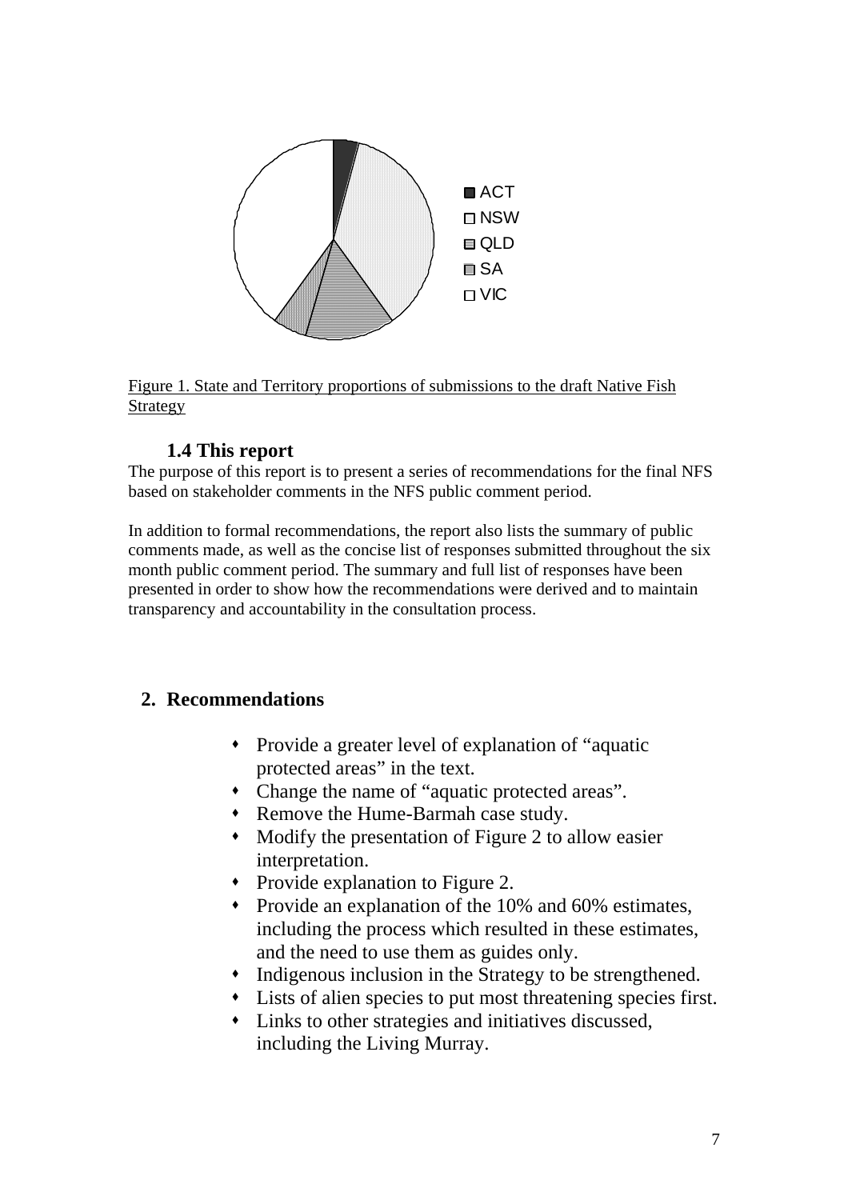Figure 1. State and Territory proportions of submissions to the draft Native Fish Strategy

### 1.4 This report

The purpose of this report is to present a series of recommendations for the final NFS based on stakeholder comments in the NFS public comment period.

In addition to formal recommendations, the report also lists the summary of public comments made, as well as the concise list of responses submitted throughout the six month public comment period. The summary and full list of responses have been presented in order to show how the recommendations were derived and to maintain transparency and accountability in the consultation process.

## 2. Recommendations

- Provide a greater level of explanation of "aquatic protected areas" in the text.
- Change the name of "aquatic protected areas".
- Remove the Hume-Barmah case study.
- Modify the presentation of Figure 2 to allow easier interpretation.
- Provide explanation to Figure 2.
- Provide an explanation of the 10% and 60% estimates, including the process which resulted in these estimates, and the need to use them as guides only.
- Indigenous inclusion in the Strategy to be strengthened.
- Lists of alien species to put most threatening species first.
- Links to other strategies and initiatives discussed, including the Living Murray.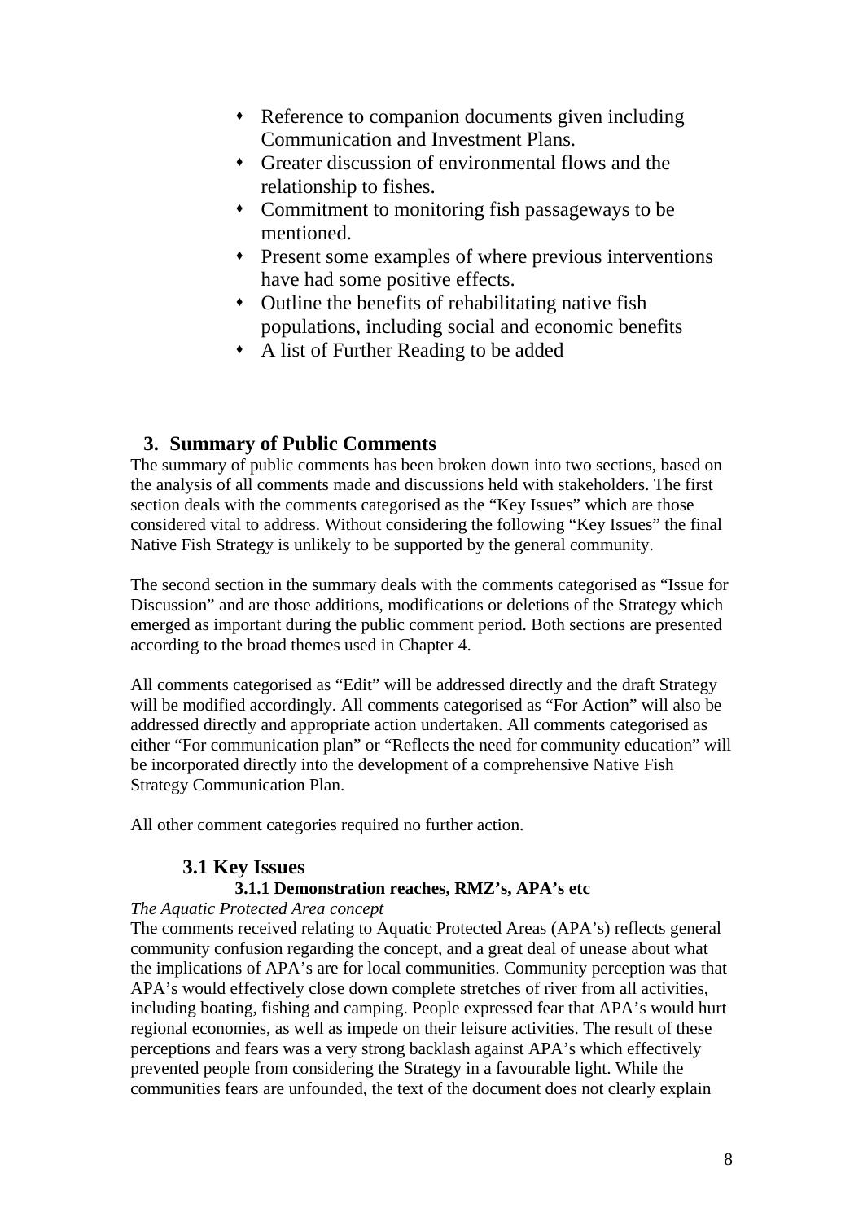- Reference to companion documents given including Communication and Investment Plans.
- Greater discussion of environmental flows and the relationship to fishes.
- Commitment to monitoring fish passageways to be mentioned.
- Present some examples of where previous interventions have had some positive effects.
- Outline the benefits of rehabilitating native fish populations, including social and economic benefits
- A list of Further Reading to be added

## 3. Summary of Public Comments

The summary of public comments has been broken down into two sections, based on the analysis of all comments made and discussions held with stakeholders. The first section deals with the comments categorised as the "Key Issues" which are those considered vital to address. Without considering the following "Key Issues" the final Native Fish Strategy is unlikely to be supported by the general community.

The second section in the summary deals with the comments categorised as "Issue for Discussion" and are those additions, modifications or deletions of the Strategy which emerged as important during the public comment period. Both sections are presented according to the broad themes used in Chapter 4.

All comments categorised as "Edit" will be addressed directly and the draft Strategy will be modified accordingly. All comments categorised as "For Action" will also be addressed directly and appropriate action undertaken. All comments categorised as either "For communication plan" or "Reflects the need for community education" will be incorporated directly into the development of a comprehensive Native Fish Strategy Communication Plan.

All other comment categories required no further action.

### 3.1 Key Issues

#### 3.1.1 Demonstration reaches, RMZ's, APA's etc

*The Aquatic Protected Area concept*

The comments received relating to Aquatic Protected Areas (APA's) reflects general community confusion regarding the concept, and a great deal of unease about what the implications of APA's are for local communities. Community perception was that APA's would effectively close down complete stretches of river from all activities, including boating, fishing and camping. People expressed fear that APA's would hurt regional economies, as well as impede on their leisure activities. The result of these perceptions and fears was a very strong backlash against APA's which effectively prevented people from considering the Strategy in a favourable light. While the communities fears are unfounded, the text of the document does not clearly explain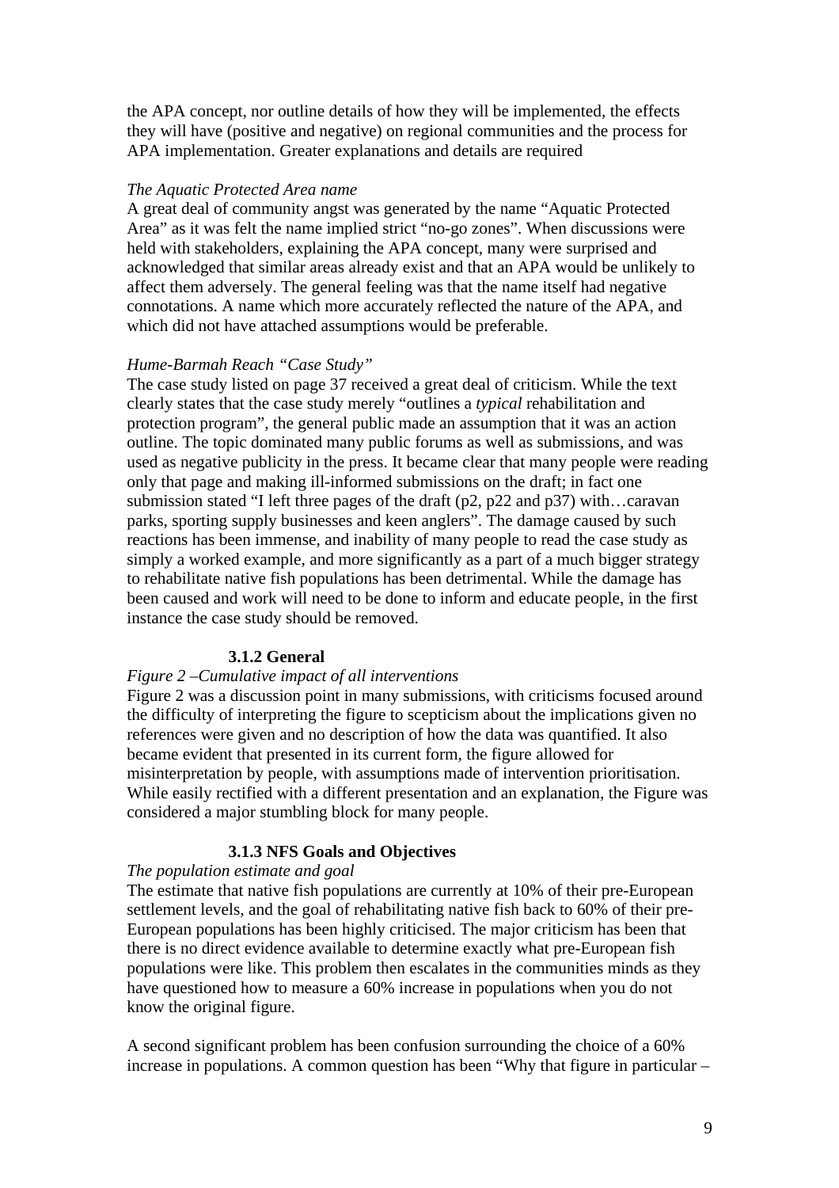the APA concept, nor outline details of how they will be implemented, the effects they will have (positive and negative) on regional communities and the process for APA implementation. Greater explanations and details are required

*The Aquatic Protected Area name*

A great deal of community angst was generated by the name "Aquatic Protected Area" as it was felt the name implied strict "no-go zones". When discussions were held with stakeholders, explaining the APA concept, many were surprised and acknowledged that similar areas already exist and that an APA would be unlikely to affect them adversely. The general feeling was that the name itself had negative connotations. A name which more accurately reflected the nature of the APA, and which did not have attached assumptions would be preferable.

*Hume-Barmah Reach "Case Study"*

The case study listed on page 37 received a great deal of criticism. While the text clearly states that the case study merely "outlines a *typical* rehabilitation and protection program", the general public made an assumption that it was an action outline. The topic dominated many public forums as well as submissions, and was used as negative publicity in the press. It became clear that many people were reading only that page and making ill-informed submissions on the draft; in fact one submission stated "I left three pages of the draft (p2, p22 and p37) with…caravan parks, sporting supply businesses and keen anglers". The damage caused by such reactions has been immense, and inability of many people to read the case study as simply a worked example, and more significantly as a part of a much bigger strategy to rehabilitate native fish populations has been detrimental. While the damage has been caused and work will need to be done to inform and educate people, in the first instance the case study should be removed.

### 3.1.2 General

*Figure 2 –Cumulative impact of all interventions*

Figure 2 was a discussion point in many submissions, with criticisms focused around the difficulty of interpreting the figure to scepticism about the implications given no references were given and no description of how the data was quantified. It also became evident that presented in its current form, the figure allowed for misinterpretation by people, with assumptions made of intervention prioritisation. While easily rectified with a different presentation and an explanation, the Figure was considered a major stumbling block for many people.

### 3.1.3 NFS Goals and Objectives

*The population estimate and goal*

The estimate that native fish populations are currently at 10% of their pre-European settlement levels, and the goal of rehabilitating native fish back to 60% of their pre-European populations has been highly criticised. The major criticism has been that there is no direct evidence available to determine exactly what pre-European fish populations were like. This problem then escalates in the communities minds as they have questioned how to measure a 60% increase in populations when you do not know the original figure.

A second significant problem has been confusion surrounding the choice of a 60% increase in populations. A common question has been "Why that figure in particular –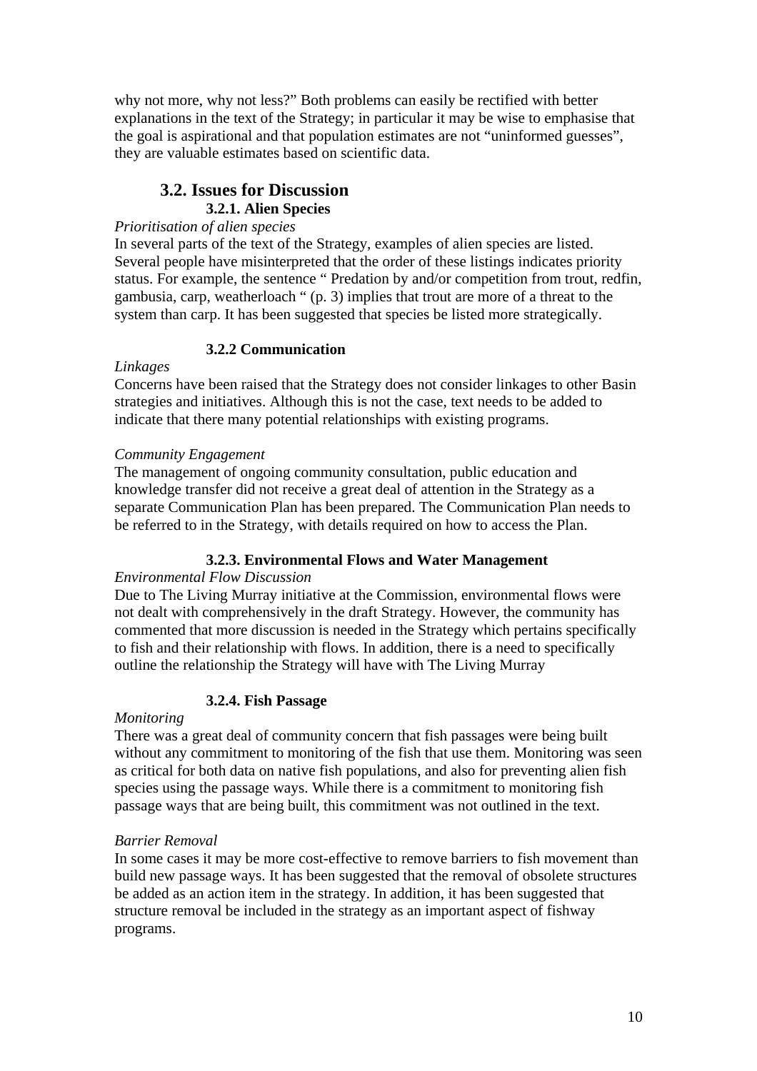why not more, why not less?" Both problems can easily be rectified with better explanations in the text of the Strategy; in particular it may be wise to emphasise that the goal is aspirational and that population estimates are not "uninformed guesses", they are valuable estimates based on scientific data.

## 3.2. Issues for Discussion

### 3.2.1. Alien Species

*Prioritisation of alien species*

In several parts of the text of the Strategy, examples of alien species are listed. Several people have misinterpreted that the order of these listings indicates priority status. For example, the sentence " Predation by and/or competition from trout, redfin, gambusia, carp, weatherloach " (p. 3) implies that trout are more of a threat to the system than carp. It has been suggested that species be listed more strategically.

### 3.2.2 Communication

*Linkages*

Concerns have been raised that the Strategy does not consider linkages to other Basin strategies and initiatives. Although this is not the case, text needs to be added to indicate that there many potential relationships with existing programs.

*Community Engagement*

The management of ongoing community consultation, public education and knowledge transfer did not receive a great deal of attention in the Strategy as a separate Communication Plan has been prepared. The Communication Plan needs to be referred to in the Strategy, with details required on how to access the Plan.

### 3.2.3. Environmental Flows and Water Management

*Environmental Flow Discussion*

Due to The Living Murray initiative at the Commission, environmental flows were not dealt with comprehensively in the draft Strategy. However, the community has commented that more discussion is needed in the Strategy which pertains specifically to fish and their relationship with flows. In addition, there is a need to specifically outline the relationship the Strategy will have with The Living Murray

### 3.2.4. Fish Passage

*Monitoring*

There was a great deal of community concern that fish passages were being built without any commitment to monitoring of the fish that use them. Monitoring was seen as critical for both data on native fish populations, and also for preventing alien fish species using the passage ways. While there is a commitment to monitoring fish passage ways that are being built, this commitment was not outlined in the text.

*Barrier Removal*

In some cases it may be more cost-effective to remove barriers to fish movement than build new passage ways. It has been suggested that the removal of obsolete structures be added as an action item in the strategy. In addition, it has been suggested that structure removal be included in the strategy as an important aspect of fishway programs.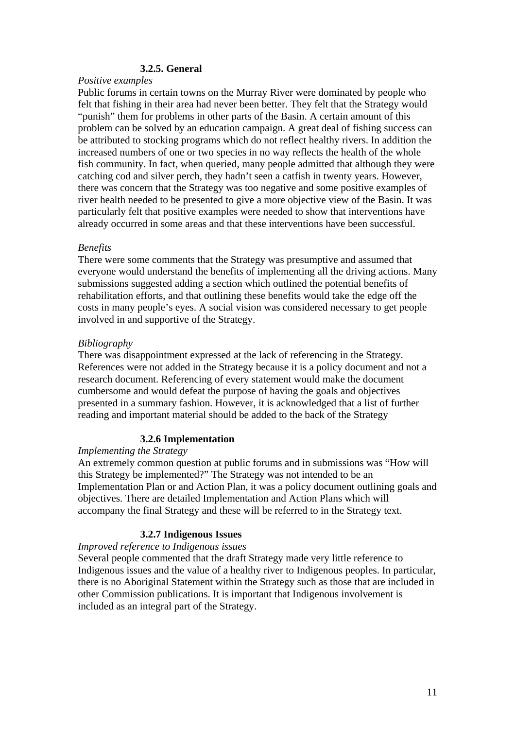#### 3.2.5. General

*Positive examples*

Public forums in certain towns on the Murray River were dominated by people who felt that fishing in their area had never been better. They felt that the Strategy would "punish" them for problems in other parts of the Basin. A certain amount of this problem can be solved by an education campaign. A great deal of fishing success can be attributed to stocking programs which do not reflect healthy rivers. In addition the increased numbers of one or two species in no way reflects the health of the whole fish community. In fact, when queried, many people admitted that although they were catching cod and silver perch, they hadn't seen a catfish in twenty years. However, there was concern that the Strategy was too negative and some positive examples of river health needed to be presented to give a more objective view of the Basin. It was particularly felt that positive examples were needed to show that interventions have already occurred in some areas and that these interventions have been successful.

*Benefits*

There were some comments that the Strategy was presumptive and assumed that everyone would understand the benefits of implementing all the driving actions. Many submissions suggested adding a section which outlined the potential benefits of rehabilitation efforts, and that outlining these benefits would take the edge off the costs in many people's eyes. A social vision was considered necessary to get people involved in and supportive of the Strategy.

*Bibliography*

There was disappointment expressed at the lack of referencing in the Strategy. References were not added in the Strategy because it is a policy document and not a research document. Referencing of every statement would make the document cumbersome and would defeat the purpose of having the goals and objectives presented in a summary fashion. However, it is acknowledged that a list of further reading and important material should be added to the back of the Strategy

#### 3.2.6 Implementation

*Implementing the Strategy*

An extremely common question at public forums and in submissions was "How will this Strategy be implemented?" The Strategy was not intended to be an Implementation Plan or and Action Plan, it was a policy document outlining goals and objectives. There are detailed Implementation and Action Plans which will accompany the final Strategy and these will be referred to in the Strategy text.

#### 3.2.7 Indigenous Issues

*Improved reference to Indigenous issues*

Several people commented that the draft Strategy made very little reference to Indigenous issues and the value of a healthy river to Indigenous peoples. In particular, there is no Aboriginal Statement within the Strategy such as those that are included in other Commission publications. It is important that Indigenous involvement is included as an integral part of the Strategy.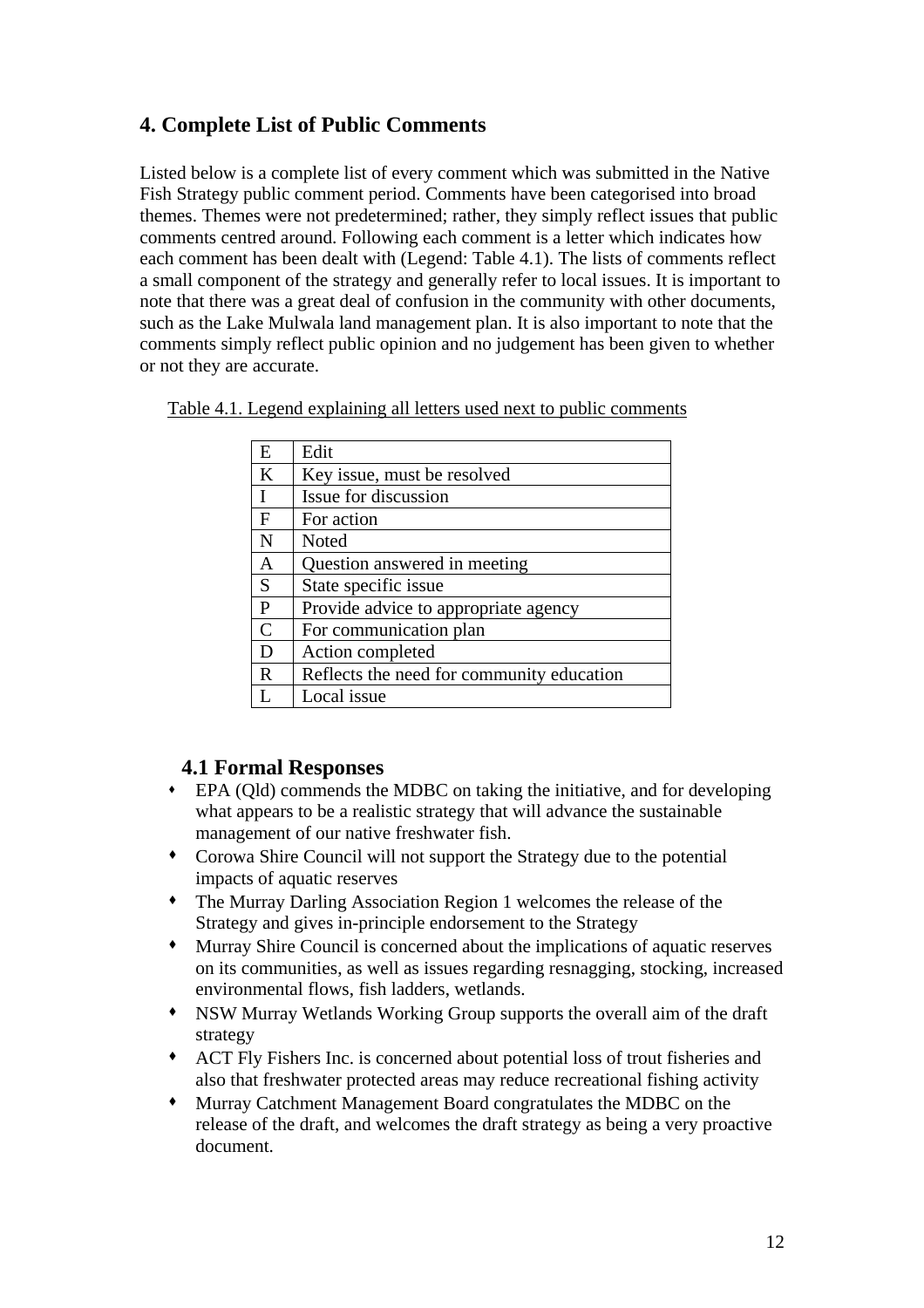## 4. Complete List of Public Comments

Listed below is a complete list of every comment which was submitted in the Native Fish Strategy public comment period. Comments have been categorised into broad themes. Themes were not predetermined; rather, they simply reflect issues that public comments centred around. Following each comment is a letter which indicates how each comment has been dealt with (Legend: Table 4.1). The lists of comments reflect a small component of the strategy and generally refer to local issues. It is important to note that there was a great deal of confusion in the community with other documents, such as the Lake Mulwala land management plan. It is also important to note that the comments simply reflect public opinion and no judgement has been given to whether or not they are accurate.

Table 4.1. Legend explaining all letters used next to public comments

| | |
|---|---|
| E | Edit |
| K | Key issue, must be resolved |
| I | Issue for discussion |
| F | For action |
| N | Noted |
| A | Question answered in meeting |
| S | State specific issue |
| P | Provide advice to appropriate agency |
| C | For communication plan |
| D | Action completed |
| R | Reflects the need for community education |
| L | Local issue |

### 4.1 Formal Responses

- EPA (Qld) commends the MDBC on taking the initiative, and for developing what appears to be a realistic strategy that will advance the sustainable management of our native freshwater fish.
- Corowa Shire Council will not support the Strategy due to the potential impacts of aquatic reserves
- The Murray Darling Association Region 1 welcomes the release of the Strategy and gives in-principle endorsement to the Strategy
- Murray Shire Council is concerned about the implications of aquatic reserves on its communities, as well as issues regarding resnagging, stocking, increased environmental flows, fish ladders, wetlands.
- NSW Murray Wetlands Working Group supports the overall aim of the draft strategy
- ACT Fly Fishers Inc. is concerned about potential loss of trout fisheries and also that freshwater protected areas may reduce recreational fishing activity
- Murray Catchment Management Board congratulates the MDBC on the release of the draft, and welcomes the draft strategy as being a very proactive document.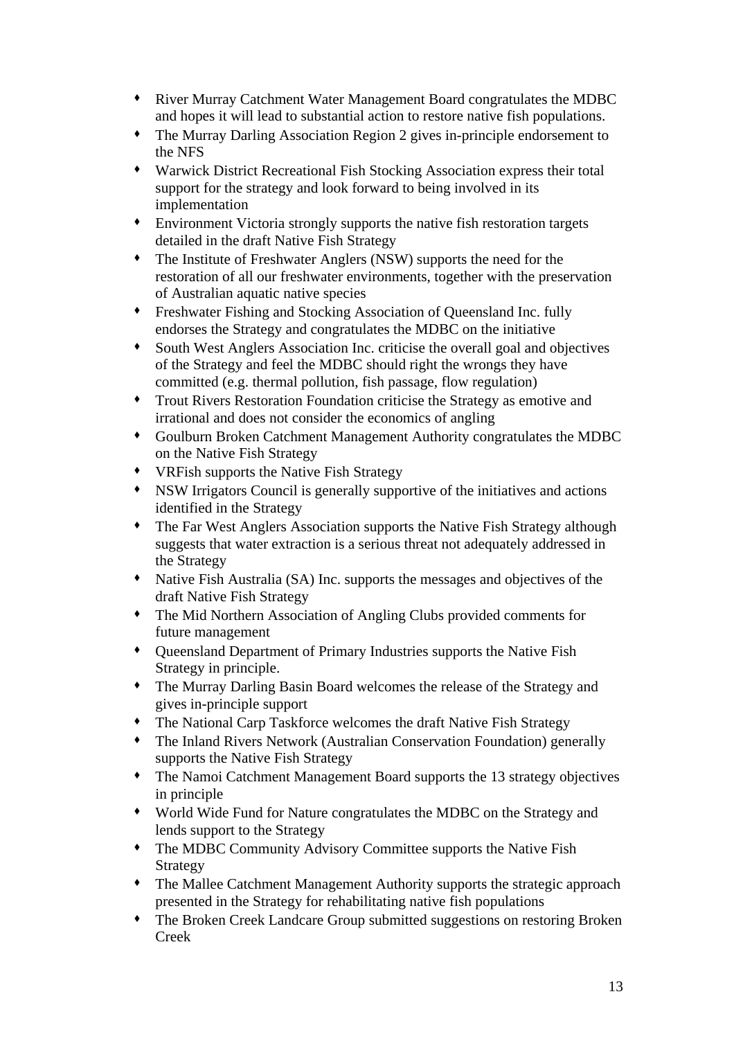- River Murray Catchment Water Management Board congratulates the MDBC and hopes it will lead to substantial action to restore native fish populations.
- The Murray Darling Association Region 2 gives in-principle endorsement to the NFS
- Warwick District Recreational Fish Stocking Association express their total support for the strategy and look forward to being involved in its implementation
- Environment Victoria strongly supports the native fish restoration targets detailed in the draft Native Fish Strategy
- The Institute of Freshwater Anglers (NSW) supports the need for the restoration of all our freshwater environments, together with the preservation of Australian aquatic native species
- Freshwater Fishing and Stocking Association of Queensland Inc. fully endorses the Strategy and congratulates the MDBC on the initiative
- South West Anglers Association Inc. criticise the overall goal and objectives of the Strategy and feel the MDBC should right the wrongs they have committed (e.g. thermal pollution, fish passage, flow regulation)
- Trout Rivers Restoration Foundation criticise the Strategy as emotive and irrational and does not consider the economics of angling
- Goulburn Broken Catchment Management Authority congratulates the MDBC on the Native Fish Strategy
- VRFish supports the Native Fish Strategy
- NSW Irrigators Council is generally supportive of the initiatives and actions identified in the Strategy
- The Far West Anglers Association supports the Native Fish Strategy although suggests that water extraction is a serious threat not adequately addressed in the Strategy
- Native Fish Australia (SA) Inc. supports the messages and objectives of the draft Native Fish Strategy
- The Mid Northern Association of Angling Clubs provided comments for future management
- Queensland Department of Primary Industries supports the Native Fish Strategy in principle.
- The Murray Darling Basin Board welcomes the release of the Strategy and gives in-principle support
- The National Carp Taskforce welcomes the draft Native Fish Strategy
- The Inland Rivers Network (Australian Conservation Foundation) generally supports the Native Fish Strategy
- The Namoi Catchment Management Board supports the 13 strategy objectives in principle
- World Wide Fund for Nature congratulates the MDBC on the Strategy and lends support to the Strategy
- The MDBC Community Advisory Committee supports the Native Fish Strategy
- The Mallee Catchment Management Authority supports the strategic approach presented in the Strategy for rehabilitating native fish populations
- The Broken Creek Landcare Group submitted suggestions on restoring Broken Creek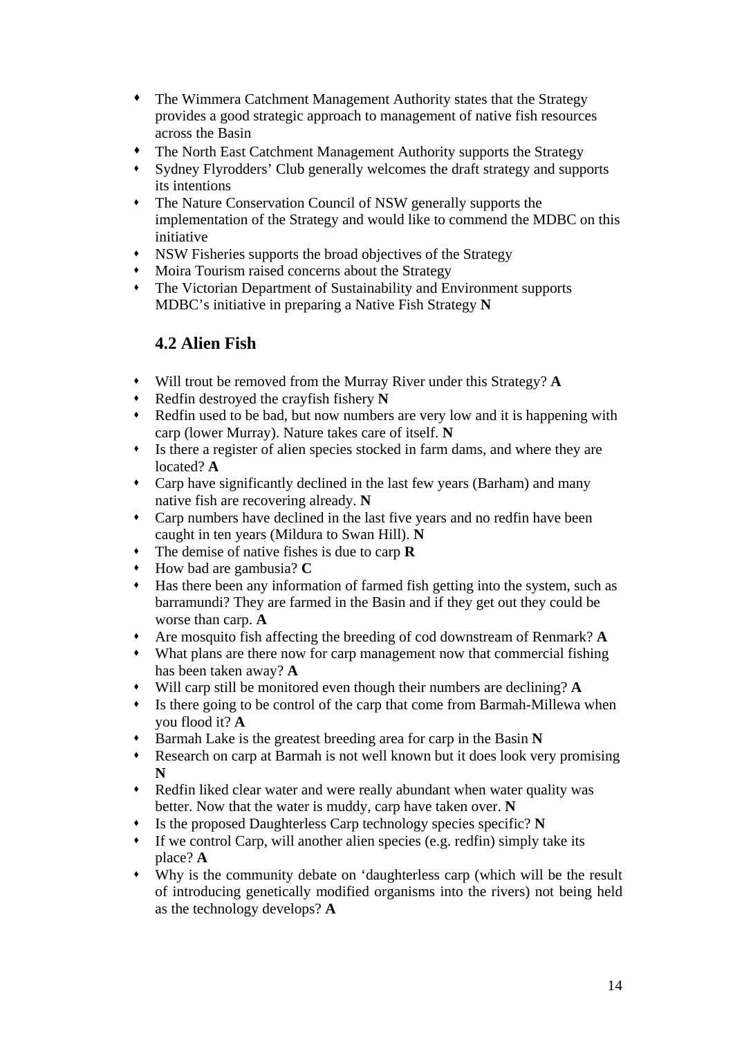- The Wimmera Catchment Management Authority states that the Strategy provides a good strategic approach to management of native fish resources across the Basin
- The North East Catchment Management Authority supports the Strategy
- Sydney Flyrodders' Club generally welcomes the draft strategy and supports its intentions
- The Nature Conservation Council of NSW generally supports the implementation of the Strategy and would like to commend the MDBC on this initiative
- NSW Fisheries supports the broad objectives of the Strategy
- Moira Tourism raised concerns about the Strategy
- The Victorian Department of Sustainability and Environment supports MDBC's initiative in preparing a Native Fish Strategy **N**

## 4.2 Alien Fish

- Will trout be removed from the Murray River under this Strategy? **A**
- Redfin destroyed the crayfish fishery **N**
- Redfin used to be bad, but now numbers are very low and it is happening with carp (lower Murray). Nature takes care of itself. **N**
- Is there a register of alien species stocked in farm dams, and where they are located? **A**
- Carp have significantly declined in the last few years (Barham) and many native fish are recovering already. **N**
- Carp numbers have declined in the last five years and no redfin have been caught in ten years (Mildura to Swan Hill). **N**
- The demise of native fishes is due to carp **R**
- How bad are gambusia? **C**
- Has there been any information of farmed fish getting into the system, such as barramundi? They are farmed in the Basin and if they get out they could be worse than carp. **A**
- Are mosquito fish affecting the breeding of cod downstream of Renmark? **A**
- What plans are there now for carp management now that commercial fishing has been taken away? **A**
- Will carp still be monitored even though their numbers are declining? **A**
- Is there going to be control of the carp that come from Barmah-Millewa when you flood it? **A**
- Barmah Lake is the greatest breeding area for carp in the Basin **N**
- Research on carp at Barmah is not well known but it does look very promising **N**
- Redfin liked clear water and were really abundant when water quality was better. Now that the water is muddy, carp have taken over. **N**
- Is the proposed Daughterless Carp technology species specific? **N**
- If we control Carp, will another alien species (e.g. redfin) simply take its place? **A**
- Why is the community debate on 'daughterless carp (which will be the result of introducing genetically modified organisms into the rivers) not being held as the technology develops? **A**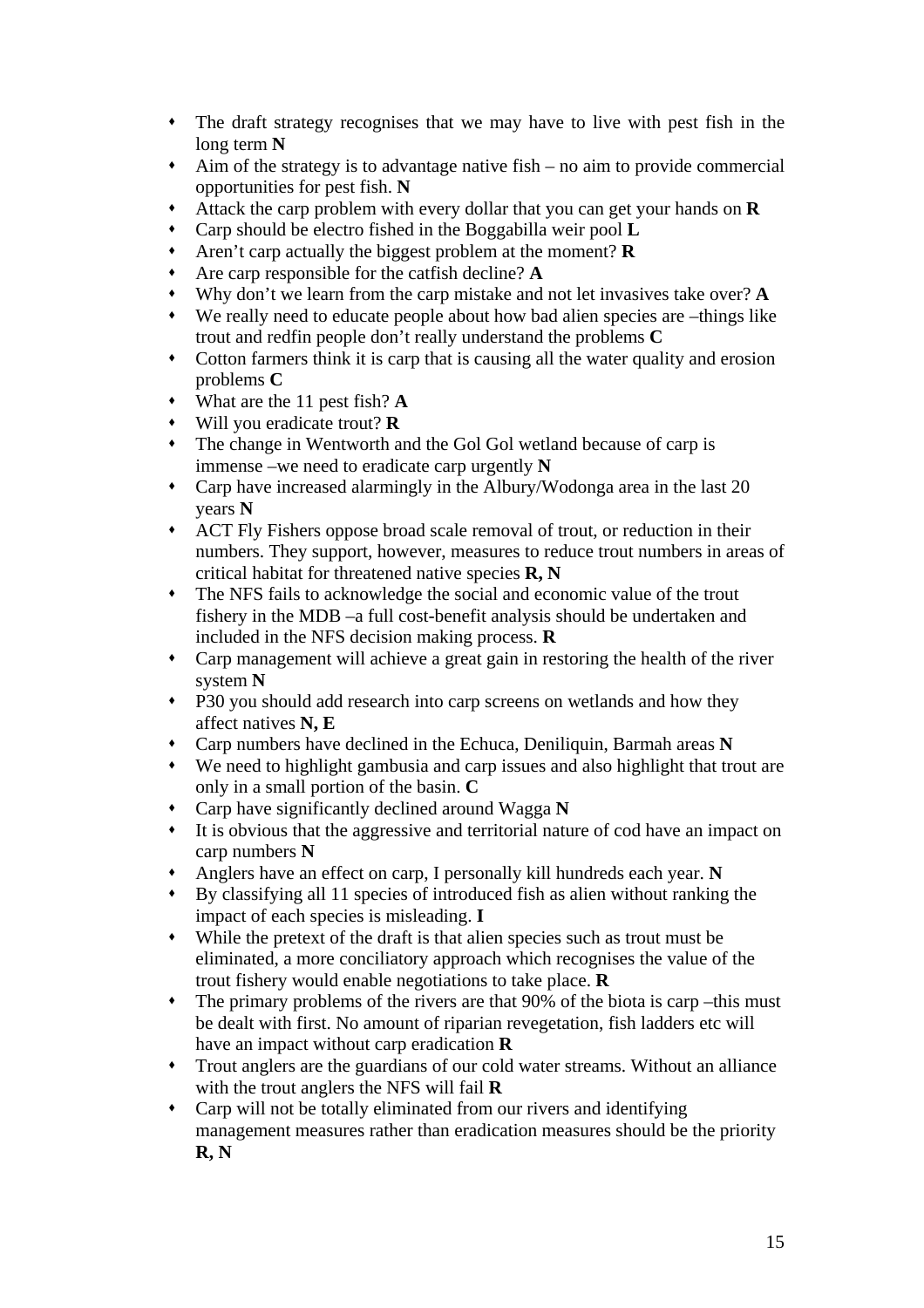- The draft strategy recognises that we may have to live with pest fish in the long term **N**
- Aim of the strategy is to advantage native fish – no aim to provide commercial opportunities for pest fish. **N**
- Attack the carp problem with every dollar that you can get your hands on **R**
- Carp should be electro fished in the Boggabilla weir pool **L**
- Aren't carp actually the biggest problem at the moment? **R**
- Are carp responsible for the catfish decline? **A**
- Why don't we learn from the carp mistake and not let invasives take over? **A**
- We really need to educate people about how bad alien species are –things like trout and redfin people don't really understand the problems **C**
- Cotton farmers think it is carp that is causing all the water quality and erosion problems **C**
- What are the 11 pest fish? **A**
- Will you eradicate trout? **R**
- The change in Wentworth and the Gol Gol wetland because of carp is immense –we need to eradicate carp urgently **N**
- Carp have increased alarmingly in the Albury/Wodonga area in the last 20 years **N**
- ACT Fly Fishers oppose broad scale removal of trout, or reduction in their numbers. They support, however, measures to reduce trout numbers in areas of critical habitat for threatened native species **R, N**
- The NFS fails to acknowledge the social and economic value of the trout fishery in the MDB –a full cost-benefit analysis should be undertaken and included in the NFS decision making process. **R**
- Carp management will achieve a great gain in restoring the health of the river system **N**
- P30 you should add research into carp screens on wetlands and how they affect natives **N, E**
- Carp numbers have declined in the Echuca, Deniliquin, Barmah areas **N**
- We need to highlight gambusia and carp issues and also highlight that trout are only in a small portion of the basin. **C**
- Carp have significantly declined around Wagga **N**
- It is obvious that the aggressive and territorial nature of cod have an impact on carp numbers **N**
- Anglers have an effect on carp, I personally kill hundreds each year. **N**
- By classifying all 11 species of introduced fish as alien without ranking the impact of each species is misleading. **I**
- While the pretext of the draft is that alien species such as trout must be eliminated, a more conciliatory approach which recognises the value of the trout fishery would enable negotiations to take place. **R**
- The primary problems of the rivers are that 90% of the biota is carp –this must be dealt with first. No amount of riparian revegetation, fish ladders etc will have an impact without carp eradication **R**
- Trout anglers are the guardians of our cold water streams. Without an alliance with the trout anglers the NFS will fail **R**
- Carp will not be totally eliminated from our rivers and identifying management measures rather than eradication measures should be the priority **R, N**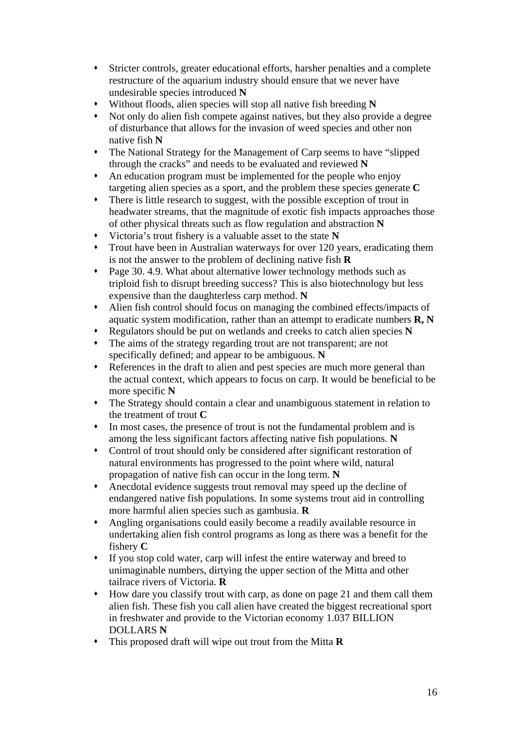- Stricter controls, greater educational efforts, harsher penalties and a complete restructure of the aquarium industry should ensure that we never have undesirable species introduced **N**
- Without floods, alien species will stop all native fish breeding **N**
- Not only do alien fish compete against natives, but they also provide a degree of disturbance that allows for the invasion of weed species and other non native fish **N**
- The National Strategy for the Management of Carp seems to have "slipped through the cracks" and needs to be evaluated and reviewed **N**
- An education program must be implemented for the people who enjoy targeting alien species as a sport, and the problem these species generate **C**
- There is little research to suggest, with the possible exception of trout in headwater streams, that the magnitude of exotic fish impacts approaches those of other physical threats such as flow regulation and abstraction **N**
- Victoria's trout fishery is a valuable asset to the state **N**
- Trout have been in Australian waterways for over 120 years, eradicating them is not the answer to the problem of declining native fish **R**
- Page 30. 4.9. What about alternative lower technology methods such as triploid fish to disrupt breeding success? This is also biotechnology but less expensive than the daughterless carp method. **N**
- Alien fish control should focus on managing the combined effects/impacts of aquatic system modification, rather than an attempt to eradicate numbers **R, N**
- Regulators should be put on wetlands and creeks to catch alien species **N**
- The aims of the strategy regarding trout are not transparent; are not specifically defined; and appear to be ambiguous. **N**
- References in the draft to alien and pest species are much more general than the actual context, which appears to focus on carp. It would be beneficial to be more specific **N**
- The Strategy should contain a clear and unambiguous statement in relation to the treatment of trout **C**
- In most cases, the presence of trout is not the fundamental problem and is among the less significant factors affecting native fish populations. **N**
- Control of trout should only be considered after significant restoration of natural environments has progressed to the point where wild, natural propagation of native fish can occur in the long term. **N**
- Anecdotal evidence suggests trout removal may speed up the decline of endangered native fish populations. In some systems trout aid in controlling more harmful alien species such as gambusia. **R**
- Angling organisations could easily become a readily available resource in undertaking alien fish control programs as long as there was a benefit for the fishery **C**
- If you stop cold water, carp will infest the entire waterway and breed to unimaginable numbers, dirtying the upper section of the Mitta and other tailrace rivers of Victoria. **R**
- How dare you classify trout with carp, as done on page 21 and them call them alien fish. These fish you call alien have created the biggest recreational sport in freshwater and provide to the Victorian economy 1.037 BILLION DOLLARS **N**
- This proposed draft will wipe out trout from the Mitta **R**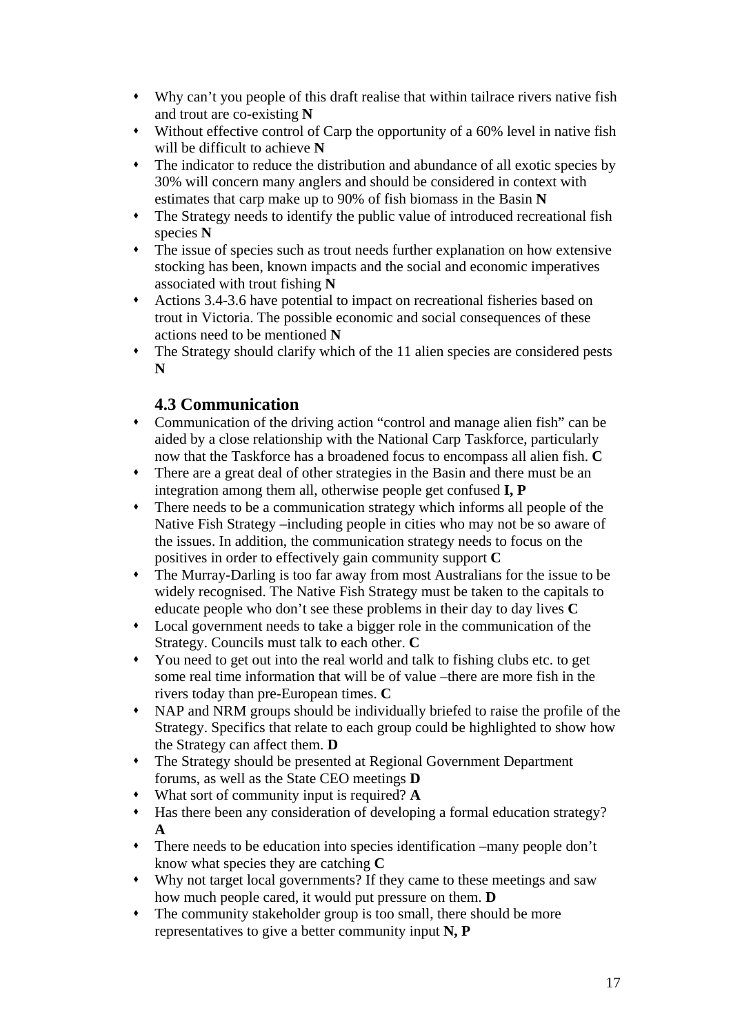- Why can't you people of this draft realise that within tailrace rivers native fish and trout are co-existing **N**
- Without effective control of Carp the opportunity of a 60% level in native fish will be difficult to achieve **N**
- The indicator to reduce the distribution and abundance of all exotic species by 30% will concern many anglers and should be considered in context with estimates that carp make up to 90% of fish biomass in the Basin **N**
- The Strategy needs to identify the public value of introduced recreational fish species **N**
- The issue of species such as trout needs further explanation on how extensive stocking has been, known impacts and the social and economic imperatives associated with trout fishing **N**
- Actions 3.4-3.6 have potential to impact on recreational fisheries based on trout in Victoria. The possible economic and social consequences of these actions need to be mentioned **N**
- The Strategy should clarify which of the 11 alien species are considered pests **N**

### 4.3 Communication

- Communication of the driving action "control and manage alien fish" can be aided by a close relationship with the National Carp Taskforce, particularly now that the Taskforce has a broadened focus to encompass all alien fish. **C**
- There are a great deal of other strategies in the Basin and there must be an integration among them all, otherwise people get confused **I, P**
- There needs to be a communication strategy which informs all people of the Native Fish Strategy –including people in cities who may not be so aware of the issues. In addition, the communication strategy needs to focus on the positives in order to effectively gain community support **C**
- The Murray-Darling is too far away from most Australians for the issue to be widely recognised. The Native Fish Strategy must be taken to the capitals to educate people who don't see these problems in their day to day lives **C**
- Local government needs to take a bigger role in the communication of the Strategy. Councils must talk to each other. **C**
- You need to get out into the real world and talk to fishing clubs etc. to get some real time information that will be of value –there are more fish in the rivers today than pre-European times. **C**
- NAP and NRM groups should be individually briefed to raise the profile of the Strategy. Specifics that relate to each group could be highlighted to show how the Strategy can affect them. **D**
- The Strategy should be presented at Regional Government Department forums, as well as the State CEO meetings **D**
- What sort of community input is required? **A**
- Has there been any consideration of developing a formal education strategy? **A**
- There needs to be education into species identification –many people don't know what species they are catching **C**
- Why not target local governments? If they came to these meetings and saw how much people cared, it would put pressure on them. **D**
- The community stakeholder group is too small, there should be more representatives to give a better community input **N, P**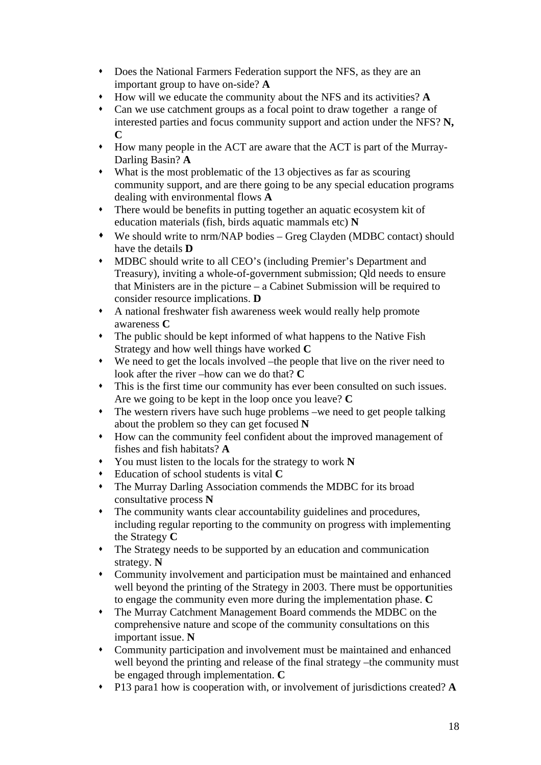- Does the National Farmers Federation support the NFS, as they are an important group to have on-side? **A**
- How will we educate the community about the NFS and its activities? **A**
- Can we use catchment groups as a focal point to draw together a range of interested parties and focus community support and action under the NFS? **N, C**
- How many people in the ACT are aware that the ACT is part of the Murray-Darling Basin? **A**
- What is the most problematic of the 13 objectives as far as scouring community support, and are there going to be any special education programs dealing with environmental flows **A**
- There would be benefits in putting together an aquatic ecosystem kit of education materials (fish, birds aquatic mammals etc) **N**
- We should write to nrm/NAP bodies – Greg Clayden (MDBC contact) should have the details **D**
- MDBC should write to all CEO's (including Premier's Department and Treasury), inviting a whole-of-government submission; Qld needs to ensure that Ministers are in the picture – a Cabinet Submission will be required to consider resource implications. **D**
- A national freshwater fish awareness week would really help promote awareness **C**
- The public should be kept informed of what happens to the Native Fish Strategy and how well things have worked **C**
- We need to get the locals involved –the people that live on the river need to look after the river –how can we do that? **C**
- This is the first time our community has ever been consulted on such issues. Are we going to be kept in the loop once you leave? **C**
- The western rivers have such huge problems –we need to get people talking about the problem so they can get focused **N**
- How can the community feel confident about the improved management of fishes and fish habitats? **A**
- You must listen to the locals for the strategy to work **N**
- Education of school students is vital **C**
- The Murray Darling Association commends the MDBC for its broad consultative process **N**
- The community wants clear accountability guidelines and procedures, including regular reporting to the community on progress with implementing the Strategy **C**
- The Strategy needs to be supported by an education and communication strategy. **N**
- Community involvement and participation must be maintained and enhanced well beyond the printing of the Strategy in 2003. There must be opportunities to engage the community even more during the implementation phase. **C**
- The Murray Catchment Management Board commends the MDBC on the comprehensive nature and scope of the community consultations on this important issue. **N**
- Community participation and involvement must be maintained and enhanced well beyond the printing and release of the final strategy –the community must be engaged through implementation. **C**
- P13 para1 how is cooperation with, or involvement of jurisdictions created? **A**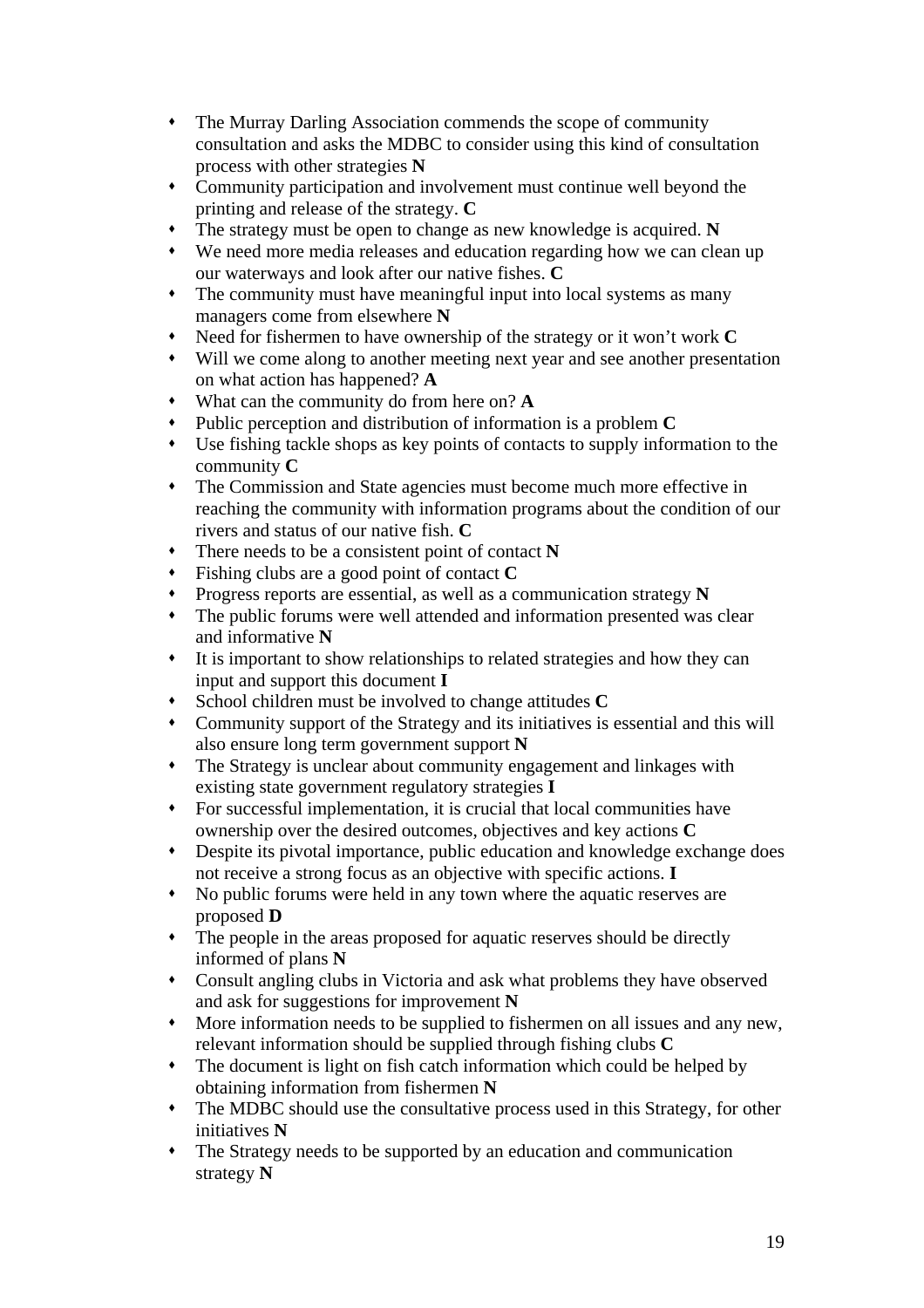- The Murray Darling Association commends the scope of community consultation and asks the MDBC to consider using this kind of consultation process with other strategies **N**
- Community participation and involvement must continue well beyond the printing and release of the strategy. **C**
- The strategy must be open to change as new knowledge is acquired. **N**
- We need more media releases and education regarding how we can clean up our waterways and look after our native fishes. **C**
- The community must have meaningful input into local systems as many managers come from elsewhere **N**
- Need for fishermen to have ownership of the strategy or it won't work **C**
- Will we come along to another meeting next year and see another presentation on what action has happened? **A**
- What can the community do from here on? **A**
- Public perception and distribution of information is a problem **C**
- Use fishing tackle shops as key points of contacts to supply information to the community **C**
- The Commission and State agencies must become much more effective in reaching the community with information programs about the condition of our rivers and status of our native fish. **C**
- There needs to be a consistent point of contact **N**
- Fishing clubs are a good point of contact **C**
- Progress reports are essential, as well as a communication strategy **N**
- The public forums were well attended and information presented was clear and informative **N**
- It is important to show relationships to related strategies and how they can input and support this document **I**
- School children must be involved to change attitudes **C**
- Community support of the Strategy and its initiatives is essential and this will also ensure long term government support **N**
- The Strategy is unclear about community engagement and linkages with existing state government regulatory strategies **I**
- For successful implementation, it is crucial that local communities have ownership over the desired outcomes, objectives and key actions **C**
- Despite its pivotal importance, public education and knowledge exchange does not receive a strong focus as an objective with specific actions. **I**
- No public forums were held in any town where the aquatic reserves are proposed **D**
- The people in the areas proposed for aquatic reserves should be directly informed of plans **N**
- Consult angling clubs in Victoria and ask what problems they have observed and ask for suggestions for improvement **N**
- More information needs to be supplied to fishermen on all issues and any new, relevant information should be supplied through fishing clubs **C**
- The document is light on fish catch information which could be helped by obtaining information from fishermen **N**
- The MDBC should use the consultative process used in this Strategy, for other initiatives **N**
- The Strategy needs to be supported by an education and communication strategy **N**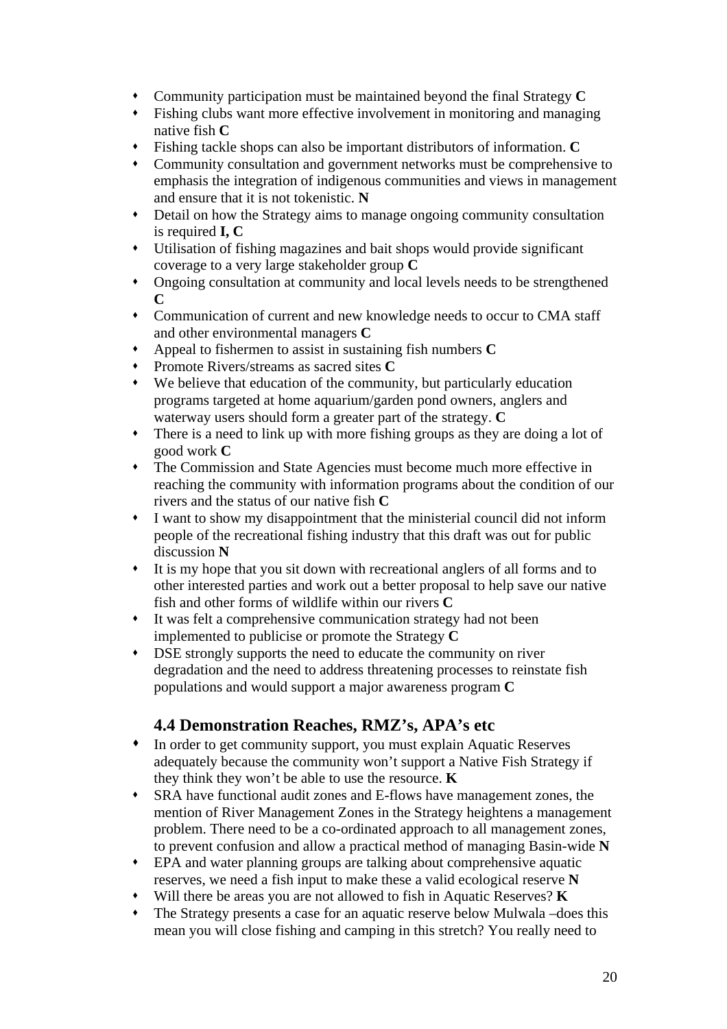- Community participation must be maintained beyond the final Strategy **C**
- Fishing clubs want more effective involvement in monitoring and managing native fish **C**
- Fishing tackle shops can also be important distributors of information. **C**
- Community consultation and government networks must be comprehensive to emphasis the integration of indigenous communities and views in management and ensure that it is not tokenistic. **N**
- Detail on how the Strategy aims to manage ongoing community consultation is required **I, C**
- Utilisation of fishing magazines and bait shops would provide significant coverage to a very large stakeholder group **C**
- Ongoing consultation at community and local levels needs to be strengthened **C**
- Communication of current and new knowledge needs to occur to CMA staff and other environmental managers **C**
- Appeal to fishermen to assist in sustaining fish numbers **C**
- Promote Rivers/streams as sacred sites **C**
- We believe that education of the community, but particularly education programs targeted at home aquarium/garden pond owners, anglers and waterway users should form a greater part of the strategy. **C**
- There is a need to link up with more fishing groups as they are doing a lot of good work **C**
- The Commission and State Agencies must become much more effective in reaching the community with information programs about the condition of our rivers and the status of our native fish **C**
- I want to show my disappointment that the ministerial council did not inform people of the recreational fishing industry that this draft was out for public discussion **N**
- It is my hope that you sit down with recreational anglers of all forms and to other interested parties and work out a better proposal to help save our native fish and other forms of wildlife within our rivers **C**
- It was felt a comprehensive communication strategy had not been implemented to publicise or promote the Strategy **C**
- DSE strongly supports the need to educate the community on river degradation and the need to address threatening processes to reinstate fish populations and would support a major awareness program **C**

### 4.4 Demonstration Reaches, RMZ's, APA's etc

- In order to get community support, you must explain Aquatic Reserves adequately because the community won't support a Native Fish Strategy if they think they won't be able to use the resource. **K**
- SRA have functional audit zones and E-flows have management zones, the mention of River Management Zones in the Strategy heightens a management problem. There need to be a co-ordinated approach to all management zones, to prevent confusion and allow a practical method of managing Basin-wide **N**
- EPA and water planning groups are talking about comprehensive aquatic reserves, we need a fish input to make these a valid ecological reserve **N**
- Will there be areas you are not allowed to fish in Aquatic Reserves? **K**
- The Strategy presents a case for an aquatic reserve below Mulwala –does this mean you will close fishing and camping in this stretch? You really need to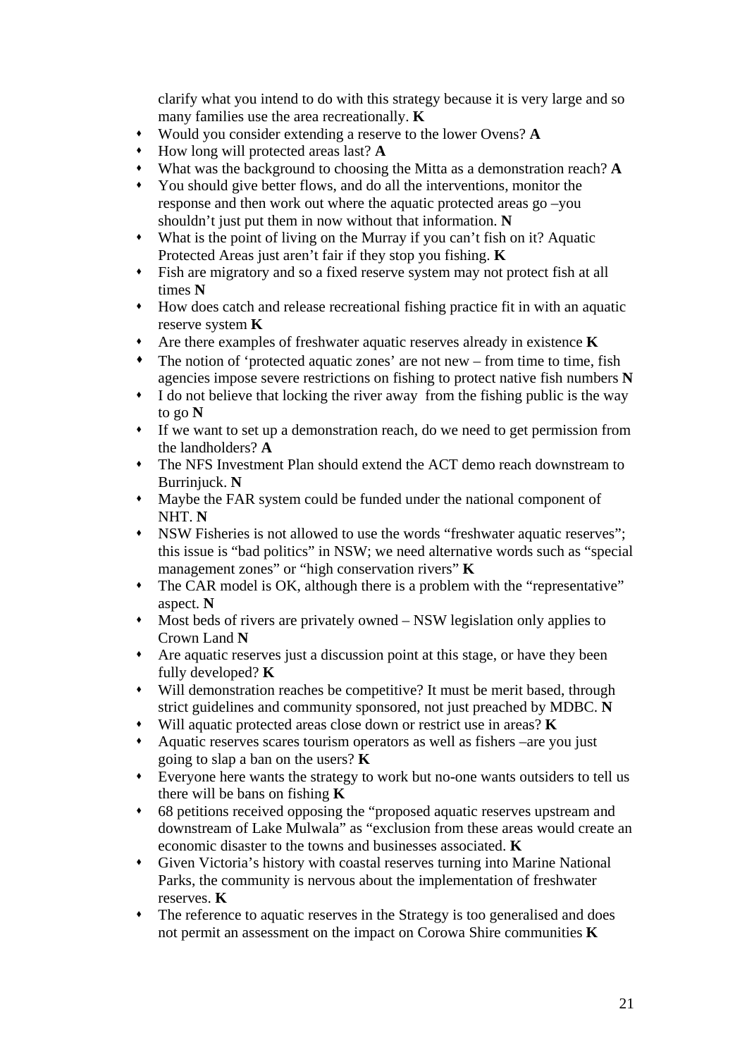clarify what you intend to do with this strategy because it is very large and so many families use the area recreationally. **K**

- Would you consider extending a reserve to the lower Ovens? **A**
- How long will protected areas last? **A**
- What was the background to choosing the Mitta as a demonstration reach? **A**
- You should give better flows, and do all the interventions, monitor the response and then work out where the aquatic protected areas go –you shouldn't just put them in now without that information. **N**
- What is the point of living on the Murray if you can't fish on it? Aquatic Protected Areas just aren't fair if they stop you fishing. **K**
- Fish are migratory and so a fixed reserve system may not protect fish at all times **N**
- How does catch and release recreational fishing practice fit in with an aquatic reserve system **K**
- Are there examples of freshwater aquatic reserves already in existence **K**
- The notion of 'protected aquatic zones' are not new – from time to time, fish agencies impose severe restrictions on fishing to protect native fish numbers **N**
- I do not believe that locking the river away from the fishing public is the way to go **N**
- If we want to set up a demonstration reach, do we need to get permission from the landholders? **A**
- The NFS Investment Plan should extend the ACT demo reach downstream to Burrinjuck. **N**
- Maybe the FAR system could be funded under the national component of NHT. **N**
- NSW Fisheries is not allowed to use the words "freshwater aquatic reserves"; this issue is "bad politics" in NSW; we need alternative words such as "special management zones" or "high conservation rivers" **K**
- The CAR model is OK, although there is a problem with the "representative" aspect. **N**
- Most beds of rivers are privately owned – NSW legislation only applies to Crown Land **N**
- Are aquatic reserves just a discussion point at this stage, or have they been fully developed? **K**
- Will demonstration reaches be competitive? It must be merit based, through strict guidelines and community sponsored, not just preached by MDBC. **N**
- Will aquatic protected areas close down or restrict use in areas? **K**
- Aquatic reserves scares tourism operators as well as fishers –are you just going to slap a ban on the users? **K**
- Everyone here wants the strategy to work but no-one wants outsiders to tell us there will be bans on fishing **K**
- 68 petitions received opposing the "proposed aquatic reserves upstream and downstream of Lake Mulwala" as "exclusion from these areas would create an economic disaster to the towns and businesses associated. **K**
- Given Victoria's history with coastal reserves turning into Marine National Parks, the community is nervous about the implementation of freshwater reserves. **K**
- The reference to aquatic reserves in the Strategy is too generalised and does not permit an assessment on the impact on Corowa Shire communities **K**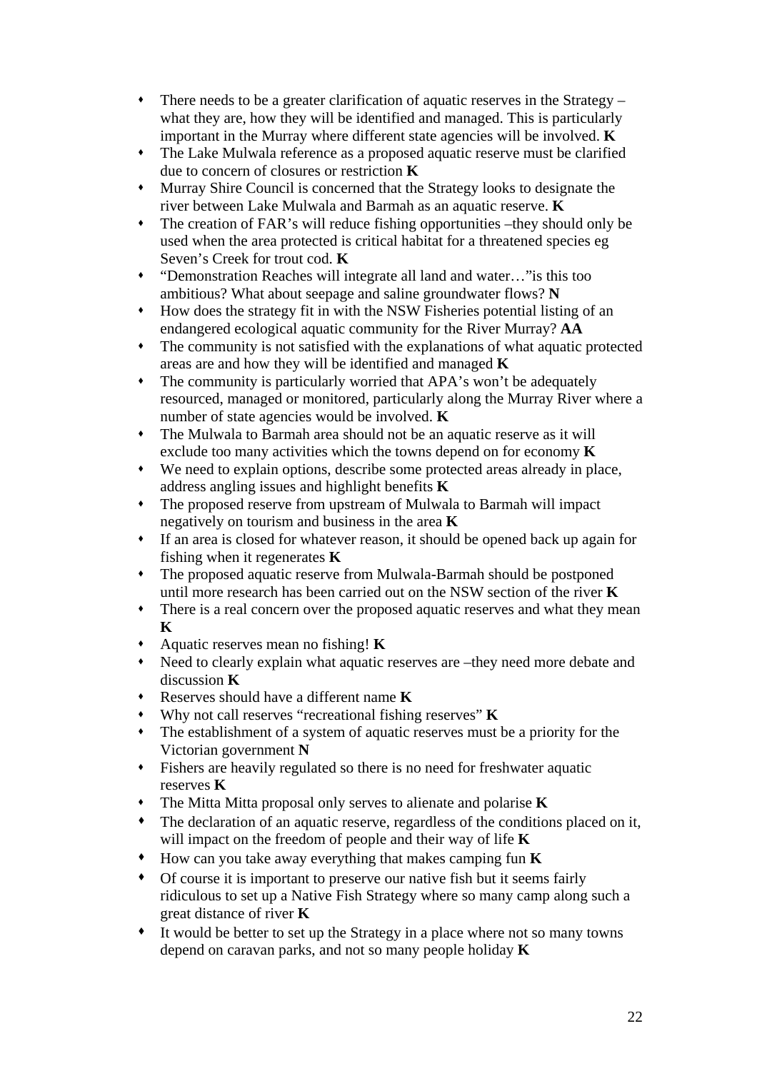- There needs to be a greater clarification of aquatic reserves in the Strategy – what they are, how they will be identified and managed. This is particularly important in the Murray where different state agencies will be involved. **K**
- The Lake Mulwala reference as a proposed aquatic reserve must be clarified due to concern of closures or restriction **K**
- Murray Shire Council is concerned that the Strategy looks to designate the river between Lake Mulwala and Barmah as an aquatic reserve. **K**
- The creation of FAR's will reduce fishing opportunities –they should only be used when the area protected is critical habitat for a threatened species eg Seven's Creek for trout cod. **K**
- "Demonstration Reaches will integrate all land and water…"is this too ambitious? What about seepage and saline groundwater flows? **N**
- How does the strategy fit in with the NSW Fisheries potential listing of an endangered ecological aquatic community for the River Murray? **AA**
- The community is not satisfied with the explanations of what aquatic protected areas are and how they will be identified and managed **K**
- The community is particularly worried that APA's won't be adequately resourced, managed or monitored, particularly along the Murray River where a number of state agencies would be involved. **K**
- The Mulwala to Barmah area should not be an aquatic reserve as it will exclude too many activities which the towns depend on for economy **K**
- We need to explain options, describe some protected areas already in place, address angling issues and highlight benefits **K**
- The proposed reserve from upstream of Mulwala to Barmah will impact negatively on tourism and business in the area **K**
- If an area is closed for whatever reason, it should be opened back up again for fishing when it regenerates **K**
- The proposed aquatic reserve from Mulwala-Barmah should be postponed until more research has been carried out on the NSW section of the river **K**
- There is a real concern over the proposed aquatic reserves and what they mean **K**
- Aquatic reserves mean no fishing! **K**
- Need to clearly explain what aquatic reserves are –they need more debate and discussion **K**
- Reserves should have a different name **K**
- Why not call reserves "recreational fishing reserves" **K**
- The establishment of a system of aquatic reserves must be a priority for the Victorian government **N**
- Fishers are heavily regulated so there is no need for freshwater aquatic reserves **K**
- The Mitta Mitta proposal only serves to alienate and polarise **K**
- The declaration of an aquatic reserve, regardless of the conditions placed on it, will impact on the freedom of people and their way of life **K**
- How can you take away everything that makes camping fun **K**
- Of course it is important to preserve our native fish but it seems fairly ridiculous to set up a Native Fish Strategy where so many camp along such a great distance of river **K**
- It would be better to set up the Strategy in a place where not so many towns depend on caravan parks, and not so many people holiday **K**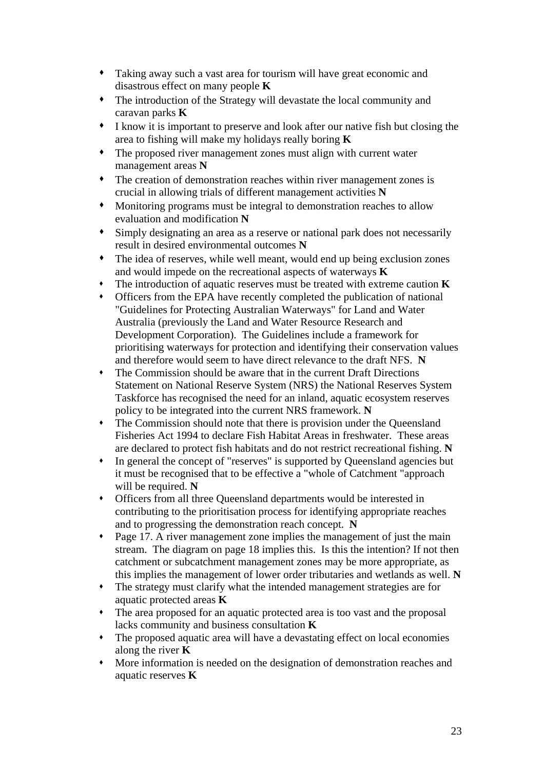- Taking away such a vast area for tourism will have great economic and disastrous effect on many people **K**
- The introduction of the Strategy will devastate the local community and caravan parks **K**
- I know it is important to preserve and look after our native fish but closing the area to fishing will make my holidays really boring **K**
- The proposed river management zones must align with current water management areas **N**
- The creation of demonstration reaches within river management zones is crucial in allowing trials of different management activities **N**
- Monitoring programs must be integral to demonstration reaches to allow evaluation and modification **N**
- Simply designating an area as a reserve or national park does not necessarily result in desired environmental outcomes **N**
- The idea of reserves, while well meant, would end up being exclusion zones and would impede on the recreational aspects of waterways **K**
- The introduction of aquatic reserves must be treated with extreme caution **K**
- Officers from the EPA have recently completed the publication of national "Guidelines for Protecting Australian Waterways" for Land and Water Australia (previously the Land and Water Resource Research and Development Corporation). The Guidelines include a framework for prioritising waterways for protection and identifying their conservation values and therefore would seem to have direct relevance to the draft NFS. **N**
- The Commission should be aware that in the current Draft Directions Statement on National Reserve System (NRS) the National Reserves System Taskforce has recognised the need for an inland, aquatic ecosystem reserves policy to be integrated into the current NRS framework. **N**
- The Commission should note that there is provision under the Queensland Fisheries Act 1994 to declare Fish Habitat Areas in freshwater. These areas are declared to protect fish habitats and do not restrict recreational fishing. **N**
- In general the concept of "reserves" is supported by Queensland agencies but it must be recognised that to be effective a "whole of Catchment "approach will be required. **N**
- Officers from all three Queensland departments would be interested in contributing to the prioritisation process for identifying appropriate reaches and to progressing the demonstration reach concept. **N**
- Page 17. A river management zone implies the management of just the main stream. The diagram on page 18 implies this. Is this the intention? If not then catchment or subcatchment management zones may be more appropriate, as this implies the management of lower order tributaries and wetlands as well. **N**
- The strategy must clarify what the intended management strategies are for aquatic protected areas **K**
- The area proposed for an aquatic protected area is too vast and the proposal lacks community and business consultation **K**
- The proposed aquatic area will have a devastating effect on local economies along the river **K**
- More information is needed on the designation of demonstration reaches and aquatic reserves **K**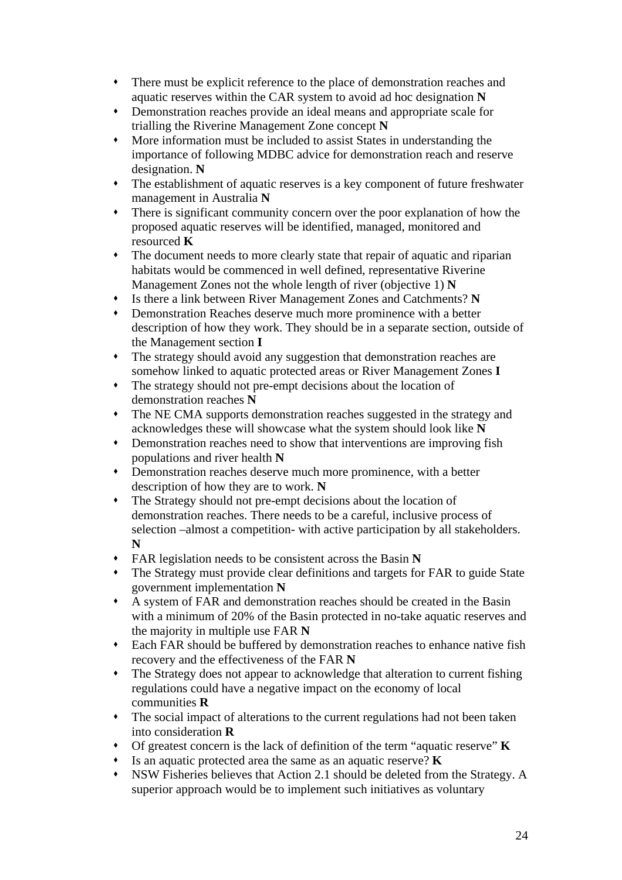- There must be explicit reference to the place of demonstration reaches and aquatic reserves within the CAR system to avoid ad hoc designation **N**
- Demonstration reaches provide an ideal means and appropriate scale for trialling the Riverine Management Zone concept **N**
- More information must be included to assist States in understanding the importance of following MDBC advice for demonstration reach and reserve designation. **N**
- The establishment of aquatic reserves is a key component of future freshwater management in Australia **N**
- There is significant community concern over the poor explanation of how the proposed aquatic reserves will be identified, managed, monitored and resourced **K**
- The document needs to more clearly state that repair of aquatic and riparian habitats would be commenced in well defined, representative Riverine Management Zones not the whole length of river (objective 1) **N**
- Is there a link between River Management Zones and Catchments? **N**
- Demonstration Reaches deserve much more prominence with a better description of how they work. They should be in a separate section, outside of the Management section **I**
- The strategy should avoid any suggestion that demonstration reaches are somehow linked to aquatic protected areas or River Management Zones **I**
- The strategy should not pre-empt decisions about the location of demonstration reaches **N**
- The NE CMA supports demonstration reaches suggested in the strategy and acknowledges these will showcase what the system should look like **N**
- Demonstration reaches need to show that interventions are improving fish populations and river health **N**
- Demonstration reaches deserve much more prominence, with a better description of how they are to work. **N**
- The Strategy should not pre-empt decisions about the location of demonstration reaches. There needs to be a careful, inclusive process of selection –almost a competition- with active participation by all stakeholders. **N**
- FAR legislation needs to be consistent across the Basin **N**
- The Strategy must provide clear definitions and targets for FAR to guide State government implementation **N**
- A system of FAR and demonstration reaches should be created in the Basin with a minimum of 20% of the Basin protected in no-take aquatic reserves and the majority in multiple use FAR **N**
- Each FAR should be buffered by demonstration reaches to enhance native fish recovery and the effectiveness of the FAR **N**
- The Strategy does not appear to acknowledge that alteration to current fishing regulations could have a negative impact on the economy of local communities **R**
- The social impact of alterations to the current regulations had not been taken into consideration **R**
- Of greatest concern is the lack of definition of the term "aquatic reserve" **K**
- Is an aquatic protected area the same as an aquatic reserve? **K**
- NSW Fisheries believes that Action 2.1 should be deleted from the Strategy. A superior approach would be to implement such initiatives as voluntary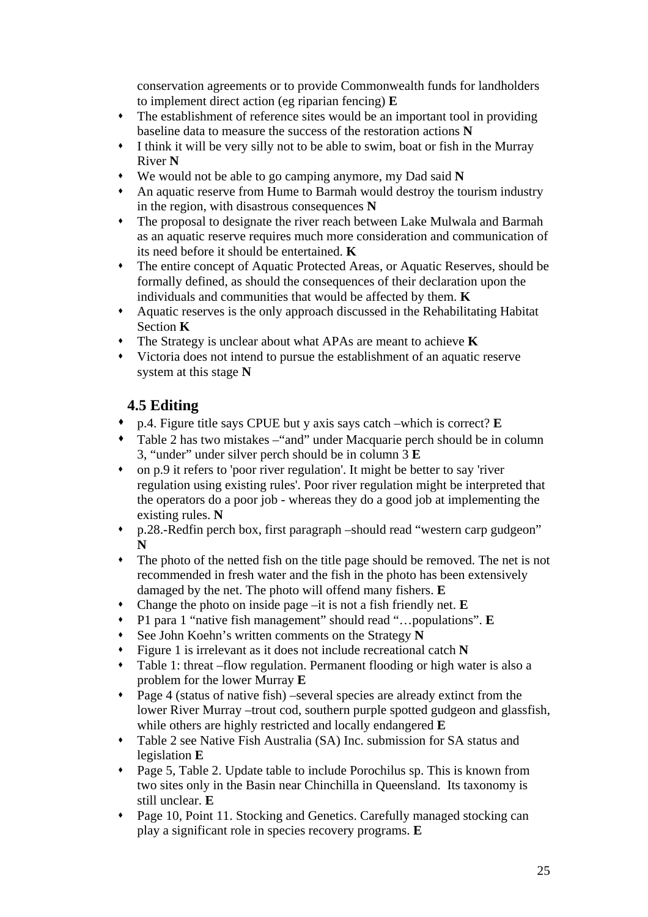conservation agreements or to provide Commonwealth funds for landholders to implement direct action (eg riparian fencing) **E**

- The establishment of reference sites would be an important tool in providing baseline data to measure the success of the restoration actions **N**
- I think it will be very silly not to be able to swim, boat or fish in the Murray River **N**
- We would not be able to go camping anymore, my Dad said **N**
- An aquatic reserve from Hume to Barmah would destroy the tourism industry in the region, with disastrous consequences **N**
- The proposal to designate the river reach between Lake Mulwala and Barmah as an aquatic reserve requires much more consideration and communication of its need before it should be entertained. **K**
- The entire concept of Aquatic Protected Areas, or Aquatic Reserves, should be formally defined, as should the consequences of their declaration upon the individuals and communities that would be affected by them. **K**
- Aquatic reserves is the only approach discussed in the Rehabilitating Habitat Section **K**
- The Strategy is unclear about what APAs are meant to achieve **K**
- Victoria does not intend to pursue the establishment of an aquatic reserve system at this stage **N**

## 4.5 Editing

- p.4. Figure title says CPUE but y axis says catch –which is correct? **E**
- Table 2 has two mistakes –"and" under Macquarie perch should be in column 3, "under" under silver perch should be in column 3 **E**
- on p.9 it refers to 'poor river regulation'. It might be better to say 'river regulation using existing rules'. Poor river regulation might be interpreted that the operators do a poor job - whereas they do a good job at implementing the existing rules. **N**
- p.28.-Redfin perch box, first paragraph –should read "western carp gudgeon" **N**
- The photo of the netted fish on the title page should be removed. The net is not recommended in fresh water and the fish in the photo has been extensively damaged by the net. The photo will offend many fishers. **E**
- Change the photo on inside page –it is not a fish friendly net. **E**
- P1 para 1 "native fish management" should read "…populations". **E**
- See John Koehn's written comments on the Strategy **N**
- Figure 1 is irrelevant as it does not include recreational catch **N**
- Table 1: threat –flow regulation. Permanent flooding or high water is also a problem for the lower Murray **E**
- Page 4 (status of native fish) –several species are already extinct from the lower River Murray –trout cod, southern purple spotted gudgeon and glassfish, while others are highly restricted and locally endangered **E**
- Table 2 see Native Fish Australia (SA) Inc. submission for SA status and legislation **E**
- Page 5, Table 2. Update table to include Porochilus sp. This is known from two sites only in the Basin near Chinchilla in Queensland. Its taxonomy is still unclear. **E**
- Page 10, Point 11. Stocking and Genetics. Carefully managed stocking can play a significant role in species recovery programs. **E**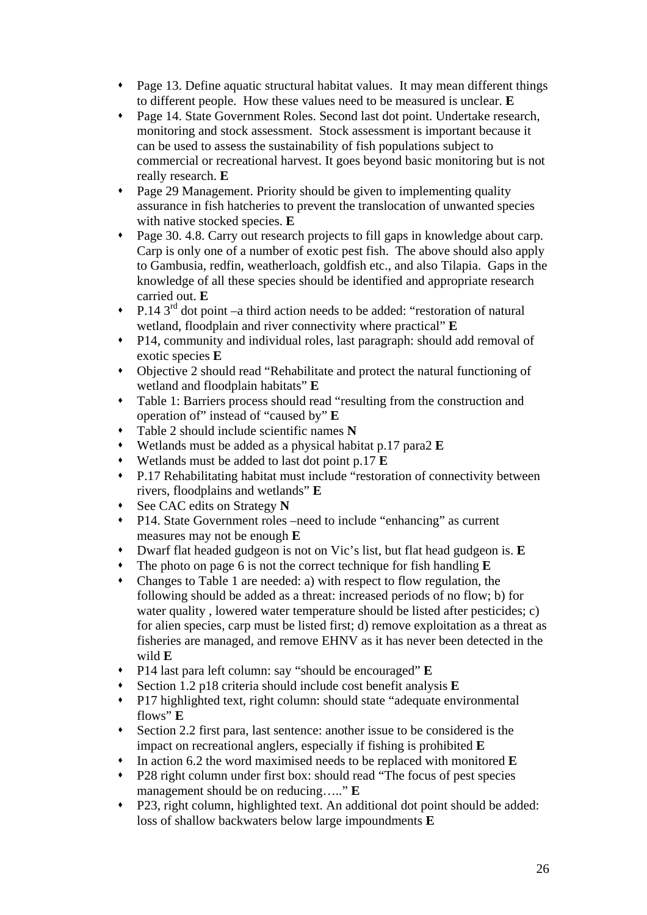- Page 13. Define aquatic structural habitat values. It may mean different things to different people. How these values need to be measured is unclear. **E**
- Page 14. State Government Roles. Second last dot point. Undertake research, monitoring and stock assessment. Stock assessment is important because it can be used to assess the sustainability of fish populations subject to commercial or recreational harvest. It goes beyond basic monitoring but is not really research. **E**
- Page 29 Management. Priority should be given to implementing quality assurance in fish hatcheries to prevent the translocation of unwanted species with native stocked species. **E**
- Page 30. 4.8. Carry out research projects to fill gaps in knowledge about carp. Carp is only one of a number of exotic pest fish. The above should also apply to Gambusia, redfin, weatherloach, goldfish etc., and also Tilapia. Gaps in the knowledge of all these species should be identified and appropriate research carried out. **E**
- P.14 3rd dot point –a third action needs to be added: "restoration of natural wetland, floodplain and river connectivity where practical" **E**
- P14, community and individual roles, last paragraph: should add removal of exotic species **E**
- Objective 2 should read "Rehabilitate and protect the natural functioning of wetland and floodplain habitats" **E**
- Table 1: Barriers process should read "resulting from the construction and operation of" instead of "caused by" **E**
- Table 2 should include scientific names **N**
- Wetlands must be added as a physical habitat p.17 para2 **E**
- Wetlands must be added to last dot point p.17 **E**
- P.17 Rehabilitating habitat must include "restoration of connectivity between rivers, floodplains and wetlands" **E**
- See CAC edits on Strategy **N**
- P14. State Government roles –need to include "enhancing" as current measures may not be enough **E**
- Dwarf flat headed gudgeon is not on Vic's list, but flat head gudgeon is. **E**
- The photo on page 6 is not the correct technique for fish handling **E**
- Changes to Table 1 are needed: a) with respect to flow regulation, the following should be added as a threat: increased periods of no flow; b) for water quality , lowered water temperature should be listed after pesticides; c) for alien species, carp must be listed first; d) remove exploitation as a threat as fisheries are managed, and remove EHNV as it has never been detected in the wild **E**
- P14 last para left column: say "should be encouraged" **E**
- Section 1.2 p18 criteria should include cost benefit analysis **E**
- P17 highlighted text, right column: should state "adequate environmental flows" **E**
- Section 2.2 first para, last sentence: another issue to be considered is the impact on recreational anglers, especially if fishing is prohibited **E**
- In action 6.2 the word maximised needs to be replaced with monitored **E**
- P28 right column under first box: should read "The focus of pest species management should be on reducing….." **E**
- P23, right column, highlighted text. An additional dot point should be added: loss of shallow backwaters below large impoundments **E**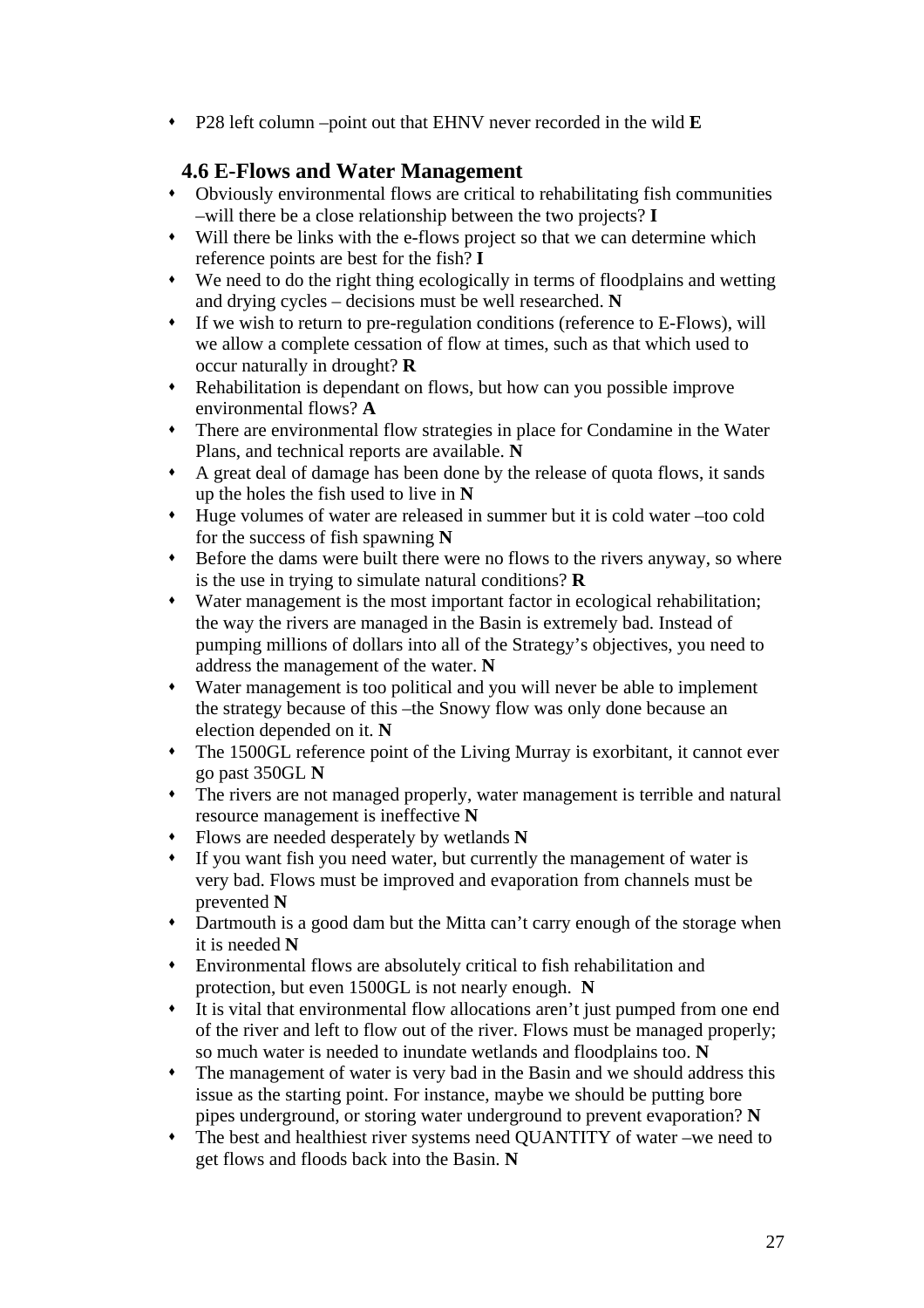- P28 left column –point out that EHNV never recorded in the wild **E**

## 4.6 E-Flows and Water Management

- Obviously environmental flows are critical to rehabilitating fish communities –will there be a close relationship between the two projects? **I**
- Will there be links with the e-flows project so that we can determine which reference points are best for the fish? **I**
- We need to do the right thing ecologically in terms of floodplains and wetting and drying cycles – decisions must be well researched. **N**
- If we wish to return to pre-regulation conditions (reference to E-Flows), will we allow a complete cessation of flow at times, such as that which used to occur naturally in drought? **R**
- Rehabilitation is dependant on flows, but how can you possible improve environmental flows? **A**
- There are environmental flow strategies in place for Condamine in the Water Plans, and technical reports are available. **N**
- A great deal of damage has been done by the release of quota flows, it sands up the holes the fish used to live in **N**
- Huge volumes of water are released in summer but it is cold water –too cold for the success of fish spawning **N**
- Before the dams were built there were no flows to the rivers anyway, so where is the use in trying to simulate natural conditions? **R**
- Water management is the most important factor in ecological rehabilitation; the way the rivers are managed in the Basin is extremely bad. Instead of pumping millions of dollars into all of the Strategy's objectives, you need to address the management of the water. **N**
- Water management is too political and you will never be able to implement the strategy because of this –the Snowy flow was only done because an election depended on it. **N**
- The 1500GL reference point of the Living Murray is exorbitant, it cannot ever go past 350GL **N**
- The rivers are not managed properly, water management is terrible and natural resource management is ineffective **N**
- Flows are needed desperately by wetlands **N**
- If you want fish you need water, but currently the management of water is very bad. Flows must be improved and evaporation from channels must be prevented **N**
- Dartmouth is a good dam but the Mitta can't carry enough of the storage when it is needed **N**
- Environmental flows are absolutely critical to fish rehabilitation and protection, but even 1500GL is not nearly enough. **N**
- It is vital that environmental flow allocations aren't just pumped from one end of the river and left to flow out of the river. Flows must be managed properly; so much water is needed to inundate wetlands and floodplains too. **N**
- The management of water is very bad in the Basin and we should address this issue as the starting point. For instance, maybe we should be putting bore pipes underground, or storing water underground to prevent evaporation? **N**
- The best and healthiest river systems need QUANTITY of water –we need to get flows and floods back into the Basin. **N**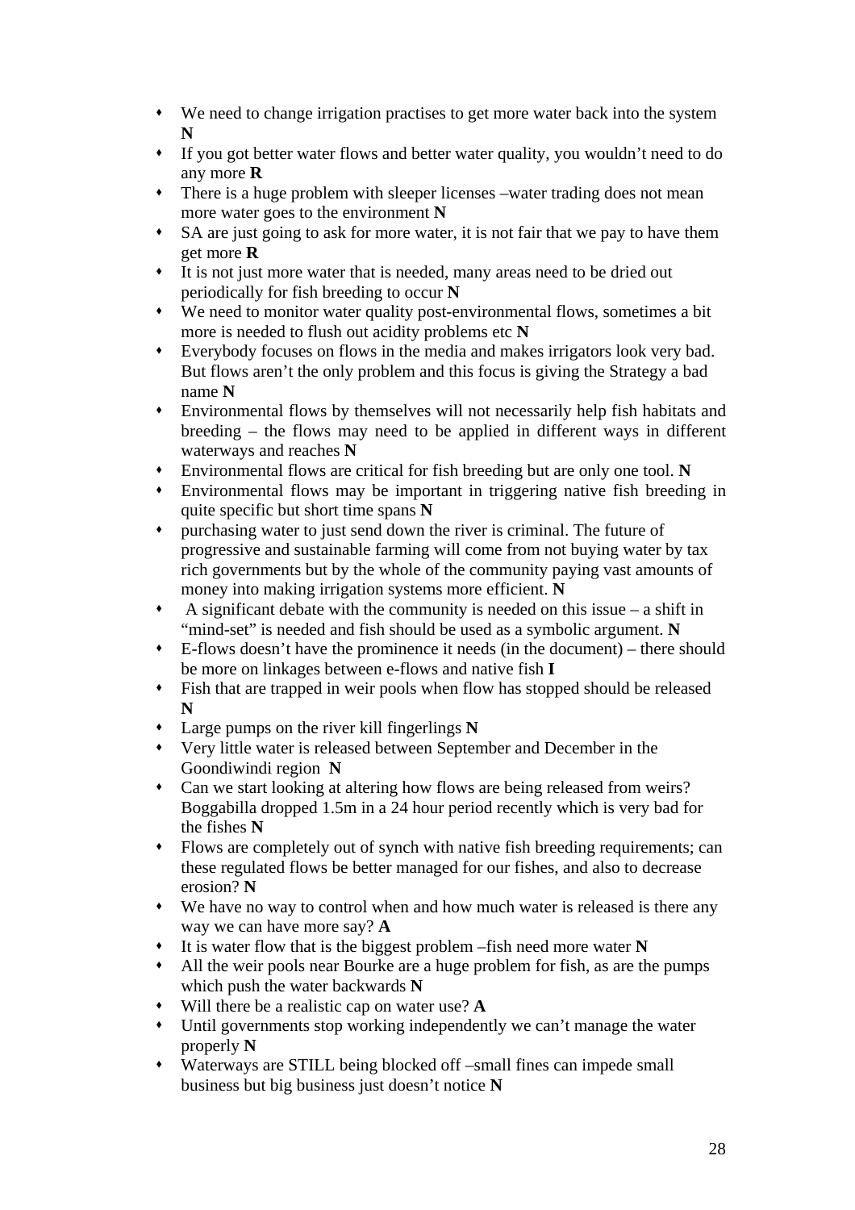- We need to change irrigation practises to get more water back into the system **N**
- If you got better water flows and better water quality, you wouldn't need to do any more **R**
- There is a huge problem with sleeper licenses –water trading does not mean more water goes to the environment **N**
- SA are just going to ask for more water, it is not fair that we pay to have them get more **R**
- It is not just more water that is needed, many areas need to be dried out periodically for fish breeding to occur **N**
- We need to monitor water quality post-environmental flows, sometimes a bit more is needed to flush out acidity problems etc **N**
- Everybody focuses on flows in the media and makes irrigators look very bad. But flows aren't the only problem and this focus is giving the Strategy a bad name **N**
- Environmental flows by themselves will not necessarily help fish habitats and breeding – the flows may need to be applied in different ways in different waterways and reaches **N**
- Environmental flows are critical for fish breeding but are only one tool. **N**
- Environmental flows may be important in triggering native fish breeding in quite specific but short time spans **N**
- purchasing water to just send down the river is criminal. The future of progressive and sustainable farming will come from not buying water by tax rich governments but by the whole of the community paying vast amounts of money into making irrigation systems more efficient. **N**
- A significant debate with the community is needed on this issue – a shift in "mind-set" is needed and fish should be used as a symbolic argument. **N**
- E-flows doesn't have the prominence it needs (in the document) – there should be more on linkages between e-flows and native fish **I**
- Fish that are trapped in weir pools when flow has stopped should be released **N**
- Large pumps on the river kill fingerlings **N**
- Very little water is released between September and December in the Goondiwindi region **N**
- Can we start looking at altering how flows are being released from weirs? Boggabilla dropped 1.5m in a 24 hour period recently which is very bad for the fishes **N**
- Flows are completely out of synch with native fish breeding requirements; can these regulated flows be better managed for our fishes, and also to decrease erosion? **N**
- We have no way to control when and how much water is released is there any way we can have more say? **A**
- It is water flow that is the biggest problem –fish need more water **N**
- All the weir pools near Bourke are a huge problem for fish, as are the pumps which push the water backwards **N**
- Will there be a realistic cap on water use? **A**
- Until governments stop working independently we can't manage the water properly **N**
- Waterways are STILL being blocked off –small fines can impede small business but big business just doesn't notice **N**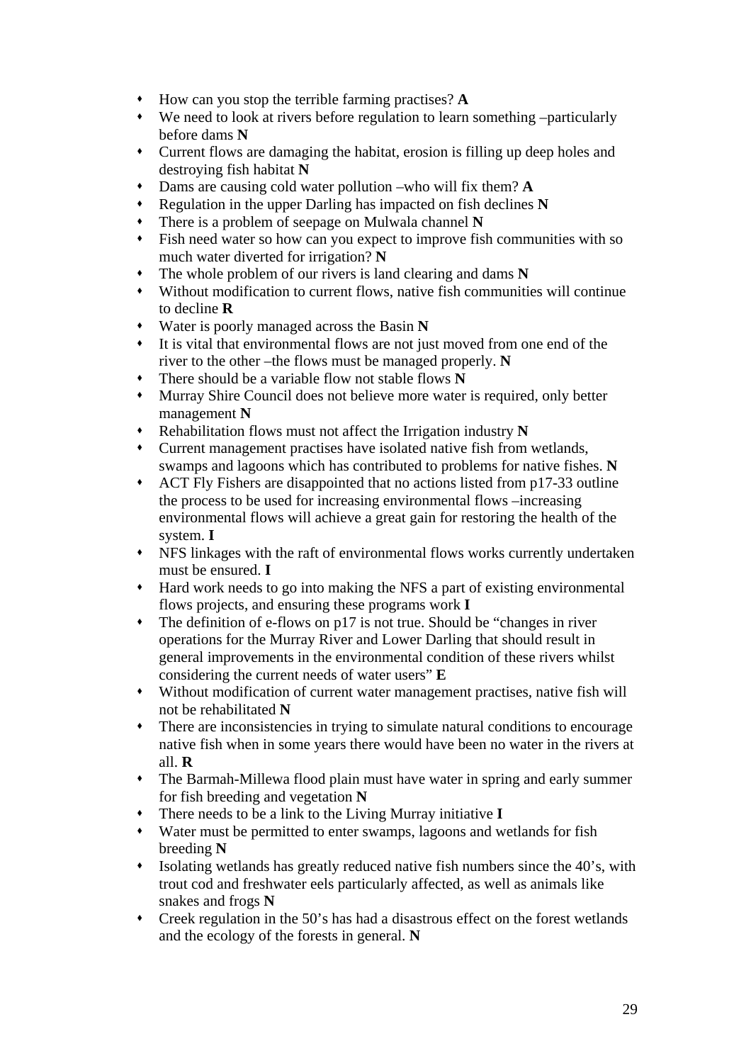- How can you stop the terrible farming practises? **A**
- We need to look at rivers before regulation to learn something –particularly before dams **N**
- Current flows are damaging the habitat, erosion is filling up deep holes and destroying fish habitat **N**
- Dams are causing cold water pollution –who will fix them? **A**
- Regulation in the upper Darling has impacted on fish declines **N**
- There is a problem of seepage on Mulwala channel **N**
- Fish need water so how can you expect to improve fish communities with so much water diverted for irrigation? **N**
- The whole problem of our rivers is land clearing and dams **N**
- Without modification to current flows, native fish communities will continue to decline **R**
- Water is poorly managed across the Basin **N**
- It is vital that environmental flows are not just moved from one end of the river to the other –the flows must be managed properly. **N**
- There should be a variable flow not stable flows **N**
- Murray Shire Council does not believe more water is required, only better management **N**
- Rehabilitation flows must not affect the Irrigation industry **N**
- Current management practises have isolated native fish from wetlands, swamps and lagoons which has contributed to problems for native fishes. **N**
- ACT Fly Fishers are disappointed that no actions listed from p17-33 outline the process to be used for increasing environmental flows –increasing environmental flows will achieve a great gain for restoring the health of the system. **I**
- NFS linkages with the raft of environmental flows works currently undertaken must be ensured. **I**
- Hard work needs to go into making the NFS a part of existing environmental flows projects, and ensuring these programs work **I**
- The definition of e-flows on p17 is not true. Should be "changes in river operations for the Murray River and Lower Darling that should result in general improvements in the environmental condition of these rivers whilst considering the current needs of water users" **E**
- Without modification of current water management practises, native fish will not be rehabilitated **N**
- There are inconsistencies in trying to simulate natural conditions to encourage native fish when in some years there would have been no water in the rivers at all. **R**
- The Barmah-Millewa flood plain must have water in spring and early summer for fish breeding and vegetation **N**
- There needs to be a link to the Living Murray initiative **I**
- Water must be permitted to enter swamps, lagoons and wetlands for fish breeding **N**
- Isolating wetlands has greatly reduced native fish numbers since the 40's, with trout cod and freshwater eels particularly affected, as well as animals like snakes and frogs **N**
- Creek regulation in the 50's has had a disastrous effect on the forest wetlands and the ecology of the forests in general. **N**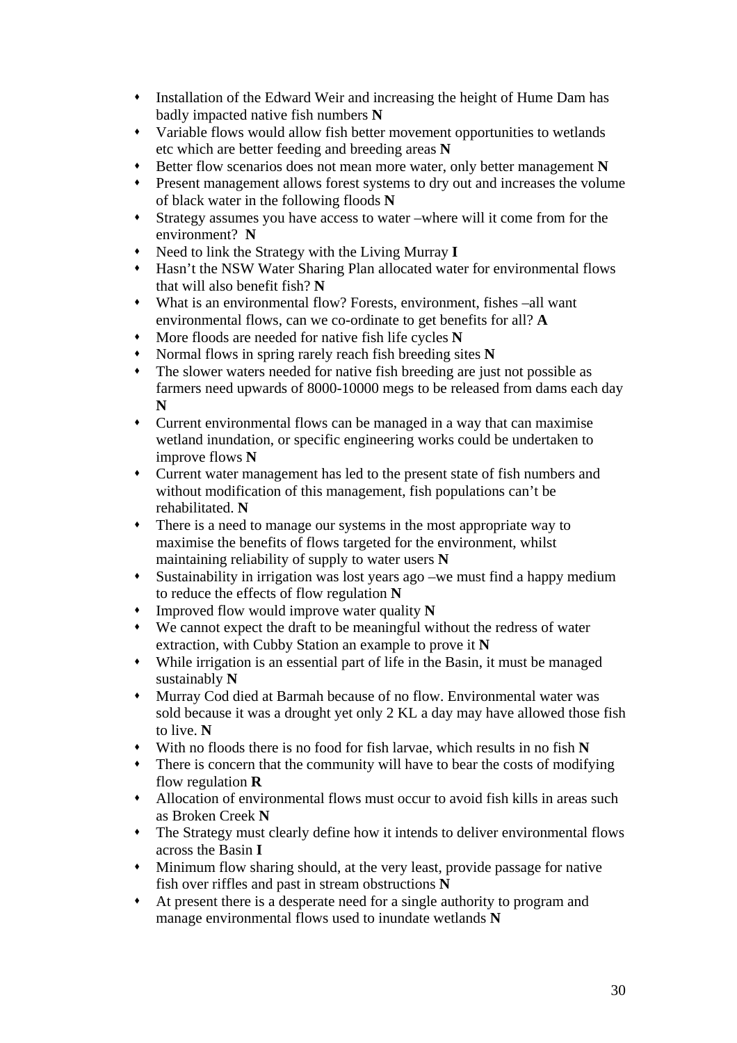- Installation of the Edward Weir and increasing the height of Hume Dam has badly impacted native fish numbers **N**
- Variable flows would allow fish better movement opportunities to wetlands etc which are better feeding and breeding areas **N**
- Better flow scenarios does not mean more water, only better management **N**
- Present management allows forest systems to dry out and increases the volume of black water in the following floods **N**
- Strategy assumes you have access to water –where will it come from for the environment? **N**
- Need to link the Strategy with the Living Murray **I**
- Hasn't the NSW Water Sharing Plan allocated water for environmental flows that will also benefit fish? **N**
- What is an environmental flow? Forests, environment, fishes –all want environmental flows, can we co-ordinate to get benefits for all? **A**
- More floods are needed for native fish life cycles **N**
- Normal flows in spring rarely reach fish breeding sites **N**
- The slower waters needed for native fish breeding are just not possible as farmers need upwards of 8000-10000 megs to be released from dams each day **N**
- Current environmental flows can be managed in a way that can maximise wetland inundation, or specific engineering works could be undertaken to improve flows **N**
- Current water management has led to the present state of fish numbers and without modification of this management, fish populations can't be rehabilitated. **N**
- There is a need to manage our systems in the most appropriate way to maximise the benefits of flows targeted for the environment, whilst maintaining reliability of supply to water users **N**
- Sustainability in irrigation was lost years ago –we must find a happy medium to reduce the effects of flow regulation **N**
- Improved flow would improve water quality **N**
- We cannot expect the draft to be meaningful without the redress of water extraction, with Cubby Station an example to prove it **N**
- While irrigation is an essential part of life in the Basin, it must be managed sustainably **N**
- Murray Cod died at Barmah because of no flow. Environmental water was sold because it was a drought yet only 2 KL a day may have allowed those fish to live. **N**
- With no floods there is no food for fish larvae, which results in no fish **N**
- There is concern that the community will have to bear the costs of modifying flow regulation **R**
- Allocation of environmental flows must occur to avoid fish kills in areas such as Broken Creek **N**
- The Strategy must clearly define how it intends to deliver environmental flows across the Basin **I**
- Minimum flow sharing should, at the very least, provide passage for native fish over riffles and past in stream obstructions **N**
- At present there is a desperate need for a single authority to program and manage environmental flows used to inundate wetlands **N**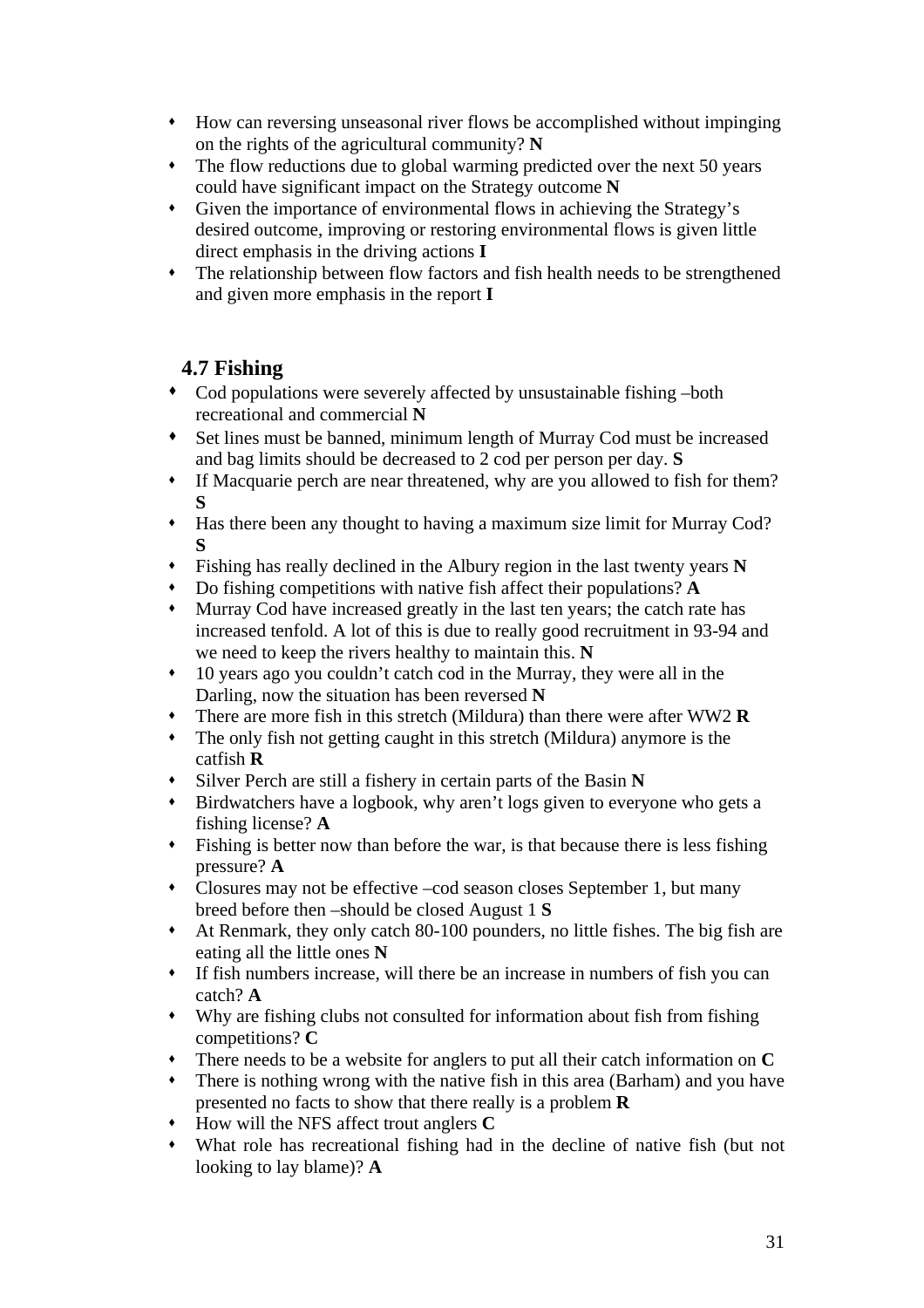- How can reversing unseasonal river flows be accomplished without impinging on the rights of the agricultural community? **N**
- The flow reductions due to global warming predicted over the next 50 years could have significant impact on the Strategy outcome **N**
- Given the importance of environmental flows in achieving the Strategy's desired outcome, improving or restoring environmental flows is given little direct emphasis in the driving actions **I**
- The relationship between flow factors and fish health needs to be strengthened and given more emphasis in the report **I**

## 4.7 Fishing

- Cod populations were severely affected by unsustainable fishing –both recreational and commercial **N**
- Set lines must be banned, minimum length of Murray Cod must be increased and bag limits should be decreased to 2 cod per person per day. **S**
- If Macquarie perch are near threatened, why are you allowed to fish for them? **S**
- Has there been any thought to having a maximum size limit for Murray Cod? **S**
- Fishing has really declined in the Albury region in the last twenty years **N**
- Do fishing competitions with native fish affect their populations? **A**
- Murray Cod have increased greatly in the last ten years; the catch rate has increased tenfold. A lot of this is due to really good recruitment in 93-94 and we need to keep the rivers healthy to maintain this. **N**
- 10 years ago you couldn't catch cod in the Murray, they were all in the Darling, now the situation has been reversed **N**
- There are more fish in this stretch (Mildura) than there were after WW2 **R**
- The only fish not getting caught in this stretch (Mildura) anymore is the catfish **R**
- Silver Perch are still a fishery in certain parts of the Basin **N**
- Birdwatchers have a logbook, why aren't logs given to everyone who gets a fishing license? **A**
- Fishing is better now than before the war, is that because there is less fishing pressure? **A**
- Closures may not be effective –cod season closes September 1, but many breed before then –should be closed August 1 **S**
- At Renmark, they only catch 80-100 pounders, no little fishes. The big fish are eating all the little ones **N**
- If fish numbers increase, will there be an increase in numbers of fish you can catch? **A**
- Why are fishing clubs not consulted for information about fish from fishing competitions? **C**
- There needs to be a website for anglers to put all their catch information on **C**
- There is nothing wrong with the native fish in this area (Barham) and you have presented no facts to show that there really is a problem **R**
- How will the NFS affect trout anglers **C**
- What role has recreational fishing had in the decline of native fish (but not looking to lay blame)? **A**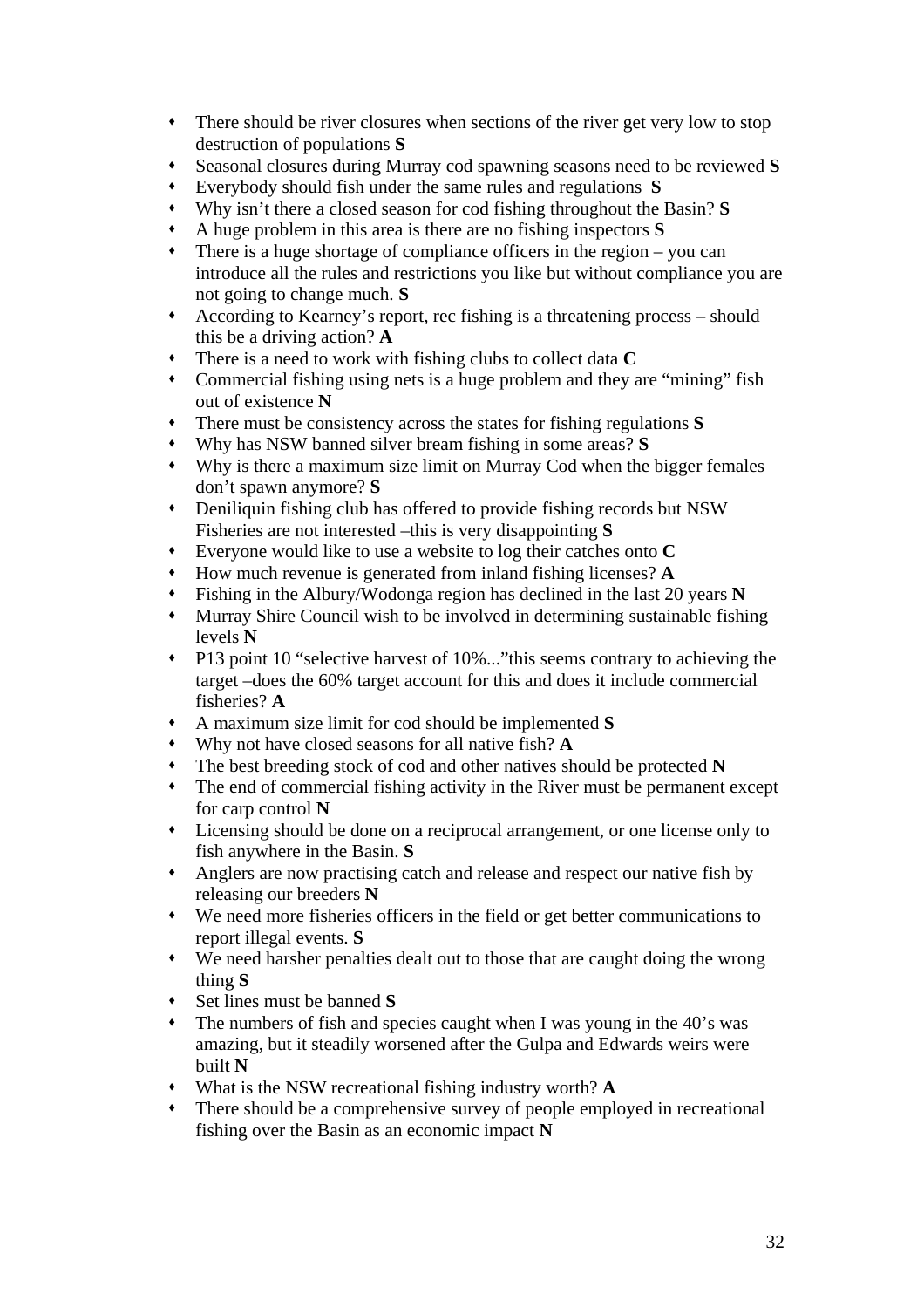- There should be river closures when sections of the river get very low to stop destruction of populations **S**
- Seasonal closures during Murray cod spawning seasons need to be reviewed **S**
- Everybody should fish under the same rules and regulations **S**
- Why isn't there a closed season for cod fishing throughout the Basin? **S**
- A huge problem in this area is there are no fishing inspectors **S**
- There is a huge shortage of compliance officers in the region – you can introduce all the rules and restrictions you like but without compliance you are not going to change much. **S**
- According to Kearney's report, rec fishing is a threatening process – should this be a driving action? **A**
- There is a need to work with fishing clubs to collect data **C**
- Commercial fishing using nets is a huge problem and they are "mining" fish out of existence **N**
- There must be consistency across the states for fishing regulations **S**
- Why has NSW banned silver bream fishing in some areas? **S**
- Why is there a maximum size limit on Murray Cod when the bigger females don't spawn anymore? **S**
- Deniliquin fishing club has offered to provide fishing records but NSW Fisheries are not interested –this is very disappointing **S**
- Everyone would like to use a website to log their catches onto **C**
- How much revenue is generated from inland fishing licenses? **A**
- Fishing in the Albury/Wodonga region has declined in the last 20 years **N**
- Murray Shire Council wish to be involved in determining sustainable fishing levels **N**
- P13 point 10 "selective harvest of 10%..."this seems contrary to achieving the target –does the 60% target account for this and does it include commercial fisheries? **A**
- A maximum size limit for cod should be implemented **S**
- Why not have closed seasons for all native fish? **A**
- The best breeding stock of cod and other natives should be protected **N**
- The end of commercial fishing activity in the River must be permanent except for carp control **N**
- Licensing should be done on a reciprocal arrangement, or one license only to fish anywhere in the Basin. **S**
- Anglers are now practising catch and release and respect our native fish by releasing our breeders **N**
- We need more fisheries officers in the field or get better communications to report illegal events. **S**
- We need harsher penalties dealt out to those that are caught doing the wrong thing **S**
- Set lines must be banned **S**
- The numbers of fish and species caught when I was young in the 40's was amazing, but it steadily worsened after the Gulpa and Edwards weirs were built **N**
- What is the NSW recreational fishing industry worth? **A**
- There should be a comprehensive survey of people employed in recreational fishing over the Basin as an economic impact **N**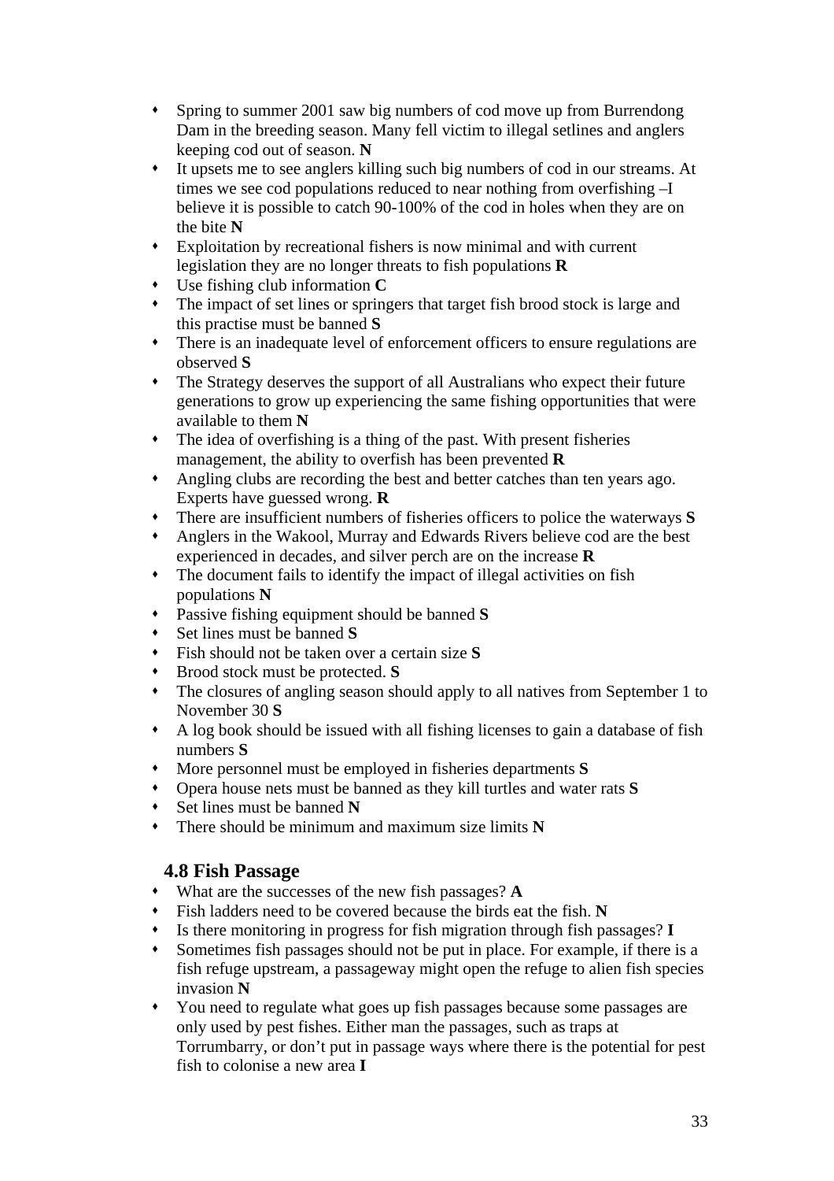- Spring to summer 2001 saw big numbers of cod move up from Burrendong Dam in the breeding season. Many fell victim to illegal setlines and anglers keeping cod out of season. **N**
- It upsets me to see anglers killing such big numbers of cod in our streams. At times we see cod populations reduced to near nothing from overfishing –I believe it is possible to catch 90-100% of the cod in holes when they are on the bite **N**
- Exploitation by recreational fishers is now minimal and with current legislation they are no longer threats to fish populations **R**
- Use fishing club information **C**
- The impact of set lines or springers that target fish brood stock is large and this practise must be banned **S**
- There is an inadequate level of enforcement officers to ensure regulations are observed **S**
- The Strategy deserves the support of all Australians who expect their future generations to grow up experiencing the same fishing opportunities that were available to them **N**
- The idea of overfishing is a thing of the past. With present fisheries management, the ability to overfish has been prevented **R**
- Angling clubs are recording the best and better catches than ten years ago. Experts have guessed wrong. **R**
- There are insufficient numbers of fisheries officers to police the waterways **S**
- Anglers in the Wakool, Murray and Edwards Rivers believe cod are the best experienced in decades, and silver perch are on the increase **R**
- The document fails to identify the impact of illegal activities on fish populations **N**
- Passive fishing equipment should be banned **S**
- Set lines must be banned **S**
- Fish should not be taken over a certain size **S**
- Brood stock must be protected. **S**
- The closures of angling season should apply to all natives from September 1 to November 30 **S**
- A log book should be issued with all fishing licenses to gain a database of fish numbers **S**
- More personnel must be employed in fisheries departments **S**
- Opera house nets must be banned as they kill turtles and water rats **S**
- Set lines must be banned **N**
- There should be minimum and maximum size limits **N**

## 4.8 Fish Passage

- What are the successes of the new fish passages? **A**
- Fish ladders need to be covered because the birds eat the fish. **N**
- Is there monitoring in progress for fish migration through fish passages? **I**
- Sometimes fish passages should not be put in place. For example, if there is a fish refuge upstream, a passageway might open the refuge to alien fish species invasion **N**
- You need to regulate what goes up fish passages because some passages are only used by pest fishes. Either man the passages, such as traps at Torrumbarry, or don't put in passage ways where there is the potential for pest fish to colonise a new area **I**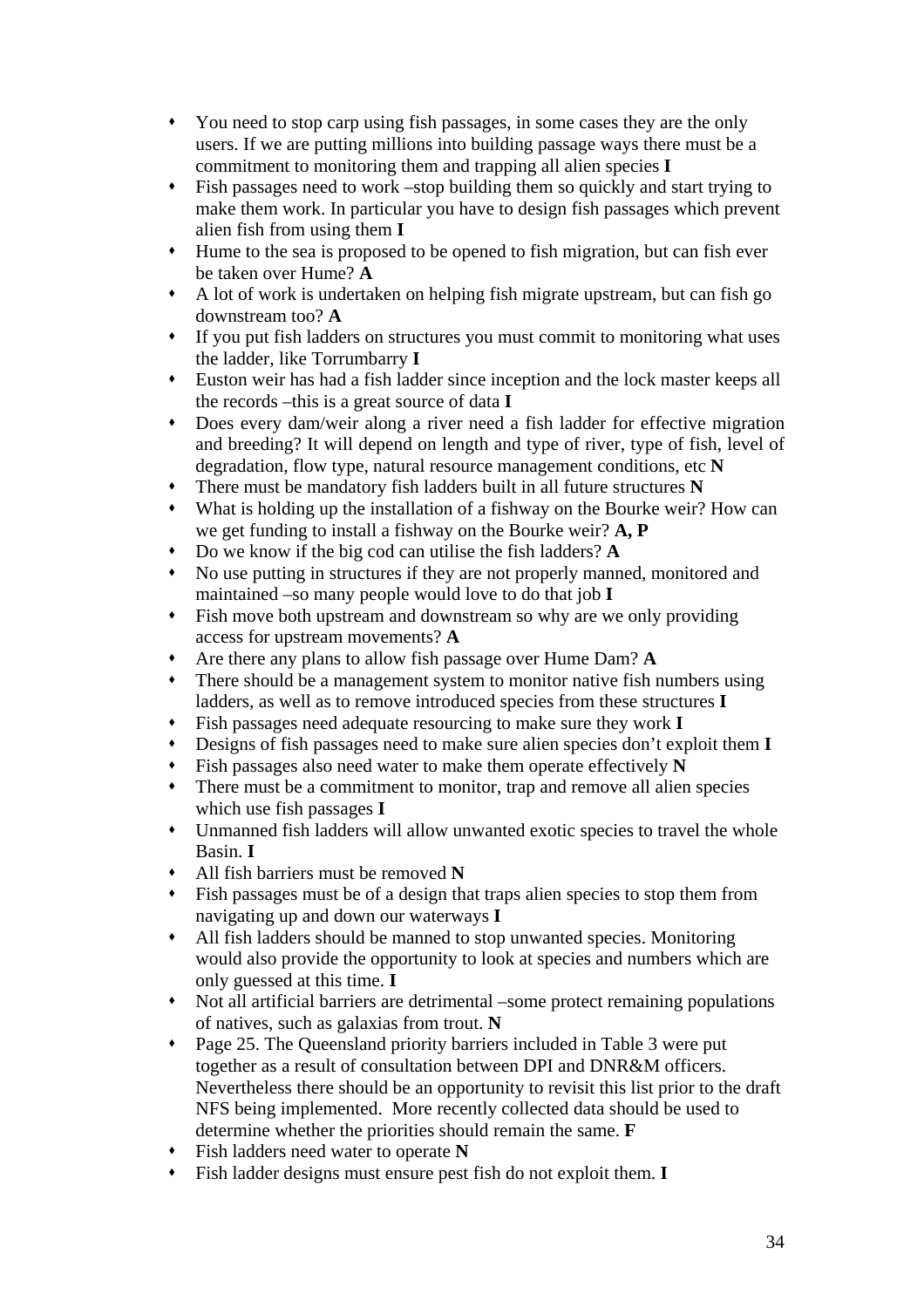- You need to stop carp using fish passages, in some cases they are the only users. If we are putting millions into building passage ways there must be a commitment to monitoring them and trapping all alien species **I**
- Fish passages need to work –stop building them so quickly and start trying to make them work. In particular you have to design fish passages which prevent alien fish from using them **I**
- Hume to the sea is proposed to be opened to fish migration, but can fish ever be taken over Hume? **A**
- A lot of work is undertaken on helping fish migrate upstream, but can fish go downstream too? **A**
- If you put fish ladders on structures you must commit to monitoring what uses the ladder, like Torrumbarry **I**
- Euston weir has had a fish ladder since inception and the lock master keeps all the records –this is a great source of data **I**
- Does every dam/weir along a river need a fish ladder for effective migration and breeding? It will depend on length and type of river, type of fish, level of degradation, flow type, natural resource management conditions, etc **N**
- There must be mandatory fish ladders built in all future structures **N**
- What is holding up the installation of a fishway on the Bourke weir? How can we get funding to install a fishway on the Bourke weir? **A, P**
- Do we know if the big cod can utilise the fish ladders? **A**
- No use putting in structures if they are not properly manned, monitored and maintained –so many people would love to do that job **I**
- Fish move both upstream and downstream so why are we only providing access for upstream movements? **A**
- Are there any plans to allow fish passage over Hume Dam? **A**
- There should be a management system to monitor native fish numbers using ladders, as well as to remove introduced species from these structures **I**
- Fish passages need adequate resourcing to make sure they work **I**
- Designs of fish passages need to make sure alien species don't exploit them **I**
- Fish passages also need water to make them operate effectively **N**
- There must be a commitment to monitor, trap and remove all alien species which use fish passages **I**
- Unmanned fish ladders will allow unwanted exotic species to travel the whole Basin. **I**
- All fish barriers must be removed **N**
- Fish passages must be of a design that traps alien species to stop them from navigating up and down our waterways **I**
- All fish ladders should be manned to stop unwanted species. Monitoring would also provide the opportunity to look at species and numbers which are only guessed at this time. **I**
- Not all artificial barriers are detrimental –some protect remaining populations of natives, such as galaxias from trout. **N**
- Page 25. The Queensland priority barriers included in Table 3 were put together as a result of consultation between DPI and DNR&M officers. Nevertheless there should be an opportunity to revisit this list prior to the draft NFS being implemented. More recently collected data should be used to determine whether the priorities should remain the same. **F**
- Fish ladders need water to operate **N**
- Fish ladder designs must ensure pest fish do not exploit them. **I**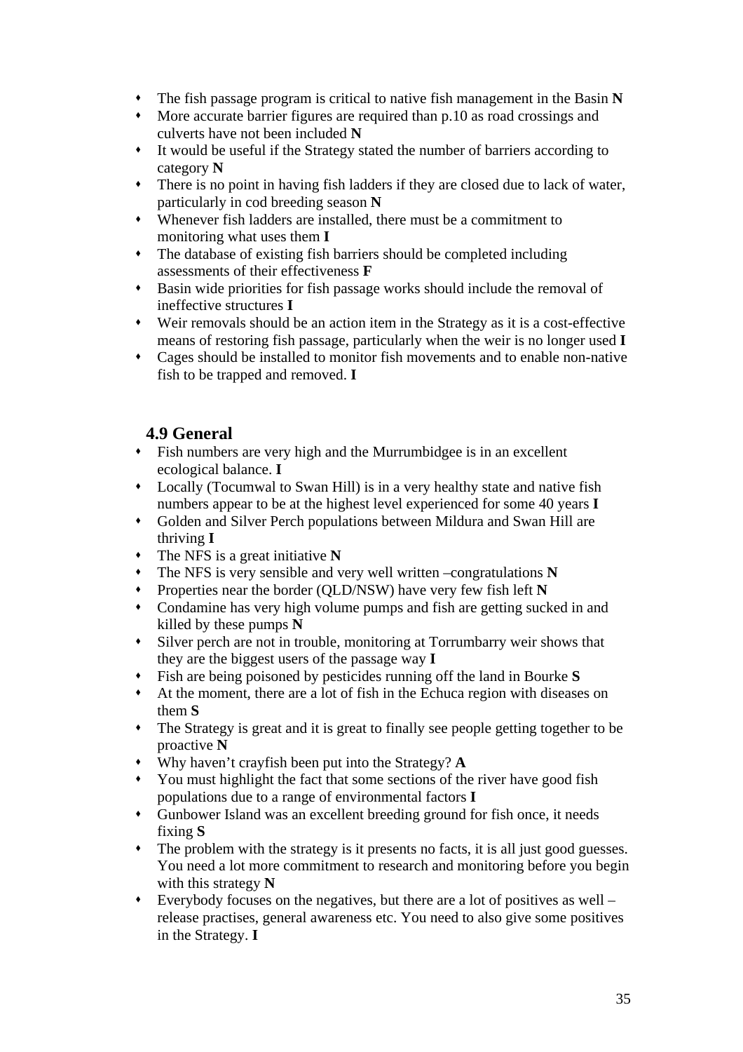- The fish passage program is critical to native fish management in the Basin **N**
- More accurate barrier figures are required than p.10 as road crossings and culverts have not been included **N**
- It would be useful if the Strategy stated the number of barriers according to category **N**
- There is no point in having fish ladders if they are closed due to lack of water, particularly in cod breeding season **N**
- Whenever fish ladders are installed, there must be a commitment to monitoring what uses them **I**
- The database of existing fish barriers should be completed including assessments of their effectiveness **F**
- Basin wide priorities for fish passage works should include the removal of ineffective structures **I**
- Weir removals should be an action item in the Strategy as it is a cost-effective means of restoring fish passage, particularly when the weir is no longer used **I**
- Cages should be installed to monitor fish movements and to enable non-native fish to be trapped and removed. **I**

## 4.9 General

- Fish numbers are very high and the Murrumbidgee is in an excellent ecological balance. **I**
- Locally (Tocumwal to Swan Hill) is in a very healthy state and native fish numbers appear to be at the highest level experienced for some 40 years **I**
- Golden and Silver Perch populations between Mildura and Swan Hill are thriving **I**
- The NFS is a great initiative **N**
- The NFS is very sensible and very well written –congratulations **N**
- Properties near the border (QLD/NSW) have very few fish left **N**
- Condamine has very high volume pumps and fish are getting sucked in and killed by these pumps **N**
- Silver perch are not in trouble, monitoring at Torrumbarry weir shows that they are the biggest users of the passage way **I**
- Fish are being poisoned by pesticides running off the land in Bourke **S**
- At the moment, there are a lot of fish in the Echuca region with diseases on them **S**
- The Strategy is great and it is great to finally see people getting together to be proactive **N**
- Why haven't crayfish been put into the Strategy? **A**
- You must highlight the fact that some sections of the river have good fish populations due to a range of environmental factors **I**
- Gunbower Island was an excellent breeding ground for fish once, it needs fixing **S**
- The problem with the strategy is it presents no facts, it is all just good guesses. You need a lot more commitment to research and monitoring before you begin with this strategy **N**
- Everybody focuses on the negatives, but there are a lot of positives as well – release practises, general awareness etc. You need to also give some positives in the Strategy. **I**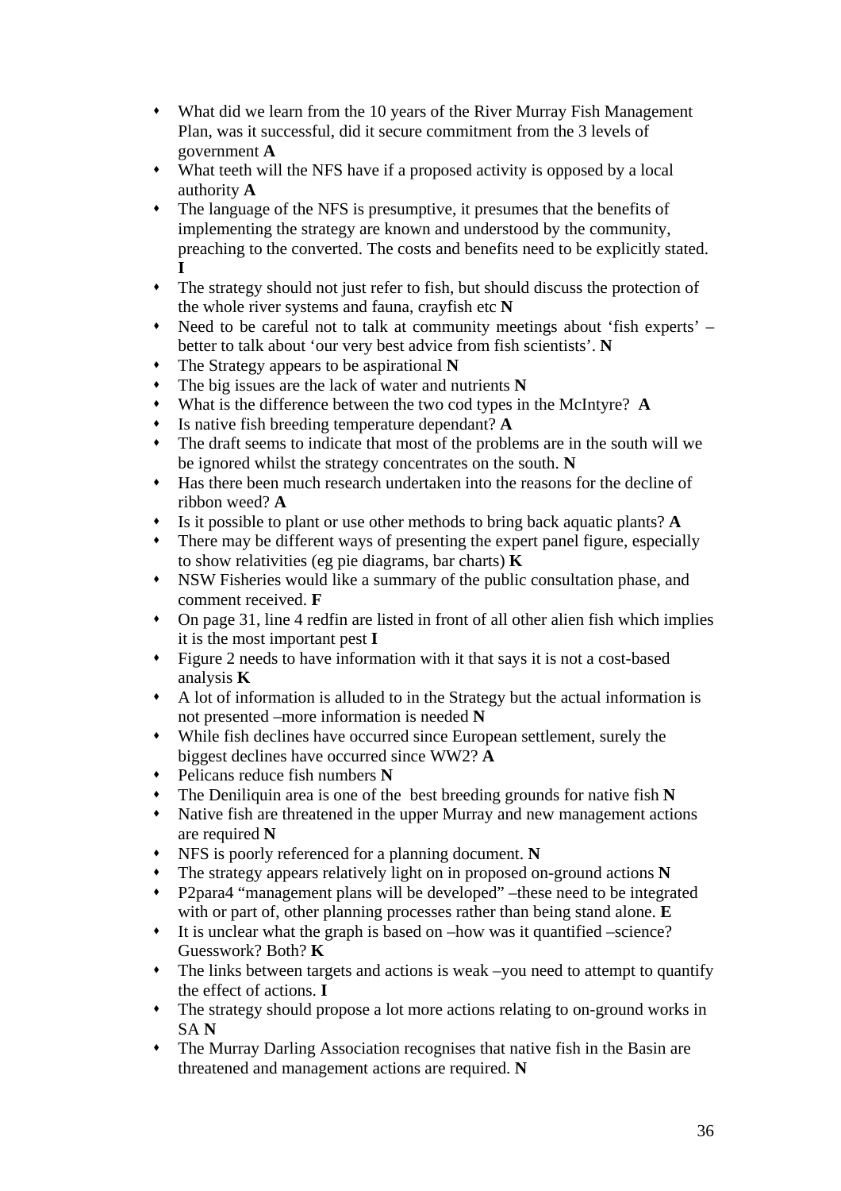- What did we learn from the 10 years of the River Murray Fish Management Plan, was it successful, did it secure commitment from the 3 levels of government **A**
- What teeth will the NFS have if a proposed activity is opposed by a local authority **A**
- The language of the NFS is presumptive, it presumes that the benefits of implementing the strategy are known and understood by the community, preaching to the converted. The costs and benefits need to be explicitly stated. **I**
- The strategy should not just refer to fish, but should discuss the protection of the whole river systems and fauna, crayfish etc **N**
- Need to be careful not to talk at community meetings about 'fish experts' – better to talk about 'our very best advice from fish scientists'. **N**
- The Strategy appears to be aspirational **N**
- The big issues are the lack of water and nutrients **N**
- What is the difference between the two cod types in the McIntyre? **A**
- Is native fish breeding temperature dependant? **A**
- The draft seems to indicate that most of the problems are in the south will we be ignored whilst the strategy concentrates on the south. **N**
- Has there been much research undertaken into the reasons for the decline of ribbon weed? **A**
- Is it possible to plant or use other methods to bring back aquatic plants? **A**
- There may be different ways of presenting the expert panel figure, especially to show relativities (eg pie diagrams, bar charts) **K**
- NSW Fisheries would like a summary of the public consultation phase, and comment received. **F**
- On page 31, line 4 redfin are listed in front of all other alien fish which implies it is the most important pest **I**
- Figure 2 needs to have information with it that says it is not a cost-based analysis **K**
- A lot of information is alluded to in the Strategy but the actual information is not presented –more information is needed **N**
- While fish declines have occurred since European settlement, surely the biggest declines have occurred since WW2? **A**
- Pelicans reduce fish numbers **N**
- The Deniliquin area is one of the best breeding grounds for native fish **N**
- Native fish are threatened in the upper Murray and new management actions are required **N**
- NFS is poorly referenced for a planning document. **N**
- The strategy appears relatively light on in proposed on-ground actions **N**
- P2para4 "management plans will be developed" –these need to be integrated with or part of, other planning processes rather than being stand alone. **E**
- It is unclear what the graph is based on –how was it quantified –science? Guesswork? Both? **K**
- The links between targets and actions is weak –you need to attempt to quantify the effect of actions. **I**
- The strategy should propose a lot more actions relating to on-ground works in SA **N**
- The Murray Darling Association recognises that native fish in the Basin are threatened and management actions are required. **N**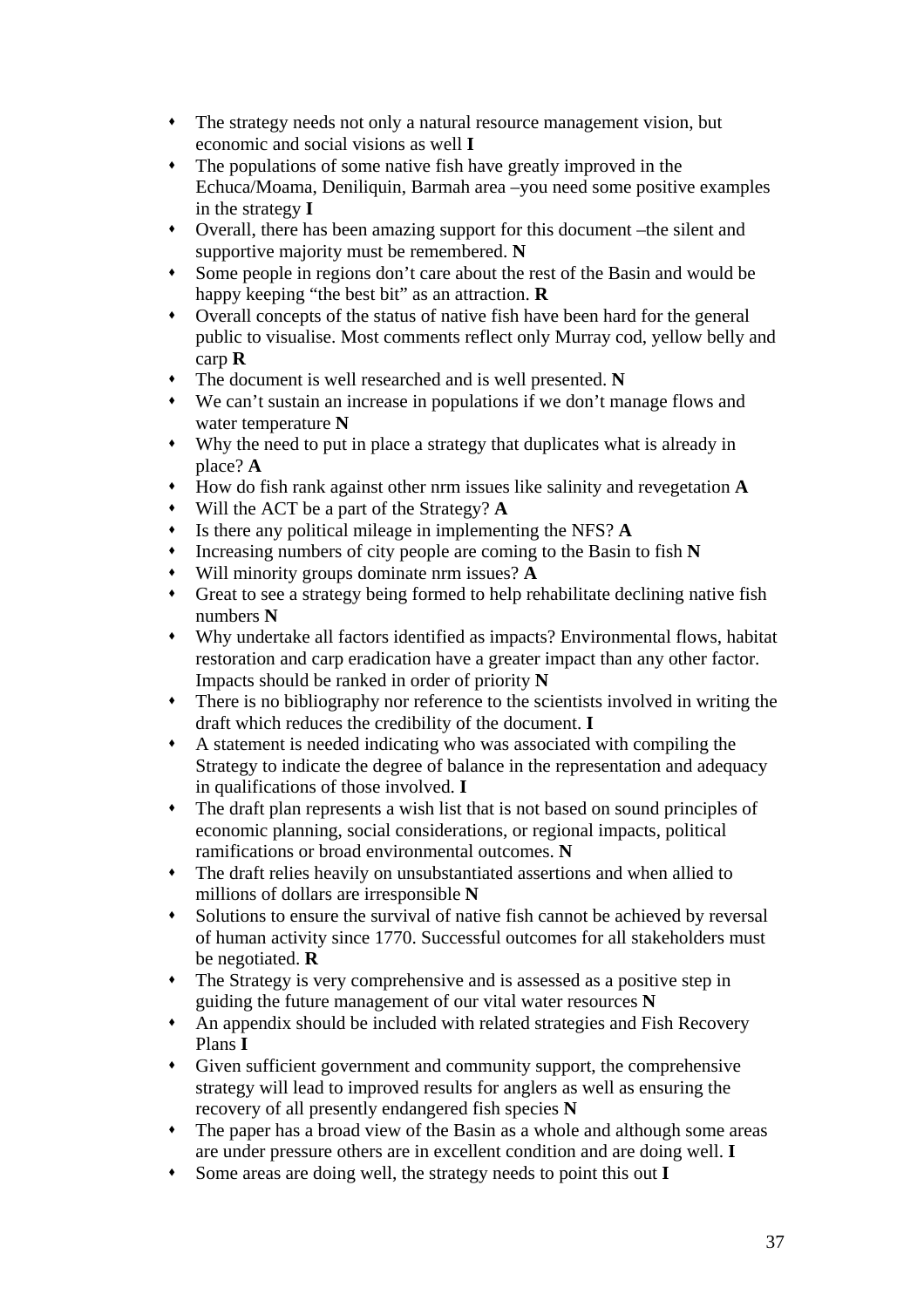- The strategy needs not only a natural resource management vision, but economic and social visions as well **I**
- The populations of some native fish have greatly improved in the Echuca/Moama, Deniliquin, Barmah area –you need some positive examples in the strategy **I**
- Overall, there has been amazing support for this document –the silent and supportive majority must be remembered. **N**
- Some people in regions don't care about the rest of the Basin and would be happy keeping "the best bit" as an attraction. **R**
- Overall concepts of the status of native fish have been hard for the general public to visualise. Most comments reflect only Murray cod, yellow belly and carp **R**
- The document is well researched and is well presented. **N**
- We can't sustain an increase in populations if we don't manage flows and water temperature **N**
- Why the need to put in place a strategy that duplicates what is already in place? **A**
- How do fish rank against other nrm issues like salinity and revegetation **A**
- Will the ACT be a part of the Strategy? **A**
- Is there any political mileage in implementing the NFS? **A**
- Increasing numbers of city people are coming to the Basin to fish **N**
- Will minority groups dominate nrm issues? **A**
- Great to see a strategy being formed to help rehabilitate declining native fish numbers **N**
- Why undertake all factors identified as impacts? Environmental flows, habitat restoration and carp eradication have a greater impact than any other factor. Impacts should be ranked in order of priority **N**
- There is no bibliography nor reference to the scientists involved in writing the draft which reduces the credibility of the document. **I**
- A statement is needed indicating who was associated with compiling the Strategy to indicate the degree of balance in the representation and adequacy in qualifications of those involved. **I**
- The draft plan represents a wish list that is not based on sound principles of economic planning, social considerations, or regional impacts, political ramifications or broad environmental outcomes. **N**
- The draft relies heavily on unsubstantiated assertions and when allied to millions of dollars are irresponsible **N**
- Solutions to ensure the survival of native fish cannot be achieved by reversal of human activity since 1770. Successful outcomes for all stakeholders must be negotiated. **R**
- The Strategy is very comprehensive and is assessed as a positive step in guiding the future management of our vital water resources **N**
- An appendix should be included with related strategies and Fish Recovery Plans **I**
- Given sufficient government and community support, the comprehensive strategy will lead to improved results for anglers as well as ensuring the recovery of all presently endangered fish species **N**
- The paper has a broad view of the Basin as a whole and although some areas are under pressure others are in excellent condition and are doing well. **I**
- Some areas are doing well, the strategy needs to point this out **I**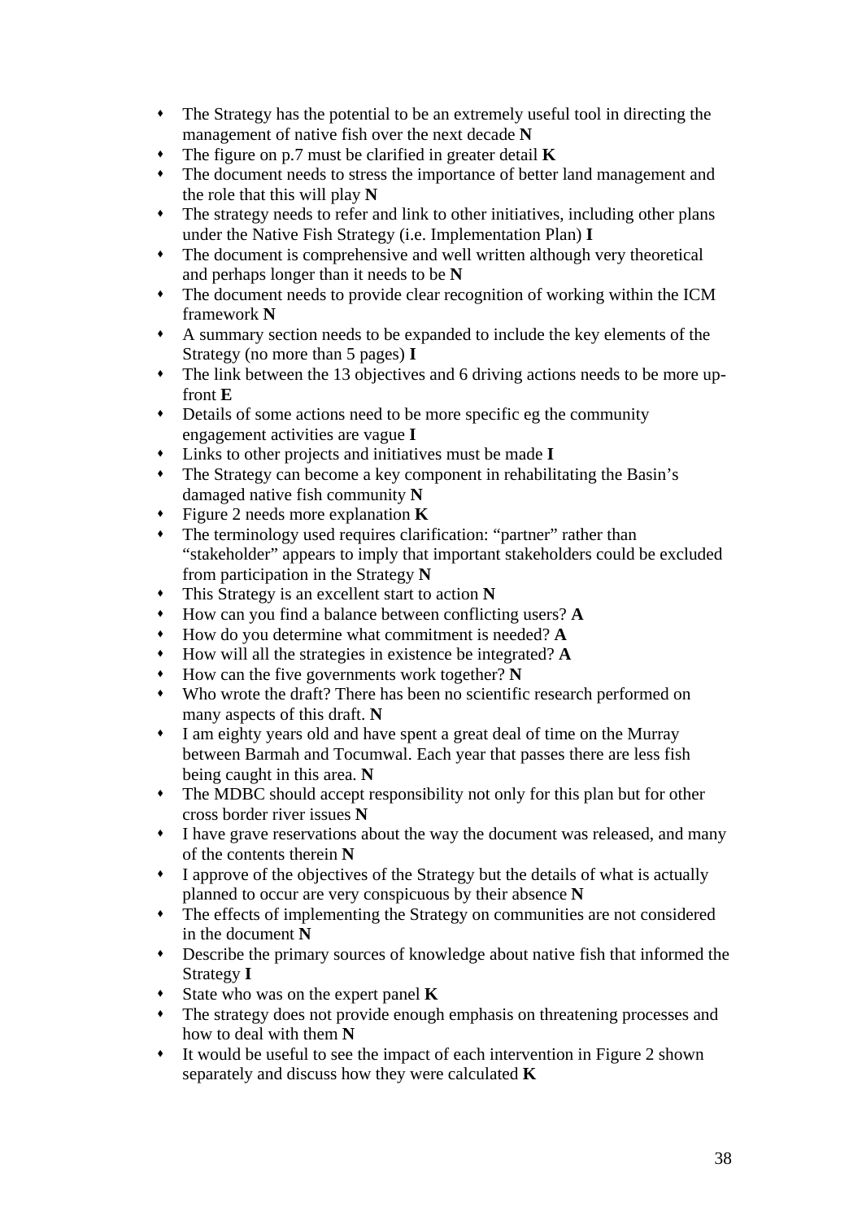- The Strategy has the potential to be an extremely useful tool in directing the management of native fish over the next decade **N**
- The figure on p.7 must be clarified in greater detail **K**
- The document needs to stress the importance of better land management and the role that this will play **N**
- The strategy needs to refer and link to other initiatives, including other plans under the Native Fish Strategy (i.e. Implementation Plan) **I**
- The document is comprehensive and well written although very theoretical and perhaps longer than it needs to be **N**
- The document needs to provide clear recognition of working within the ICM framework **N**
- A summary section needs to be expanded to include the key elements of the Strategy (no more than 5 pages) **I**
- The link between the 13 objectives and 6 driving actions needs to be more up-front **E**
- Details of some actions need to be more specific eg the community engagement activities are vague **I**
- Links to other projects and initiatives must be made **I**
- The Strategy can become a key component in rehabilitating the Basin's damaged native fish community **N**
- Figure 2 needs more explanation **K**
- The terminology used requires clarification: "partner" rather than "stakeholder" appears to imply that important stakeholders could be excluded from participation in the Strategy **N**
- This Strategy is an excellent start to action **N**
- How can you find a balance between conflicting users? **A**
- How do you determine what commitment is needed? **A**
- How will all the strategies in existence be integrated? **A**
- How can the five governments work together? **N**
- Who wrote the draft? There has been no scientific research performed on many aspects of this draft. **N**
- I am eighty years old and have spent a great deal of time on the Murray between Barmah and Tocumwal. Each year that passes there are less fish being caught in this area. **N**
- The MDBC should accept responsibility not only for this plan but for other cross border river issues **N**
- I have grave reservations about the way the document was released, and many of the contents therein **N**
- I approve of the objectives of the Strategy but the details of what is actually planned to occur are very conspicuous by their absence **N**
- The effects of implementing the Strategy on communities are not considered in the document **N**
- Describe the primary sources of knowledge about native fish that informed the Strategy **I**
- State who was on the expert panel **K**
- The strategy does not provide enough emphasis on threatening processes and how to deal with them **N**
- It would be useful to see the impact of each intervention in Figure 2 shown separately and discuss how they were calculated **K**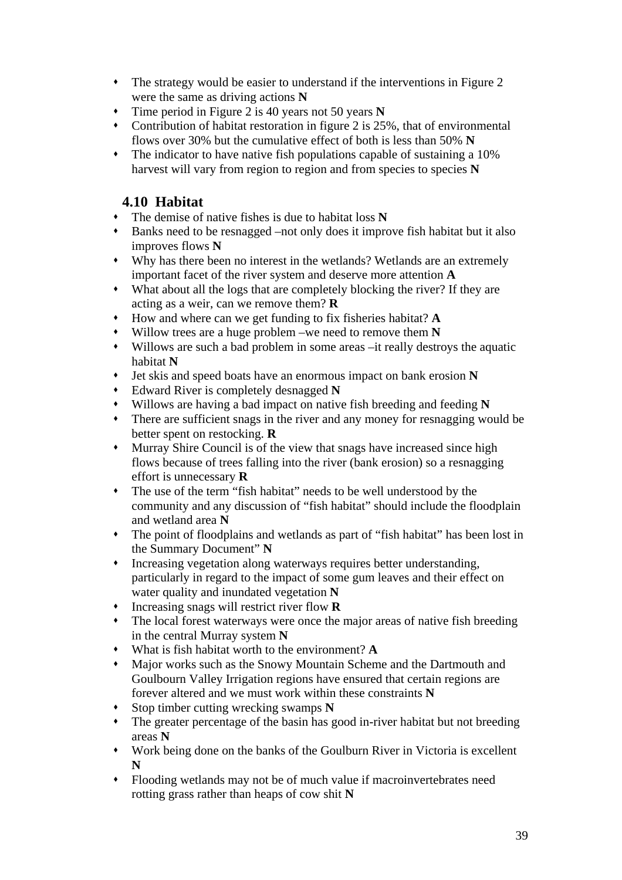- The strategy would be easier to understand if the interventions in Figure 2 were the same as driving actions **N**
- Time period in Figure 2 is 40 years not 50 years **N**
- Contribution of habitat restoration in figure 2 is 25%, that of environmental flows over 30% but the cumulative effect of both is less than 50% **N**
- The indicator to have native fish populations capable of sustaining a 10% harvest will vary from region to region and from species to species **N**

## 4.10 Habitat

- The demise of native fishes is due to habitat loss **N**
- Banks need to be resnagged –not only does it improve fish habitat but it also improves flows **N**
- Why has there been no interest in the wetlands? Wetlands are an extremely important facet of the river system and deserve more attention **A**
- What about all the logs that are completely blocking the river? If they are acting as a weir, can we remove them? **R**
- How and where can we get funding to fix fisheries habitat? **A**
- Willow trees are a huge problem –we need to remove them **N**
- Willows are such a bad problem in some areas –it really destroys the aquatic habitat **N**
- Jet skis and speed boats have an enormous impact on bank erosion **N**
- Edward River is completely desnagged **N**
- Willows are having a bad impact on native fish breeding and feeding **N**
- There are sufficient snags in the river and any money for resnagging would be better spent on restocking. **R**
- Murray Shire Council is of the view that snags have increased since high flows because of trees falling into the river (bank erosion) so a resnagging effort is unnecessary **R**
- The use of the term "fish habitat" needs to be well understood by the community and any discussion of "fish habitat" should include the floodplain and wetland area **N**
- The point of floodplains and wetlands as part of "fish habitat" has been lost in the Summary Document" **N**
- Increasing vegetation along waterways requires better understanding, particularly in regard to the impact of some gum leaves and their effect on water quality and inundated vegetation **N**
- Increasing snags will restrict river flow **R**
- The local forest waterways were once the major areas of native fish breeding in the central Murray system **N**
- What is fish habitat worth to the environment? **A**
- Major works such as the Snowy Mountain Scheme and the Dartmouth and Goulbourn Valley Irrigation regions have ensured that certain regions are forever altered and we must work within these constraints **N**
- Stop timber cutting wrecking swamps **N**
- The greater percentage of the basin has good in-river habitat but not breeding areas **N**
- Work being done on the banks of the Goulburn River in Victoria is excellent **N**
- Flooding wetlands may not be of much value if macroinvertebrates need rotting grass rather than heaps of cow shit **N**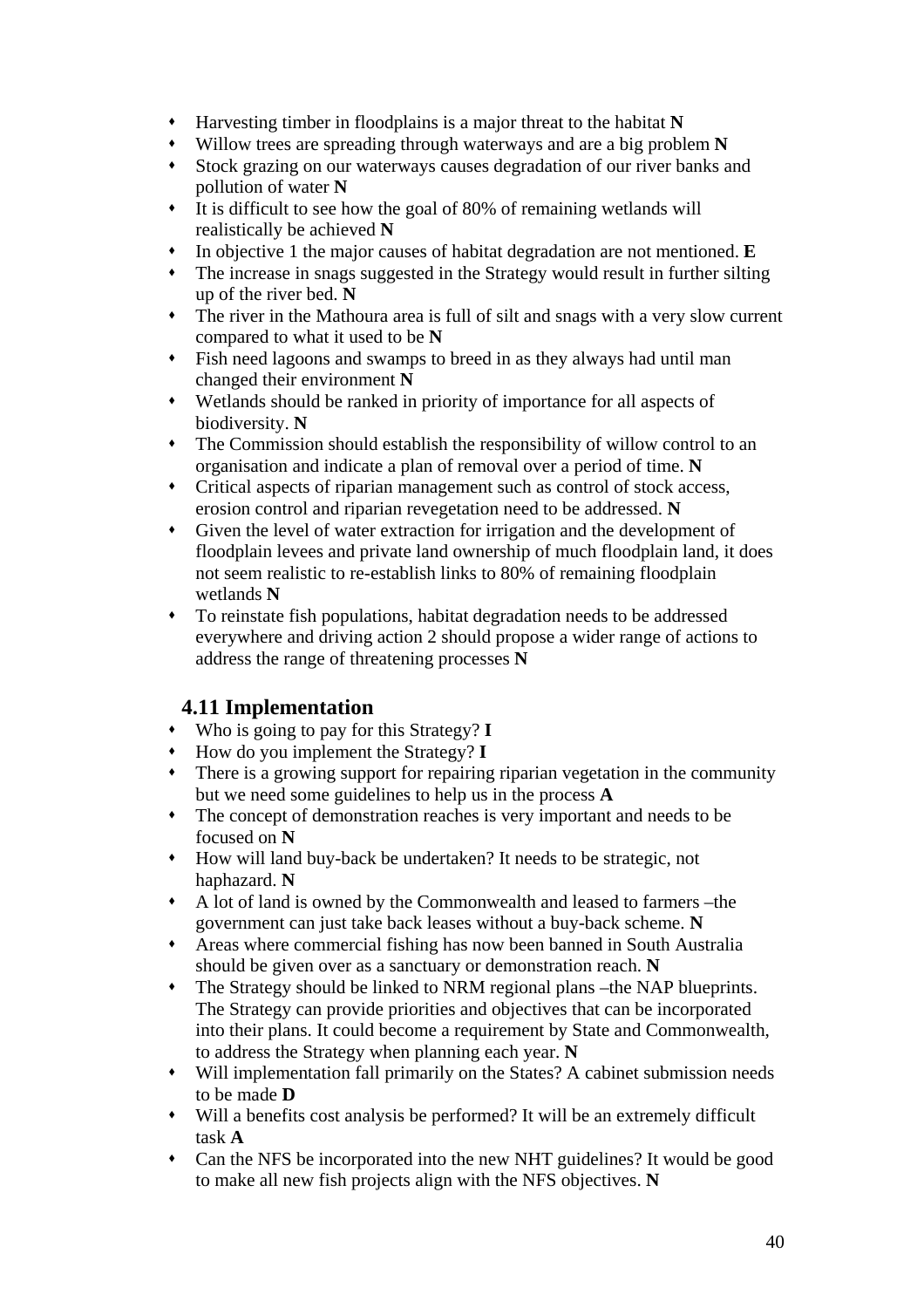- Harvesting timber in floodplains is a major threat to the habitat **N**
- Willow trees are spreading through waterways and are a big problem **N**
- Stock grazing on our waterways causes degradation of our river banks and pollution of water **N**
- It is difficult to see how the goal of 80% of remaining wetlands will realistically be achieved **N**
- In objective 1 the major causes of habitat degradation are not mentioned. **E**
- The increase in snags suggested in the Strategy would result in further silting up of the river bed. **N**
- The river in the Mathoura area is full of silt and snags with a very slow current compared to what it used to be **N**
- Fish need lagoons and swamps to breed in as they always had until man changed their environment **N**
- Wetlands should be ranked in priority of importance for all aspects of biodiversity. **N**
- The Commission should establish the responsibility of willow control to an organisation and indicate a plan of removal over a period of time. **N**
- Critical aspects of riparian management such as control of stock access, erosion control and riparian revegetation need to be addressed. **N**
- Given the level of water extraction for irrigation and the development of floodplain levees and private land ownership of much floodplain land, it does not seem realistic to re-establish links to 80% of remaining floodplain wetlands **N**
- To reinstate fish populations, habitat degradation needs to be addressed everywhere and driving action 2 should propose a wider range of actions to address the range of threatening processes **N**

## 4.11 Implementation

- Who is going to pay for this Strategy? **I**
- How do you implement the Strategy? **I**
- There is a growing support for repairing riparian vegetation in the community but we need some guidelines to help us in the process **A**
- The concept of demonstration reaches is very important and needs to be focused on **N**
- How will land buy-back be undertaken? It needs to be strategic, not haphazard. **N**
- A lot of land is owned by the Commonwealth and leased to farmers –the government can just take back leases without a buy-back scheme. **N**
- Areas where commercial fishing has now been banned in South Australia should be given over as a sanctuary or demonstration reach. **N**
- The Strategy should be linked to NRM regional plans –the NAP blueprints. The Strategy can provide priorities and objectives that can be incorporated into their plans. It could become a requirement by State and Commonwealth, to address the Strategy when planning each year. **N**
- Will implementation fall primarily on the States? A cabinet submission needs to be made **D**
- Will a benefits cost analysis be performed? It will be an extremely difficult task **A**
- Can the NFS be incorporated into the new NHT guidelines? It would be good to make all new fish projects align with the NFS objectives. **N**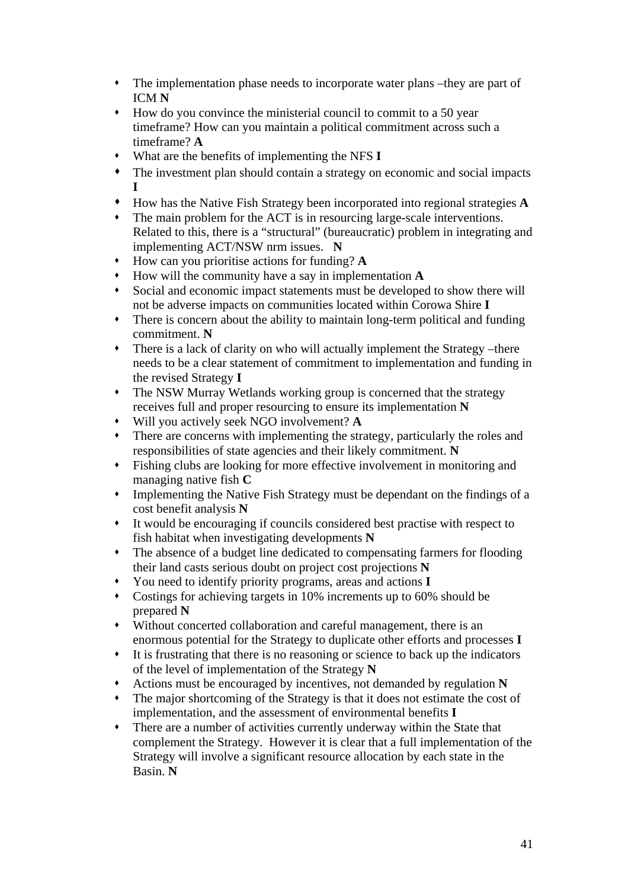- The implementation phase needs to incorporate water plans –they are part of ICM **N**
- How do you convince the ministerial council to commit to a 50 year timeframe? How can you maintain a political commitment across such a timeframe? **A**
- What are the benefits of implementing the NFS **I**
- The investment plan should contain a strategy on economic and social impacts **I**
- How has the Native Fish Strategy been incorporated into regional strategies **A**
- The main problem for the ACT is in resourcing large-scale interventions. Related to this, there is a "structural" (bureaucratic) problem in integrating and implementing ACT/NSW nrm issues. **N**
- How can you prioritise actions for funding? **A**
- How will the community have a say in implementation **A**
- Social and economic impact statements must be developed to show there will not be adverse impacts on communities located within Corowa Shire **I**
- There is concern about the ability to maintain long-term political and funding commitment. **N**
- There is a lack of clarity on who will actually implement the Strategy –there needs to be a clear statement of commitment to implementation and funding in the revised Strategy **I**
- The NSW Murray Wetlands working group is concerned that the strategy receives full and proper resourcing to ensure its implementation **N**
- Will you actively seek NGO involvement? **A**
- There are concerns with implementing the strategy, particularly the roles and responsibilities of state agencies and their likely commitment. **N**
- Fishing clubs are looking for more effective involvement in monitoring and managing native fish **C**
- Implementing the Native Fish Strategy must be dependant on the findings of a cost benefit analysis **N**
- It would be encouraging if councils considered best practise with respect to fish habitat when investigating developments **N**
- The absence of a budget line dedicated to compensating farmers for flooding their land casts serious doubt on project cost projections **N**
- You need to identify priority programs, areas and actions **I**
- Costings for achieving targets in 10% increments up to 60% should be prepared **N**
- Without concerted collaboration and careful management, there is an enormous potential for the Strategy to duplicate other efforts and processes **I**
- It is frustrating that there is no reasoning or science to back up the indicators of the level of implementation of the Strategy **N**
- Actions must be encouraged by incentives, not demanded by regulation **N**
- The major shortcoming of the Strategy is that it does not estimate the cost of implementation, and the assessment of environmental benefits **I**
- There are a number of activities currently underway within the State that complement the Strategy. However it is clear that a full implementation of the Strategy will involve a significant resource allocation by each state in the Basin. **N**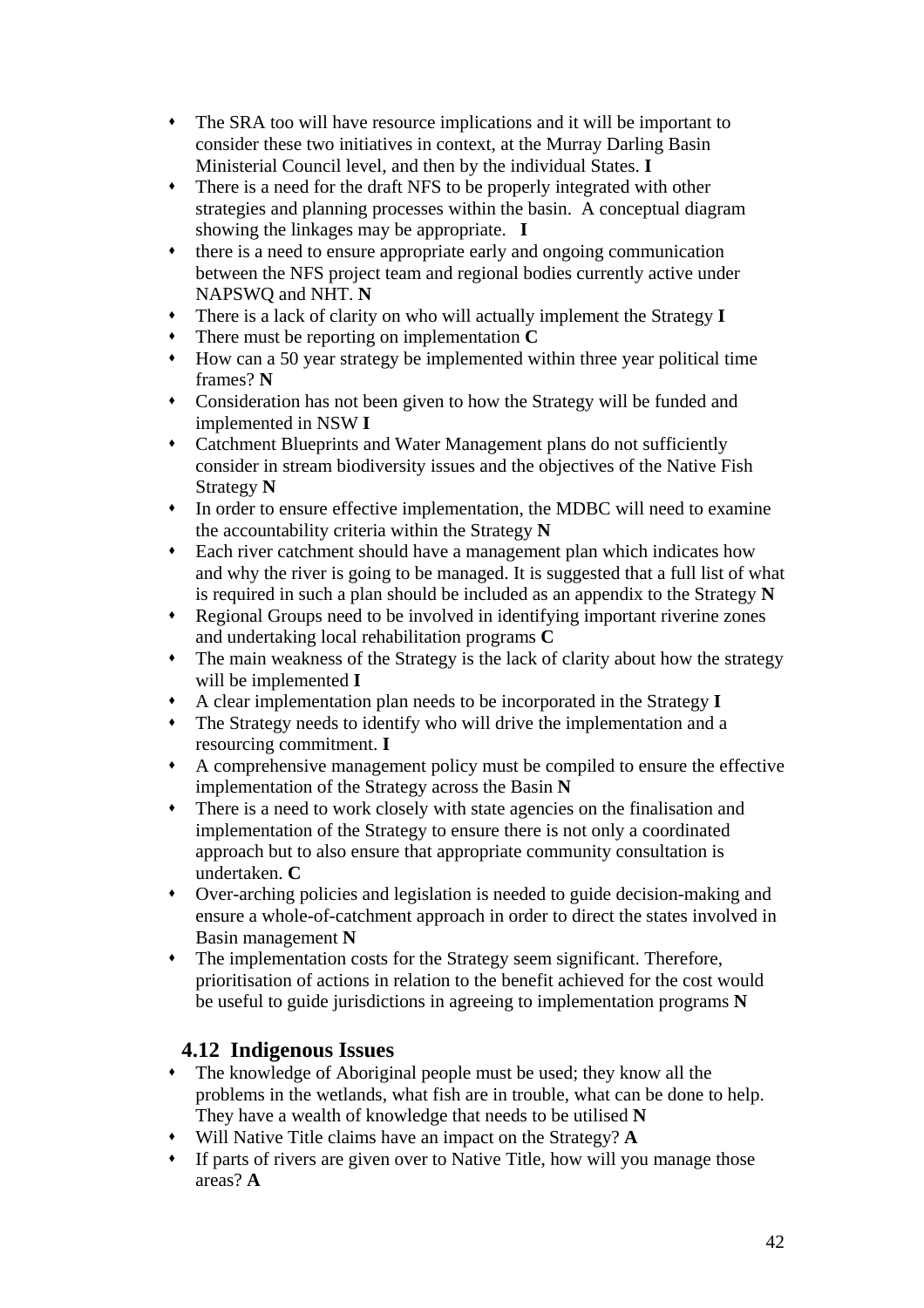- The SRA too will have resource implications and it will be important to consider these two initiatives in context, at the Murray Darling Basin Ministerial Council level, and then by the individual States. **I**
- There is a need for the draft NFS to be properly integrated with other strategies and planning processes within the basin. A conceptual diagram showing the linkages may be appropriate. **I**
- there is a need to ensure appropriate early and ongoing communication between the NFS project team and regional bodies currently active under NAPSWQ and NHT. **N**
- There is a lack of clarity on who will actually implement the Strategy **I**
- There must be reporting on implementation **C**
- How can a 50 year strategy be implemented within three year political time frames? **N**
- Consideration has not been given to how the Strategy will be funded and implemented in NSW **I**
- Catchment Blueprints and Water Management plans do not sufficiently consider in stream biodiversity issues and the objectives of the Native Fish Strategy **N**
- In order to ensure effective implementation, the MDBC will need to examine the accountability criteria within the Strategy **N**
- Each river catchment should have a management plan which indicates how and why the river is going to be managed. It is suggested that a full list of what is required in such a plan should be included as an appendix to the Strategy **N**
- Regional Groups need to be involved in identifying important riverine zones and undertaking local rehabilitation programs **C**
- The main weakness of the Strategy is the lack of clarity about how the strategy will be implemented **I**
- A clear implementation plan needs to be incorporated in the Strategy **I**
- The Strategy needs to identify who will drive the implementation and a resourcing commitment. **I**
- A comprehensive management policy must be compiled to ensure the effective implementation of the Strategy across the Basin **N**
- There is a need to work closely with state agencies on the finalisation and implementation of the Strategy to ensure there is not only a coordinated approach but to also ensure that appropriate community consultation is undertaken. **C**
- Over-arching policies and legislation is needed to guide decision-making and ensure a whole-of-catchment approach in order to direct the states involved in Basin management **N**
- The implementation costs for the Strategy seem significant. Therefore, prioritisation of actions in relation to the benefit achieved for the cost would be useful to guide jurisdictions in agreeing to implementation programs **N**

## 4.12 Indigenous Issues

- The knowledge of Aboriginal people must be used; they know all the problems in the wetlands, what fish are in trouble, what can be done to help. They have a wealth of knowledge that needs to be utilised **N**
- Will Native Title claims have an impact on the Strategy? **A**
- If parts of rivers are given over to Native Title, how will you manage those areas? **A**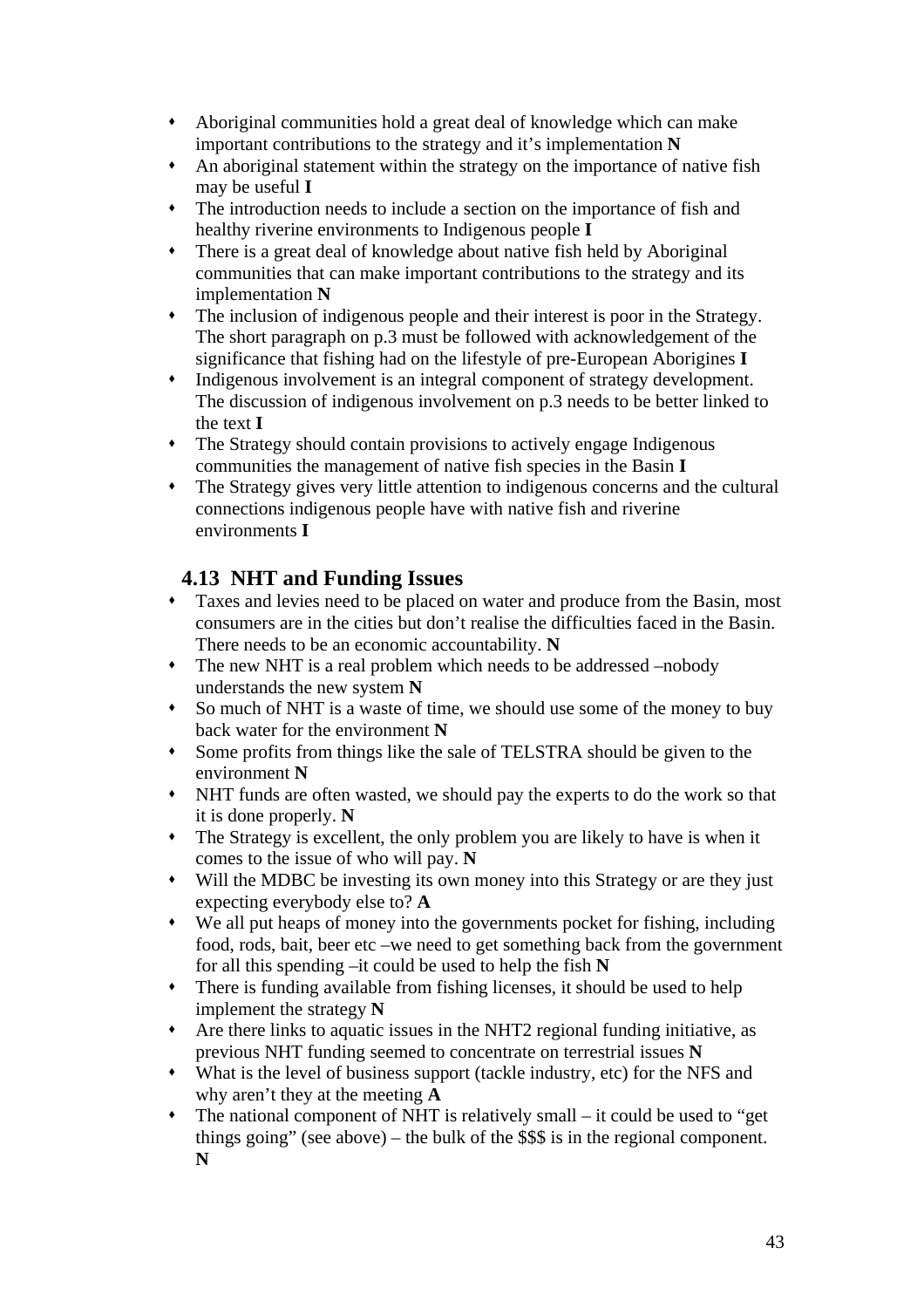- Aboriginal communities hold a great deal of knowledge which can make important contributions to the strategy and it's implementation **N**
- An aboriginal statement within the strategy on the importance of native fish may be useful **I**
- The introduction needs to include a section on the importance of fish and healthy riverine environments to Indigenous people **I**
- There is a great deal of knowledge about native fish held by Aboriginal communities that can make important contributions to the strategy and its implementation **N**
- The inclusion of indigenous people and their interest is poor in the Strategy. The short paragraph on p.3 must be followed with acknowledgement of the significance that fishing had on the lifestyle of pre-European Aborigines **I**
- Indigenous involvement is an integral component of strategy development. The discussion of indigenous involvement on p.3 needs to be better linked to the text **I**
- The Strategy should contain provisions to actively engage Indigenous communities the management of native fish species in the Basin **I**
- The Strategy gives very little attention to indigenous concerns and the cultural connections indigenous people have with native fish and riverine environments **I**

## 4.13 NHT and Funding Issues

- Taxes and levies need to be placed on water and produce from the Basin, most consumers are in the cities but don't realise the difficulties faced in the Basin. There needs to be an economic accountability. **N**
- The new NHT is a real problem which needs to be addressed –nobody understands the new system **N**
- So much of NHT is a waste of time, we should use some of the money to buy back water for the environment **N**
- Some profits from things like the sale of TELSTRA should be given to the environment **N**
- NHT funds are often wasted, we should pay the experts to do the work so that it is done properly. **N**
- The Strategy is excellent, the only problem you are likely to have is when it comes to the issue of who will pay. **N**
- Will the MDBC be investing its own money into this Strategy or are they just expecting everybody else to? **A**
- We all put heaps of money into the governments pocket for fishing, including food, rods, bait, beer etc –we need to get something back from the government for all this spending –it could be used to help the fish **N**
- There is funding available from fishing licenses, it should be used to help implement the strategy **N**
- Are there links to aquatic issues in the NHT2 regional funding initiative, as previous NHT funding seemed to concentrate on terrestrial issues **N**
- What is the level of business support (tackle industry, etc) for the NFS and why aren't they at the meeting **A**
- The national component of NHT is relatively small – it could be used to "get things going" (see above) – the bulk of the $$$ is in the regional component. **N**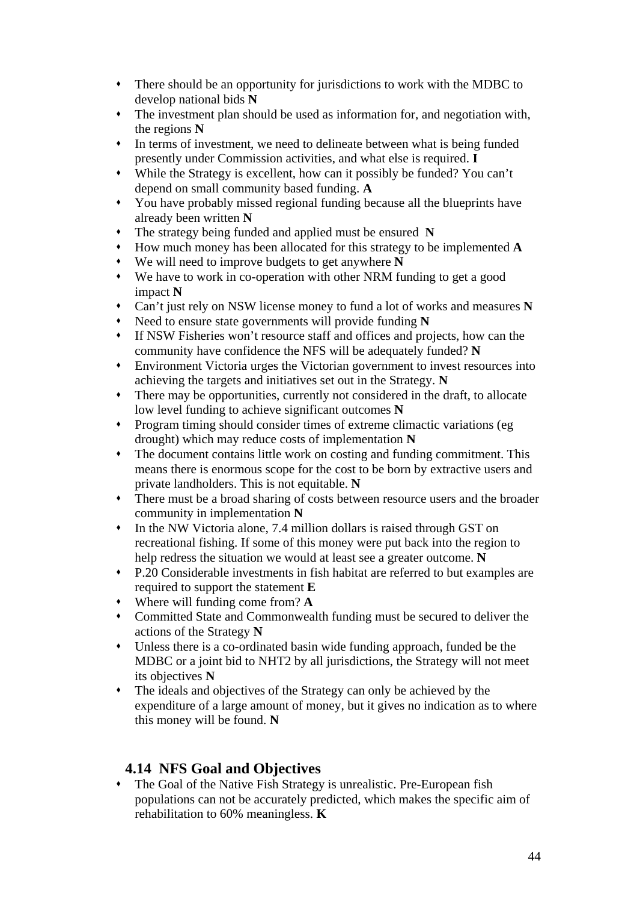- There should be an opportunity for jurisdictions to work with the MDBC to develop national bids **N**
- The investment plan should be used as information for, and negotiation with, the regions **N**
- In terms of investment, we need to delineate between what is being funded presently under Commission activities, and what else is required. **I**
- While the Strategy is excellent, how can it possibly be funded? You can't depend on small community based funding. **A**
- You have probably missed regional funding because all the blueprints have already been written **N**
- The strategy being funded and applied must be ensured **N**
- How much money has been allocated for this strategy to be implemented **A**
- We will need to improve budgets to get anywhere **N**
- We have to work in co-operation with other NRM funding to get a good impact **N**
- Can't just rely on NSW license money to fund a lot of works and measures **N**
- Need to ensure state governments will provide funding **N**
- If NSW Fisheries won't resource staff and offices and projects, how can the community have confidence the NFS will be adequately funded? **N**
- Environment Victoria urges the Victorian government to invest resources into achieving the targets and initiatives set out in the Strategy. **N**
- There may be opportunities, currently not considered in the draft, to allocate low level funding to achieve significant outcomes **N**
- Program timing should consider times of extreme climactic variations (eg drought) which may reduce costs of implementation **N**
- The document contains little work on costing and funding commitment. This means there is enormous scope for the cost to be born by extractive users and private landholders. This is not equitable. **N**
- There must be a broad sharing of costs between resource users and the broader community in implementation **N**
- In the NW Victoria alone, 7.4 million dollars is raised through GST on recreational fishing. If some of this money were put back into the region to help redress the situation we would at least see a greater outcome. **N**
- P.20 Considerable investments in fish habitat are referred to but examples are required to support the statement **E**
- Where will funding come from? **A**
- Committed State and Commonwealth funding must be secured to deliver the actions of the Strategy **N**
- Unless there is a co-ordinated basin wide funding approach, funded be the MDBC or a joint bid to NHT2 by all jurisdictions, the Strategy will not meet its objectives **N**
- The ideals and objectives of the Strategy can only be achieved by the expenditure of a large amount of money, but it gives no indication as to where this money will be found. **N**

## 4.14 NFS Goal and Objectives

- The Goal of the Native Fish Strategy is unrealistic. Pre-European fish populations can not be accurately predicted, which makes the specific aim of rehabilitation to 60% meaningless. **K**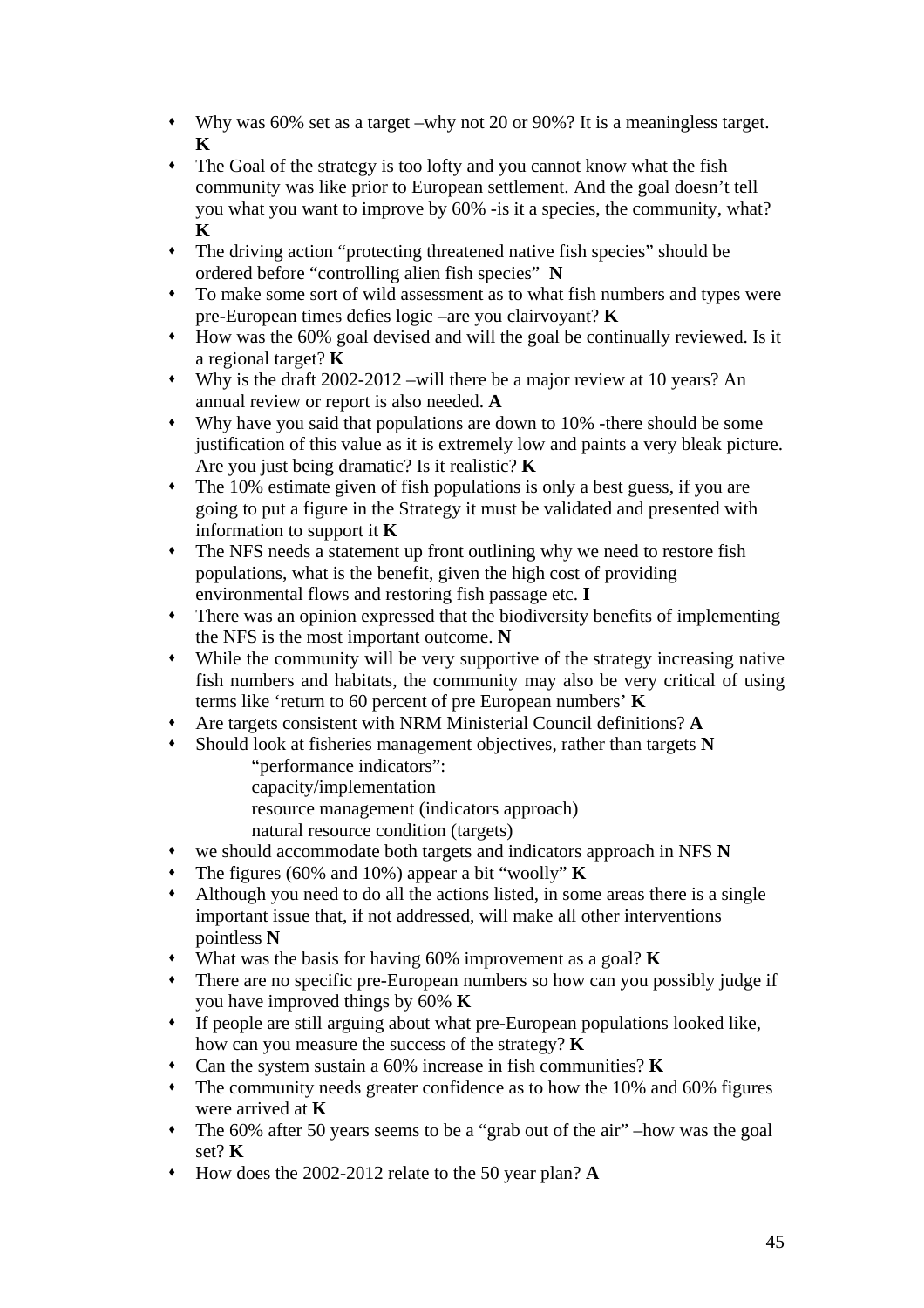- Why was 60% set as a target –why not 20 or 90%? It is a meaningless target. **K**
- The Goal of the strategy is too lofty and you cannot know what the fish community was like prior to European settlement. And the goal doesn't tell you what you want to improve by 60% -is it a species, the community, what? **K**
- The driving action "protecting threatened native fish species" should be ordered before "controlling alien fish species" **N**
- To make some sort of wild assessment as to what fish numbers and types were pre-European times defies logic –are you clairvoyant? **K**
- How was the 60% goal devised and will the goal be continually reviewed. Is it a regional target? **K**
- Why is the draft 2002-2012 –will there be a major review at 10 years? An annual review or report is also needed. **A**
- Why have you said that populations are down to 10% -there should be some justification of this value as it is extremely low and paints a very bleak picture. Are you just being dramatic? Is it realistic? **K**
- The 10% estimate given of fish populations is only a best guess, if you are going to put a figure in the Strategy it must be validated and presented with information to support it **K**
- The NFS needs a statement up front outlining why we need to restore fish populations, what is the benefit, given the high cost of providing environmental flows and restoring fish passage etc. **I**
- There was an opinion expressed that the biodiversity benefits of implementing the NFS is the most important outcome. **N**
- While the community will be very supportive of the strategy increasing native fish numbers and habitats, the community may also be very critical of using terms like 'return to 60 percent of pre European numbers' **K**
- Are targets consistent with NRM Ministerial Council definitions? **A**
- Should look at fisheries management objectives, rather than targets **N**
  - "performance indicators":
  - capacity/implementation
  - resource management (indicators approach)
  - natural resource condition (targets)
- we should accommodate both targets and indicators approach in NFS **N**
- The figures (60% and 10%) appear a bit "woolly" **K**
- Although you need to do all the actions listed, in some areas there is a single important issue that, if not addressed, will make all other interventions pointless **N**
- What was the basis for having 60% improvement as a goal? **K**
- There are no specific pre-European numbers so how can you possibly judge if you have improved things by 60% **K**
- If people are still arguing about what pre-European populations looked like, how can you measure the success of the strategy? **K**
- Can the system sustain a 60% increase in fish communities? **K**
- The community needs greater confidence as to how the 10% and 60% figures were arrived at **K**
- The 60% after 50 years seems to be a "grab out of the air" –how was the goal set? **K**
- How does the 2002-2012 relate to the 50 year plan? **A**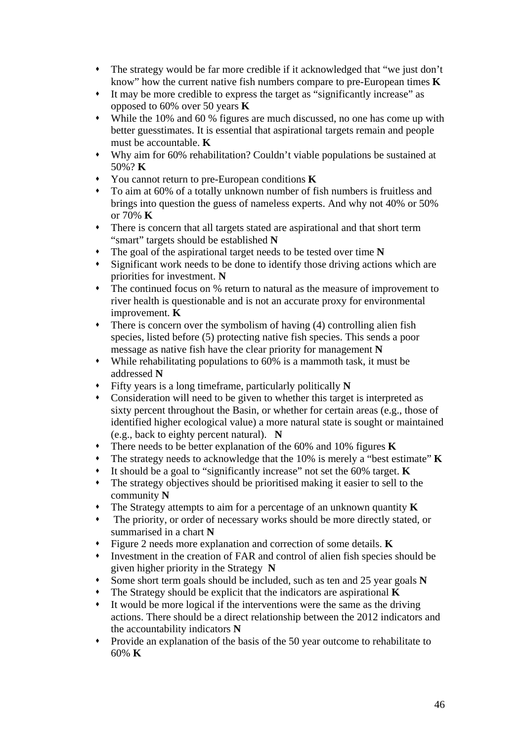- The strategy would be far more credible if it acknowledged that "we just don't know" how the current native fish numbers compare to pre-European times **K**
- It may be more credible to express the target as "significantly increase" as opposed to 60% over 50 years **K**
- While the 10% and 60 % figures are much discussed, no one has come up with better guesstimates. It is essential that aspirational targets remain and people must be accountable. **K**
- Why aim for 60% rehabilitation? Couldn't viable populations be sustained at 50%? **K**
- You cannot return to pre-European conditions **K**
- To aim at 60% of a totally unknown number of fish numbers is fruitless and brings into question the guess of nameless experts. And why not 40% or 50% or 70% **K**
- There is concern that all targets stated are aspirational and that short term "smart" targets should be established **N**
- The goal of the aspirational target needs to be tested over time **N**
- Significant work needs to be done to identify those driving actions which are priorities for investment. **N**
- The continued focus on % return to natural as the measure of improvement to river health is questionable and is not an accurate proxy for environmental improvement. **K**
- There is concern over the symbolism of having (4) controlling alien fish species, listed before (5) protecting native fish species. This sends a poor message as native fish have the clear priority for management **N**
- While rehabilitating populations to 60% is a mammoth task, it must be addressed **N**
- Fifty years is a long timeframe, particularly politically **N**
- Consideration will need to be given to whether this target is interpreted as sixty percent throughout the Basin, or whether for certain areas (e.g., those of identified higher ecological value) a more natural state is sought or maintained (e.g., back to eighty percent natural). **N**
- There needs to be better explanation of the 60% and 10% figures **K**
- The strategy needs to acknowledge that the 10% is merely a "best estimate" **K**
- It should be a goal to "significantly increase" not set the 60% target. **K**
- The strategy objectives should be prioritised making it easier to sell to the community **N**
- The Strategy attempts to aim for a percentage of an unknown quantity **K**
- The priority, or order of necessary works should be more directly stated, or summarised in a chart **N**
- Figure 2 needs more explanation and correction of some details. **K**
- Investment in the creation of FAR and control of alien fish species should be given higher priority in the Strategy **N**
- Some short term goals should be included, such as ten and 25 year goals **N**
- The Strategy should be explicit that the indicators are aspirational **K**
- It would be more logical if the interventions were the same as the driving actions. There should be a direct relationship between the 2012 indicators and the accountability indicators **N**
- Provide an explanation of the basis of the 50 year outcome to rehabilitate to 60% **K**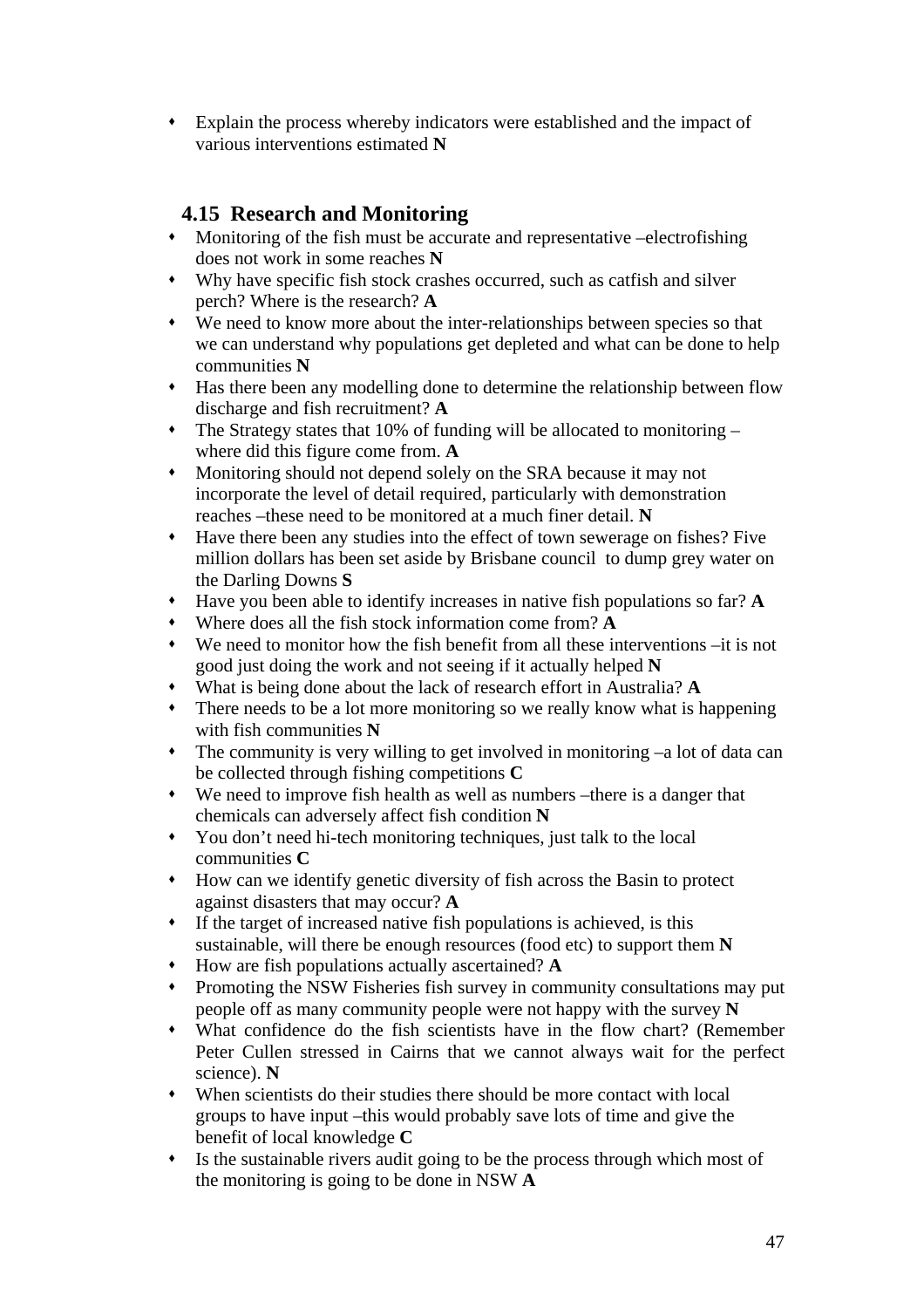- Explain the process whereby indicators were established and the impact of various interventions estimated **N**

## 4.15 Research and Monitoring

- Monitoring of the fish must be accurate and representative –electrofishing does not work in some reaches **N**
- Why have specific fish stock crashes occurred, such as catfish and silver perch? Where is the research? **A**
- We need to know more about the inter-relationships between species so that we can understand why populations get depleted and what can be done to help communities **N**
- Has there been any modelling done to determine the relationship between flow discharge and fish recruitment? **A**
- The Strategy states that 10% of funding will be allocated to monitoring – where did this figure come from. **A**
- Monitoring should not depend solely on the SRA because it may not incorporate the level of detail required, particularly with demonstration reaches –these need to be monitored at a much finer detail. **N**
- Have there been any studies into the effect of town sewerage on fishes? Five million dollars has been set aside by Brisbane council to dump grey water on the Darling Downs **S**
- Have you been able to identify increases in native fish populations so far? **A**
- Where does all the fish stock information come from? **A**
- We need to monitor how the fish benefit from all these interventions –it is not good just doing the work and not seeing if it actually helped **N**
- What is being done about the lack of research effort in Australia? **A**
- There needs to be a lot more monitoring so we really know what is happening with fish communities **N**
- The community is very willing to get involved in monitoring –a lot of data can be collected through fishing competitions **C**
- We need to improve fish health as well as numbers –there is a danger that chemicals can adversely affect fish condition **N**
- You don't need hi-tech monitoring techniques, just talk to the local communities **C**
- How can we identify genetic diversity of fish across the Basin to protect against disasters that may occur? **A**
- If the target of increased native fish populations is achieved, is this sustainable, will there be enough resources (food etc) to support them **N**
- How are fish populations actually ascertained? **A**
- Promoting the NSW Fisheries fish survey in community consultations may put people off as many community people were not happy with the survey **N**
- What confidence do the fish scientists have in the flow chart? (Remember Peter Cullen stressed in Cairns that we cannot always wait for the perfect science). **N**
- When scientists do their studies there should be more contact with local groups to have input –this would probably save lots of time and give the benefit of local knowledge **C**
- Is the sustainable rivers audit going to be the process through which most of the monitoring is going to be done in NSW **A**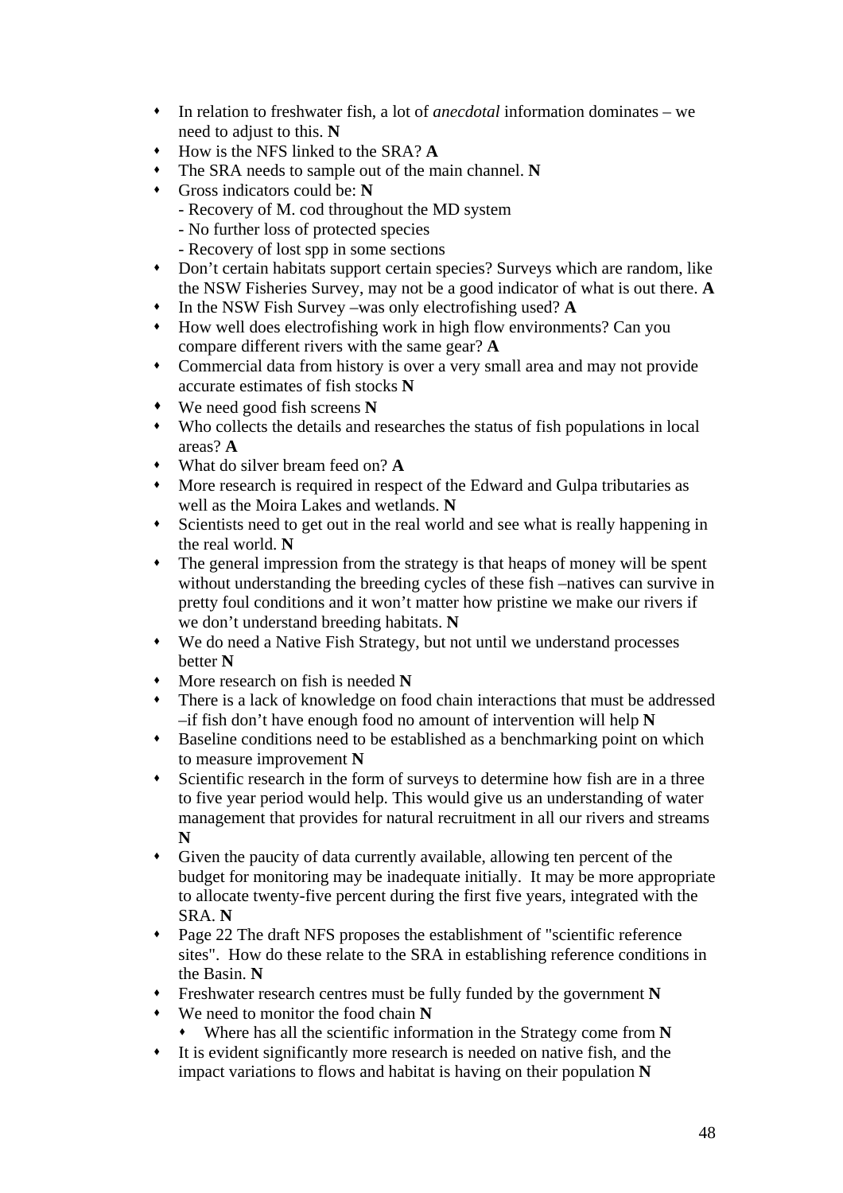- In relation to freshwater fish, a lot of *anecdotal* information dominates – we need to adjust to this. **N**
- How is the NFS linked to the SRA? **A**
- The SRA needs to sample out of the main channel. **N**
- Gross indicators could be: **N**
  - Recovery of M. cod throughout the MD system
  - No further loss of protected species
  - Recovery of lost spp in some sections
- Don't certain habitats support certain species? Surveys which are random, like the NSW Fisheries Survey, may not be a good indicator of what is out there. **A**
- In the NSW Fish Survey –was only electrofishing used? **A**
- How well does electrofishing work in high flow environments? Can you compare different rivers with the same gear? **A**
- Commercial data from history is over a very small area and may not provide accurate estimates of fish stocks **N**
- We need good fish screens **N**
- Who collects the details and researches the status of fish populations in local areas? **A**
- What do silver bream feed on? **A**
- More research is required in respect of the Edward and Gulpa tributaries as well as the Moira Lakes and wetlands. **N**
- Scientists need to get out in the real world and see what is really happening in the real world. **N**
- The general impression from the strategy is that heaps of money will be spent without understanding the breeding cycles of these fish –natives can survive in pretty foul conditions and it won't matter how pristine we make our rivers if we don't understand breeding habitats. **N**
- We do need a Native Fish Strategy, but not until we understand processes better **N**
- More research on fish is needed **N**
- There is a lack of knowledge on food chain interactions that must be addressed –if fish don't have enough food no amount of intervention will help **N**
- Baseline conditions need to be established as a benchmarking point on which to measure improvement **N**
- Scientific research in the form of surveys to determine how fish are in a three to five year period would help. This would give us an understanding of water management that provides for natural recruitment in all our rivers and streams **N**
- Given the paucity of data currently available, allowing ten percent of the budget for monitoring may be inadequate initially. It may be more appropriate to allocate twenty-five percent during the first five years, integrated with the SRA. **N**
- Page 22 The draft NFS proposes the establishment of "scientific reference sites". How do these relate to the SRA in establishing reference conditions in the Basin. **N**
- Freshwater research centres must be fully funded by the government **N**
- We need to monitor the food chain **N**
  - Where has all the scientific information in the Strategy come from **N**
- It is evident significantly more research is needed on native fish, and the impact variations to flows and habitat is having on their population **N**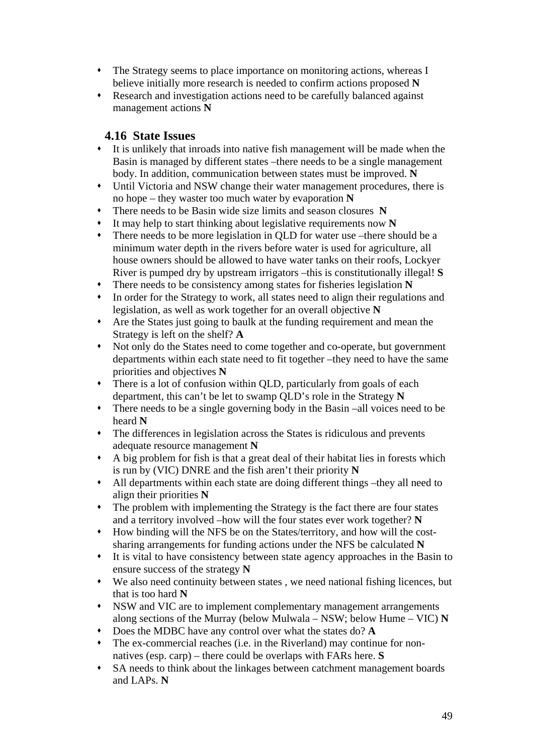- The Strategy seems to place importance on monitoring actions, whereas I believe initially more research is needed to confirm actions proposed **N**
- Research and investigation actions need to be carefully balanced against management actions **N**

### 4.16 State Issues

- It is unlikely that inroads into native fish management will be made when the Basin is managed by different states –there needs to be a single management body. In addition, communication between states must be improved. **N**
- Until Victoria and NSW change their water management procedures, there is no hope – they waster too much water by evaporation **N**
- There needs to be Basin wide size limits and season closures **N**
- It may help to start thinking about legislative requirements now **N**
- There needs to be more legislation in QLD for water use –there should be a minimum water depth in the rivers before water is used for agriculture, all house owners should be allowed to have water tanks on their roofs, Lockyer River is pumped dry by upstream irrigators –this is constitutionally illegal! **S**
- There needs to be consistency among states for fisheries legislation **N**
- In order for the Strategy to work, all states need to align their regulations and legislation, as well as work together for an overall objective **N**
- Are the States just going to baulk at the funding requirement and mean the Strategy is left on the shelf? **A**
- Not only do the States need to come together and co-operate, but government departments within each state need to fit together –they need to have the same priorities and objectives **N**
- There is a lot of confusion within QLD, particularly from goals of each department, this can't be let to swamp QLD's role in the Strategy **N**
- There needs to be a single governing body in the Basin –all voices need to be heard **N**
- The differences in legislation across the States is ridiculous and prevents adequate resource management **N**
- A big problem for fish is that a great deal of their habitat lies in forests which is run by (VIC) DNRE and the fish aren't their priority **N**
- All departments within each state are doing different things –they all need to align their priorities **N**
- The problem with implementing the Strategy is the fact there are four states and a territory involved –how will the four states ever work together? **N**
- How binding will the NFS be on the States/territory, and how will the cost-sharing arrangements for funding actions under the NFS be calculated **N**
- It is vital to have consistency between state agency approaches in the Basin to ensure success of the strategy **N**
- We also need continuity between states , we need national fishing licences, but that is too hard **N**
- NSW and VIC are to implement complementary management arrangements along sections of the Murray (below Mulwala – NSW; below Hume – VIC) **N**
- Does the MDBC have any control over what the states do? **A**
- The ex-commercial reaches (i.e. in the Riverland) may continue for non-natives (esp. carp) – there could be overlaps with FARs here. **S**
- SA needs to think about the linkages between catchment management boards and LAPs. **N**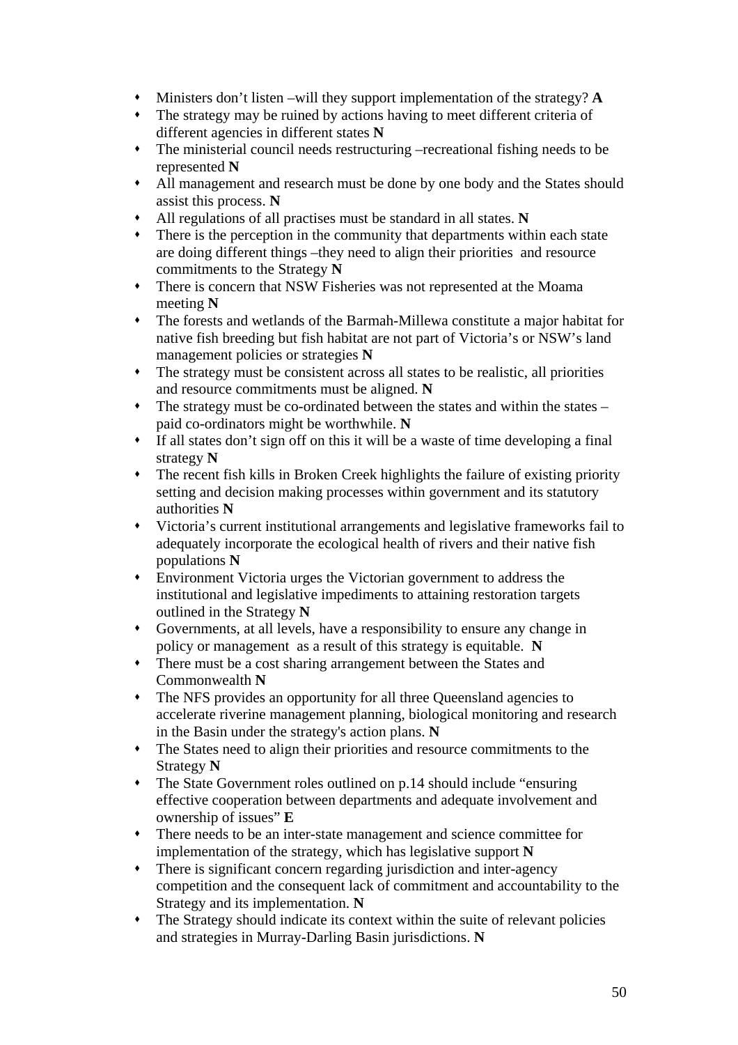- Ministers don't listen –will they support implementation of the strategy? **A**
- The strategy may be ruined by actions having to meet different criteria of different agencies in different states **N**
- The ministerial council needs restructuring –recreational fishing needs to be represented **N**
- All management and research must be done by one body and the States should assist this process. **N**
- All regulations of all practises must be standard in all states. **N**
- There is the perception in the community that departments within each state are doing different things –they need to align their priorities and resource commitments to the Strategy **N**
- There is concern that NSW Fisheries was not represented at the Moama meeting **N**
- The forests and wetlands of the Barmah-Millewa constitute a major habitat for native fish breeding but fish habitat are not part of Victoria's or NSW's land management policies or strategies **N**
- The strategy must be consistent across all states to be realistic, all priorities and resource commitments must be aligned. **N**
- The strategy must be co-ordinated between the states and within the states – paid co-ordinators might be worthwhile. **N**
- If all states don't sign off on this it will be a waste of time developing a final strategy **N**
- The recent fish kills in Broken Creek highlights the failure of existing priority setting and decision making processes within government and its statutory authorities **N**
- Victoria's current institutional arrangements and legislative frameworks fail to adequately incorporate the ecological health of rivers and their native fish populations **N**
- Environment Victoria urges the Victorian government to address the institutional and legislative impediments to attaining restoration targets outlined in the Strategy **N**
- Governments, at all levels, have a responsibility to ensure any change in policy or management as a result of this strategy is equitable. **N**
- There must be a cost sharing arrangement between the States and Commonwealth **N**
- The NFS provides an opportunity for all three Queensland agencies to accelerate riverine management planning, biological monitoring and research in the Basin under the strategy's action plans. **N**
- The States need to align their priorities and resource commitments to the Strategy **N**
- The State Government roles outlined on p.14 should include "ensuring effective cooperation between departments and adequate involvement and ownership of issues" **E**
- There needs to be an inter-state management and science committee for implementation of the strategy, which has legislative support **N**
- There is significant concern regarding jurisdiction and inter-agency competition and the consequent lack of commitment and accountability to the Strategy and its implementation. **N**
- The Strategy should indicate its context within the suite of relevant policies and strategies in Murray-Darling Basin jurisdictions. **N**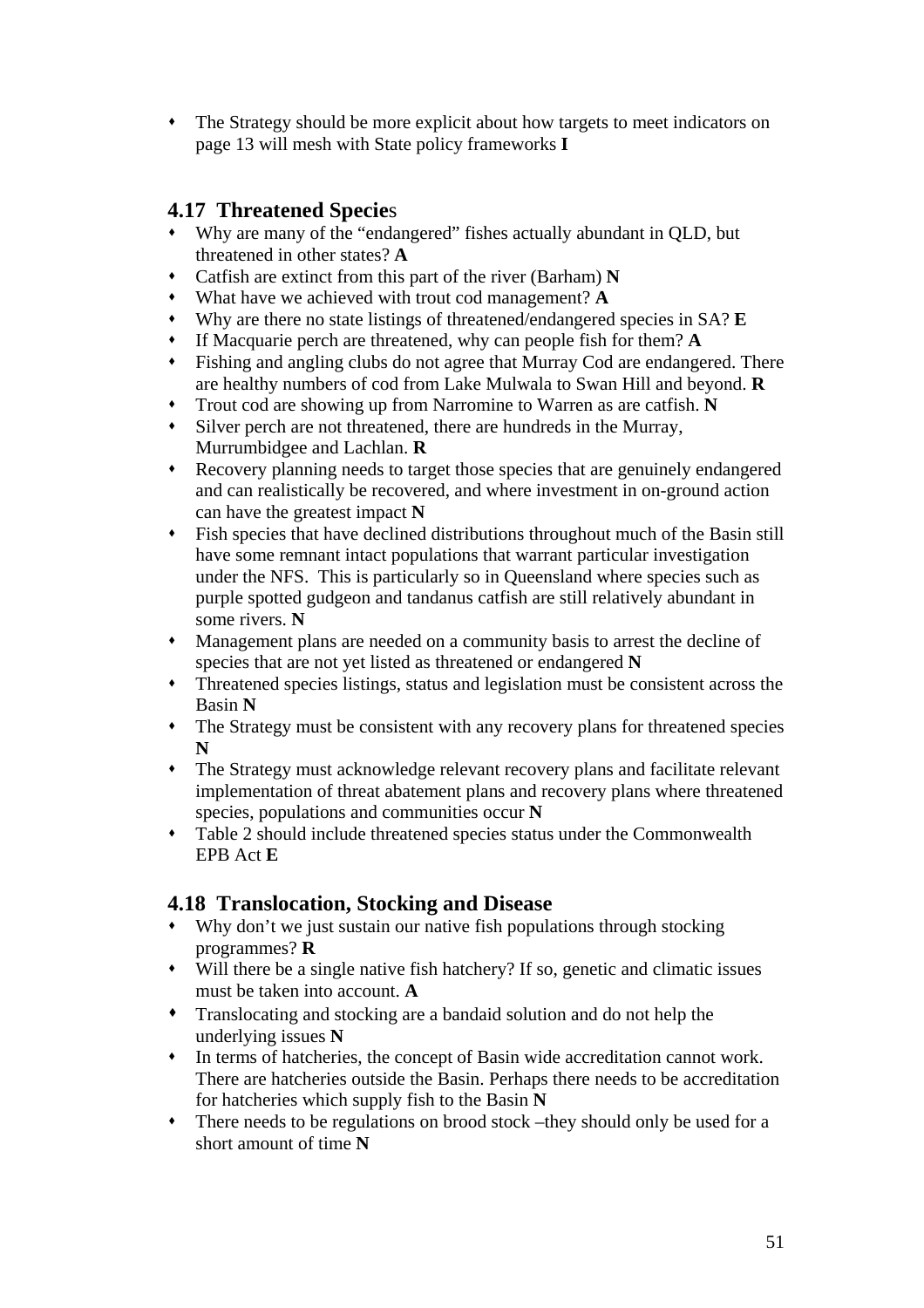- The Strategy should be more explicit about how targets to meet indicators on page 13 will mesh with State policy frameworks **I**

## 4.17 Threatened Species

- Why are many of the "endangered" fishes actually abundant in QLD, but threatened in other states? **A**
- Catfish are extinct from this part of the river (Barham) **N**
- What have we achieved with trout cod management? **A**
- Why are there no state listings of threatened/endangered species in SA? **E**
- If Macquarie perch are threatened, why can people fish for them? **A**
- Fishing and angling clubs do not agree that Murray Cod are endangered. There are healthy numbers of cod from Lake Mulwala to Swan Hill and beyond. **R**
- Trout cod are showing up from Narromine to Warren as are catfish. **N**
- Silver perch are not threatened, there are hundreds in the Murray, Murrumbidgee and Lachlan. **R**
- Recovery planning needs to target those species that are genuinely endangered and can realistically be recovered, and where investment in on-ground action can have the greatest impact **N**
- Fish species that have declined distributions throughout much of the Basin still have some remnant intact populations that warrant particular investigation under the NFS. This is particularly so in Queensland where species such as purple spotted gudgeon and tandanus catfish are still relatively abundant in some rivers. **N**
- Management plans are needed on a community basis to arrest the decline of species that are not yet listed as threatened or endangered **N**
- Threatened species listings, status and legislation must be consistent across the Basin **N**
- The Strategy must be consistent with any recovery plans for threatened species **N**
- The Strategy must acknowledge relevant recovery plans and facilitate relevant implementation of threat abatement plans and recovery plans where threatened species, populations and communities occur **N**
- Table 2 should include threatened species status under the Commonwealth EPB Act **E**

## 4.18 Translocation, Stocking and Disease

- Why don't we just sustain our native fish populations through stocking programmes? **R**
- Will there be a single native fish hatchery? If so, genetic and climatic issues must be taken into account. **A**
- Translocating and stocking are a bandaid solution and do not help the underlying issues **N**
- In terms of hatcheries, the concept of Basin wide accreditation cannot work. There are hatcheries outside the Basin. Perhaps there needs to be accreditation for hatcheries which supply fish to the Basin **N**
- There needs to be regulations on brood stock –they should only be used for a short amount of time **N**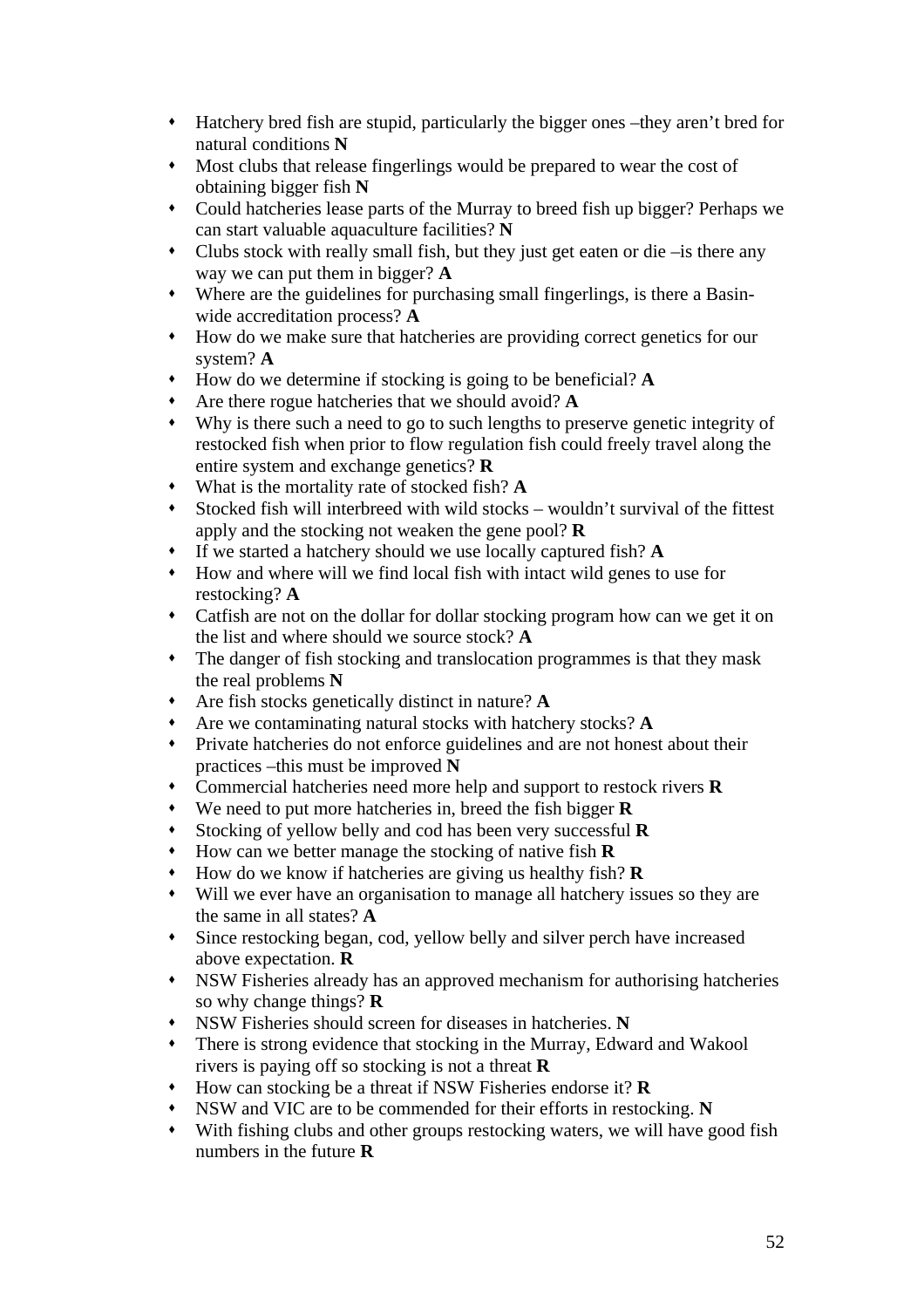- Hatchery bred fish are stupid, particularly the bigger ones –they aren't bred for natural conditions **N**
- Most clubs that release fingerlings would be prepared to wear the cost of obtaining bigger fish **N**
- Could hatcheries lease parts of the Murray to breed fish up bigger? Perhaps we can start valuable aquaculture facilities? **N**
- Clubs stock with really small fish, but they just get eaten or die –is there any way we can put them in bigger? **A**
- Where are the guidelines for purchasing small fingerlings, is there a Basin-wide accreditation process? **A**
- How do we make sure that hatcheries are providing correct genetics for our system? **A**
- How do we determine if stocking is going to be beneficial? **A**
- Are there rogue hatcheries that we should avoid? **A**
- Why is there such a need to go to such lengths to preserve genetic integrity of restocked fish when prior to flow regulation fish could freely travel along the entire system and exchange genetics? **R**
- What is the mortality rate of stocked fish? **A**
- Stocked fish will interbreed with wild stocks – wouldn't survival of the fittest apply and the stocking not weaken the gene pool? **R**
- If we started a hatchery should we use locally captured fish? **A**
- How and where will we find local fish with intact wild genes to use for restocking? **A**
- Catfish are not on the dollar for dollar stocking program how can we get it on the list and where should we source stock? **A**
- The danger of fish stocking and translocation programmes is that they mask the real problems **N**
- Are fish stocks genetically distinct in nature? **A**
- Are we contaminating natural stocks with hatchery stocks? **A**
- Private hatcheries do not enforce guidelines and are not honest about their practices –this must be improved **N**
- Commercial hatcheries need more help and support to restock rivers **R**
- We need to put more hatcheries in, breed the fish bigger **R**
- Stocking of yellow belly and cod has been very successful **R**
- How can we better manage the stocking of native fish **R**
- How do we know if hatcheries are giving us healthy fish? **R**
- Will we ever have an organisation to manage all hatchery issues so they are the same in all states? **A**
- Since restocking began, cod, yellow belly and silver perch have increased above expectation. **R**
- NSW Fisheries already has an approved mechanism for authorising hatcheries so why change things? **R**
- NSW Fisheries should screen for diseases in hatcheries. **N**
- There is strong evidence that stocking in the Murray, Edward and Wakool rivers is paying off so stocking is not a threat **R**
- How can stocking be a threat if NSW Fisheries endorse it? **R**
- NSW and VIC are to be commended for their efforts in restocking. **N**
- With fishing clubs and other groups restocking waters, we will have good fish numbers in the future **R**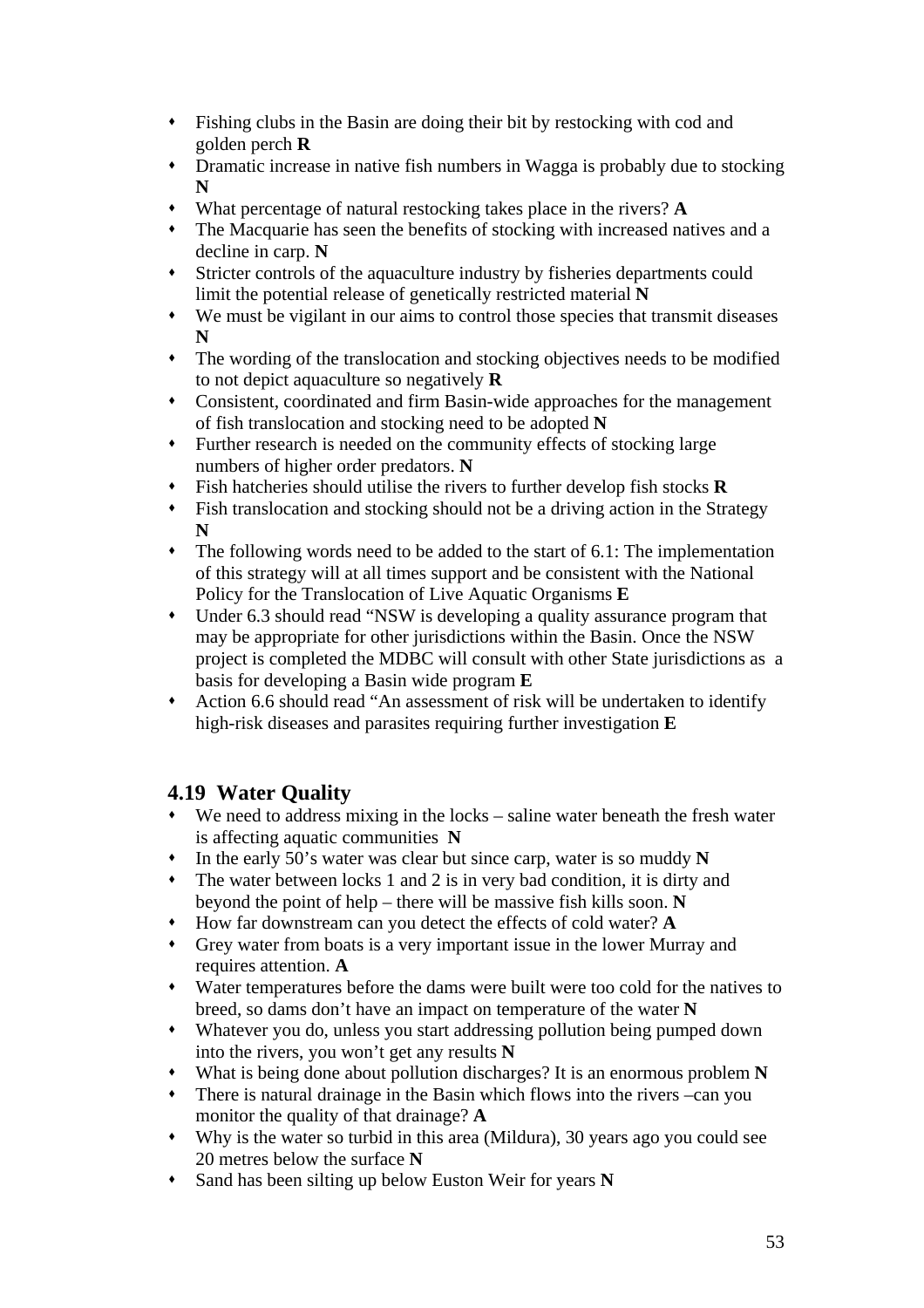- Fishing clubs in the Basin are doing their bit by restocking with cod and golden perch **R**
- Dramatic increase in native fish numbers in Wagga is probably due to stocking **N**
- What percentage of natural restocking takes place in the rivers? **A**
- The Macquarie has seen the benefits of stocking with increased natives and a decline in carp. **N**
- Stricter controls of the aquaculture industry by fisheries departments could limit the potential release of genetically restricted material **N**
- We must be vigilant in our aims to control those species that transmit diseases **N**
- The wording of the translocation and stocking objectives needs to be modified to not depict aquaculture so negatively **R**
- Consistent, coordinated and firm Basin-wide approaches for the management of fish translocation and stocking need to be adopted **N**
- Further research is needed on the community effects of stocking large numbers of higher order predators. **N**
- Fish hatcheries should utilise the rivers to further develop fish stocks **R**
- Fish translocation and stocking should not be a driving action in the Strategy **N**
- The following words need to be added to the start of 6.1: The implementation of this strategy will at all times support and be consistent with the National Policy for the Translocation of Live Aquatic Organisms **E**
- Under 6.3 should read "NSW is developing a quality assurance program that may be appropriate for other jurisdictions within the Basin. Once the NSW project is completed the MDBC will consult with other State jurisdictions as a basis for developing a Basin wide program **E**
- Action 6.6 should read "An assessment of risk will be undertaken to identify high-risk diseases and parasites requiring further investigation **E**

## 4.19 Water Quality

- We need to address mixing in the locks – saline water beneath the fresh water is affecting aquatic communities **N**
- In the early 50's water was clear but since carp, water is so muddy **N**
- The water between locks 1 and 2 is in very bad condition, it is dirty and beyond the point of help – there will be massive fish kills soon. **N**
- How far downstream can you detect the effects of cold water? **A**
- Grey water from boats is a very important issue in the lower Murray and requires attention. **A**
- Water temperatures before the dams were built were too cold for the natives to breed, so dams don't have an impact on temperature of the water **N**
- Whatever you do, unless you start addressing pollution being pumped down into the rivers, you won't get any results **N**
- What is being done about pollution discharges? It is an enormous problem **N**
- There is natural drainage in the Basin which flows into the rivers –can you monitor the quality of that drainage? **A**
- Why is the water so turbid in this area (Mildura), 30 years ago you could see 20 metres below the surface **N**
- Sand has been silting up below Euston Weir for years **N**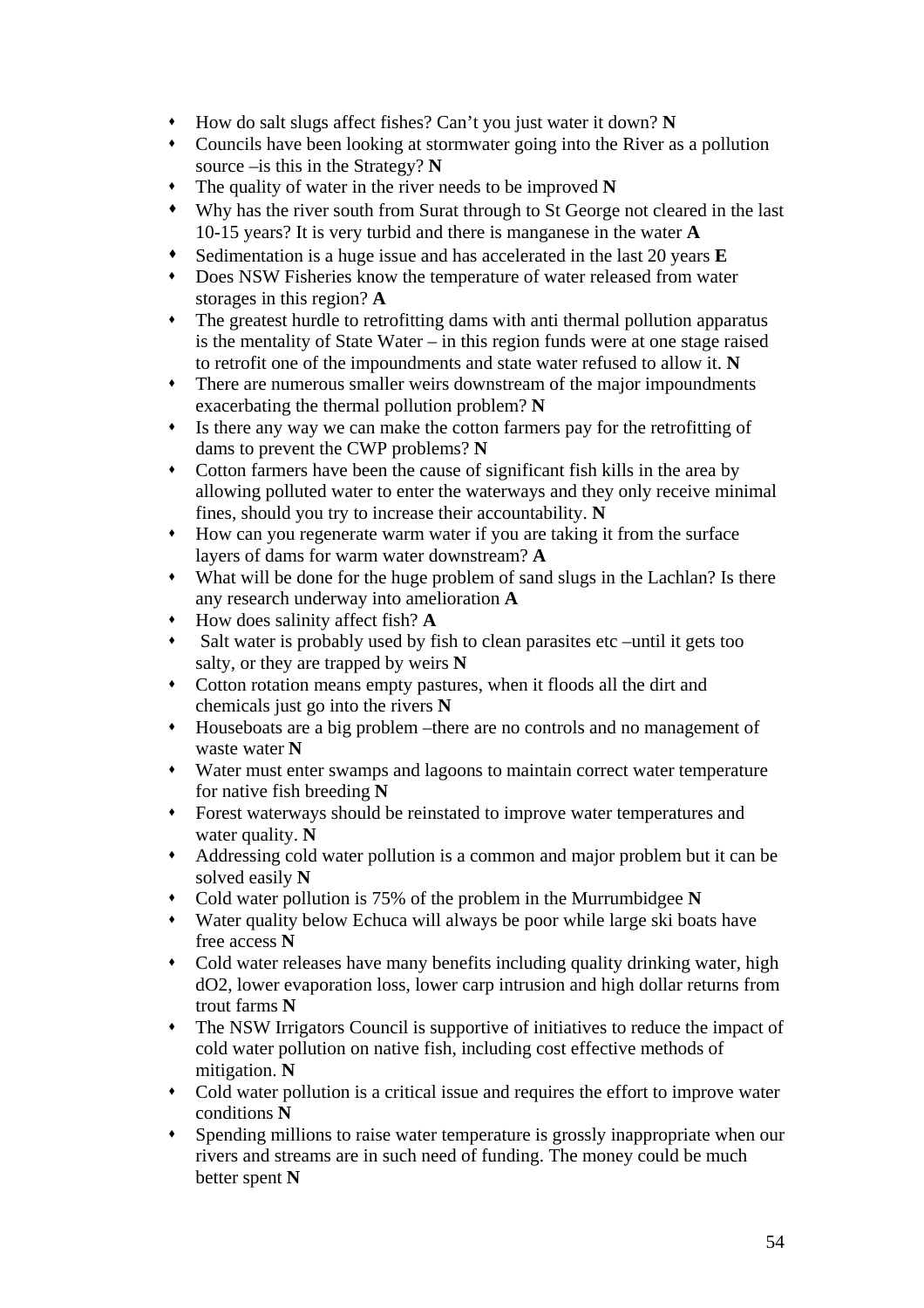- How do salt slugs affect fishes? Can't you just water it down? **N**
- Councils have been looking at stormwater going into the River as a pollution source –is this in the Strategy? **N**
- The quality of water in the river needs to be improved **N**
- Why has the river south from Surat through to St George not cleared in the last 10-15 years? It is very turbid and there is manganese in the water **A**
- Sedimentation is a huge issue and has accelerated in the last 20 years **E**
- Does NSW Fisheries know the temperature of water released from water storages in this region? **A**
- The greatest hurdle to retrofitting dams with anti thermal pollution apparatus is the mentality of State Water – in this region funds were at one stage raised to retrofit one of the impoundments and state water refused to allow it. **N**
- There are numerous smaller weirs downstream of the major impoundments exacerbating the thermal pollution problem? **N**
- Is there any way we can make the cotton farmers pay for the retrofitting of dams to prevent the CWP problems? **N**
- Cotton farmers have been the cause of significant fish kills in the area by allowing polluted water to enter the waterways and they only receive minimal fines, should you try to increase their accountability. **N**
- How can you regenerate warm water if you are taking it from the surface layers of dams for warm water downstream? **A**
- What will be done for the huge problem of sand slugs in the Lachlan? Is there any research underway into amelioration **A**
- How does salinity affect fish? **A**
- Salt water is probably used by fish to clean parasites etc –until it gets too salty, or they are trapped by weirs **N**
- Cotton rotation means empty pastures, when it floods all the dirt and chemicals just go into the rivers **N**
- Houseboats are a big problem –there are no controls and no management of waste water **N**
- Water must enter swamps and lagoons to maintain correct water temperature for native fish breeding **N**
- Forest waterways should be reinstated to improve water temperatures and water quality. **N**
- Addressing cold water pollution is a common and major problem but it can be solved easily **N**
- Cold water pollution is 75% of the problem in the Murrumbidgee **N**
- Water quality below Echuca will always be poor while large ski boats have free access **N**
- Cold water releases have many benefits including quality drinking water, high dO2, lower evaporation loss, lower carp intrusion and high dollar returns from trout farms **N**
- The NSW Irrigators Council is supportive of initiatives to reduce the impact of cold water pollution on native fish, including cost effective methods of mitigation. **N**
- Cold water pollution is a critical issue and requires the effort to improve water conditions **N**
- Spending millions to raise water temperature is grossly inappropriate when our rivers and streams are in such need of funding. The money could be much better spent **N**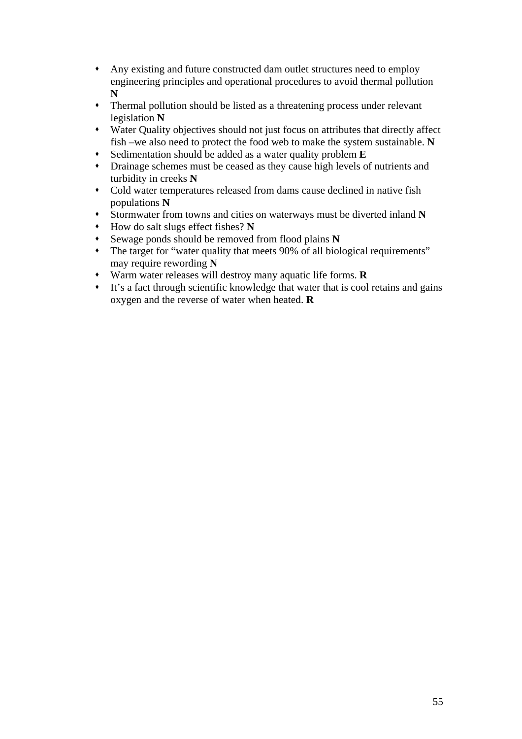- Any existing and future constructed dam outlet structures need to employ engineering principles and operational procedures to avoid thermal pollution **N**
- Thermal pollution should be listed as a threatening process under relevant legislation **N**
- Water Quality objectives should not just focus on attributes that directly affect fish –we also need to protect the food web to make the system sustainable. **N**
- Sedimentation should be added as a water quality problem **E**
- Drainage schemes must be ceased as they cause high levels of nutrients and turbidity in creeks **N**
- Cold water temperatures released from dams cause declined in native fish populations **N**
- Stormwater from towns and cities on waterways must be diverted inland **N**
- How do salt slugs effect fishes? **N**
- Sewage ponds should be removed from flood plains **N**
- The target for "water quality that meets 90% of all biological requirements" may require rewording **N**
- Warm water releases will destroy many aquatic life forms. **R**
- It's a fact through scientific knowledge that water that is cool retains and gains oxygen and the reverse of water when heated. **R**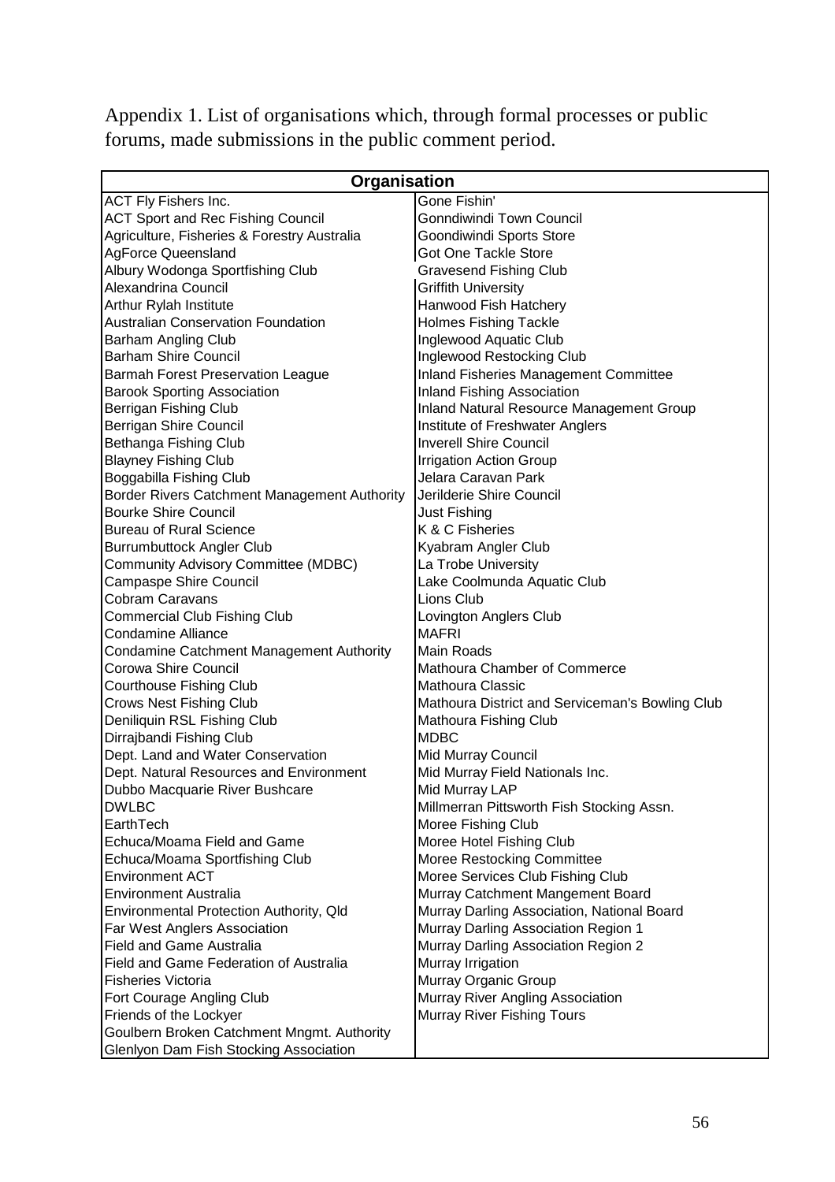Appendix 1. List of organisations which, through formal processes or public forums, made submissions in the public comment period.

| Organisation | |
|---|---|
| ACT Fly Fishers Inc. | Gone Fishin' |
| ACT Sport and Rec Fishing Council | Gonndiwindi Town Council |
| Agriculture, Fisheries & Forestry Australia | Goondiwindi Sports Store |
| AgForce Queensland | Got One Tackle Store |
| Albury Wodonga Sportfishing Club | Gravesend Fishing Club |
| Alexandrina Council | Griffith University |
| Arthur Rylah Institute | Hanwood Fish Hatchery |
| Australian Conservation Foundation | Holmes Fishing Tackle |
| Barham Angling Club | Inglewood Aquatic Club |
| Barham Shire Council | Inglewood Restocking Club |
| Barmah Forest Preservation League | Inland Fisheries Management Committee |
| Barook Sporting Association | Inland Fishing Association |
| Berrigan Fishing Club | Inland Natural Resource Management Group |
| Berrigan Shire Council | Institute of Freshwater Anglers |
| Bethanga Fishing Club | Inverell Shire Council |
| Blayney Fishing Club | Irrigation Action Group |
| Boggabilla Fishing Club | Jelara Caravan Park |
| Border Rivers Catchment Management Authority | Jerilderie Shire Council |
| Bourke Shire Council | Just Fishing |
| Bureau of Rural Science | K & C Fisheries |
| Burrumbuttock Angler Club | Kyabram Angler Club |
| Community Advisory Committee (MDBC) | La Trobe University |
| Campaspe Shire Council | Lake Coolmunda Aquatic Club |
| Cobram Caravans | Lions Club |
| Commercial Club Fishing Club | Lovington Anglers Club |
| Condamine Alliance | MAFRI |
| Condamine Catchment Management Authority | Main Roads |
| Corowa Shire Council | Mathoura Chamber of Commerce |
| Courthouse Fishing Club | Mathoura Classic |
| Crows Nest Fishing Club | Mathoura District and Serviceman's Bowling Club |
| Deniliquin RSL Fishing Club | Mathoura Fishing Club |
| Dirrajbandi Fishing Club | MDBC |
| Dept. Land and Water Conservation | Mid Murray Council |
| Dept. Natural Resources and Environment | Mid Murray Field Nationals Inc. |
| Dubbo Macquarie River Bushcare | Mid Murray LAP |
| DWLBC | Millmerran Pittsworth Fish Stocking Assn. |
| EarthTech | Moree Fishing Club |
| Echuca/Moama Field and Game | Moree Hotel Fishing Club |
| Echuca/Moama Sportfishing Club | Moree Restocking Committee |
| Environment ACT | Moree Services Club Fishing Club |
| Environment Australia | Murray Catchment Mangement Board |
| Environmental Protection Authority, Qld | Murray Darling Association, National Board |
| Far West Anglers Association | Murray Darling Association Region 1 |
| Field and Game Australia | Murray Darling Association Region 2 |
| Field and Game Federation of Australia | Murray Irrigation |
| Fisheries Victoria | Murray Organic Group |
| Fort Courage Angling Club | Murray River Angling Association |
| Friends of the Lockyer | Murray River Fishing Tours |
| Goulbern Broken Catchment Mngmt. Authority | |
| Glenlyon Dam Fish Stocking Association | |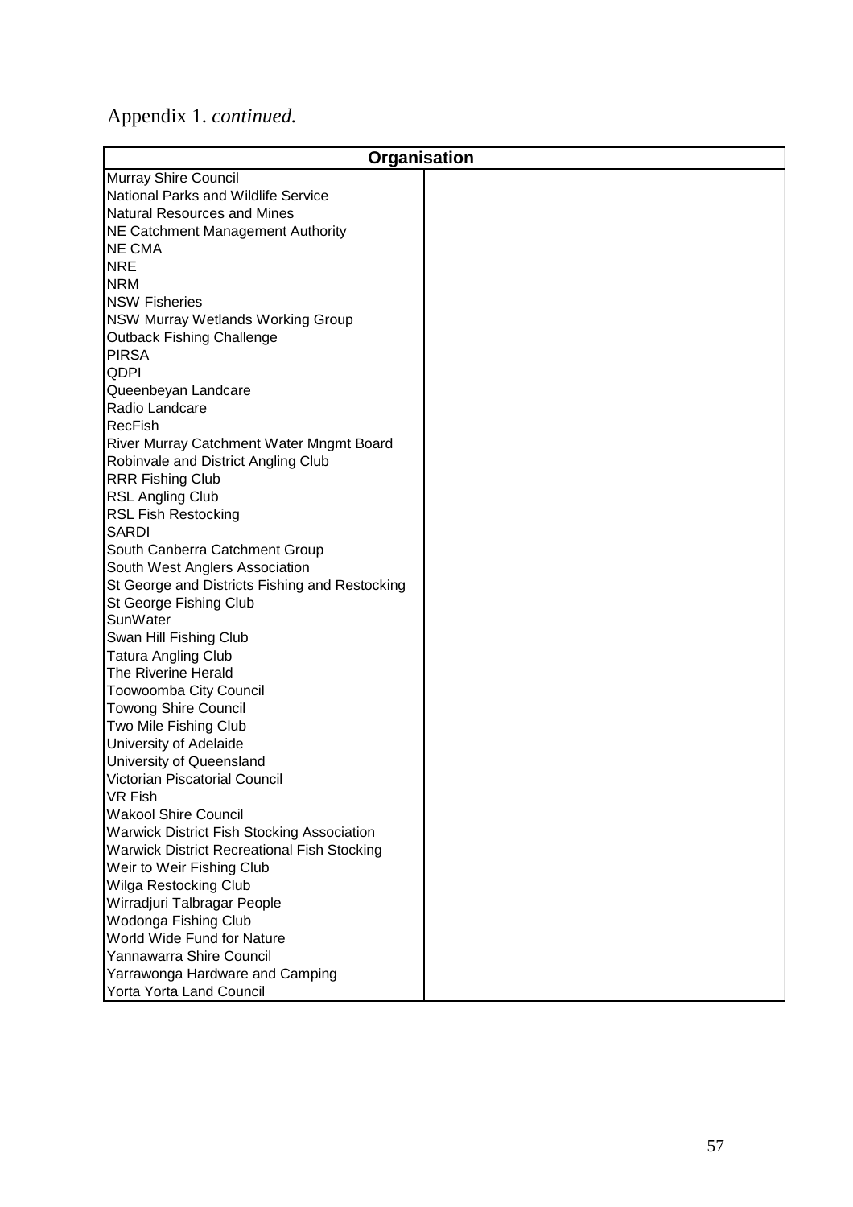Appendix 1. *continued.*

| Organisation | |
|---|---|
| Murray Shire Council | |
| National Parks and Wildlife Service | |
| Natural Resources and Mines | |
| NE Catchment Management Authority | |
| NE CMA | |
| NRE | |
| NRM | |
| NSW Fisheries | |
| NSW Murray Wetlands Working Group | |
| Outback Fishing Challenge | |
| PIRSA | |
| QDPI | |
| Queenbeyan Landcare | |
| Radio Landcare | |
| RecFish | |
| River Murray Catchment Water Mngmt Board | |
| Robinvale and District Angling Club | |
| RRR Fishing Club | |
| RSL Angling Club | |
| RSL Fish Restocking | |
| SARDI | |
| South Canberra Catchment Group | |
| South West Anglers Association | |
| St George and Districts Fishing and Restocking | |
| St George Fishing Club | |
| SunWater | |
| Swan Hill Fishing Club | |
| Tatura Angling Club | |
| The Riverine Herald | |
| Toowoomba City Council | |
| Towong Shire Council | |
| Two Mile Fishing Club | |
| University of Adelaide | |
| University of Queensland | |
| Victorian Piscatorial Council | |
| VR Fish | |
| Wakool Shire Council | |
| Warwick District Fish Stocking Association | |
| Warwick District Recreational Fish Stocking | |
| Weir to Weir Fishing Club | |
| Wilga Restocking Club | |
| Wirradjuri Talbragar People | |
| Wodonga Fishing Club | |
| World Wide Fund for Nature | |
| Yannawarra Shire Council | |
| Yarrawonga Hardware and Camping | |
| Yorta Yorta Land Council | |